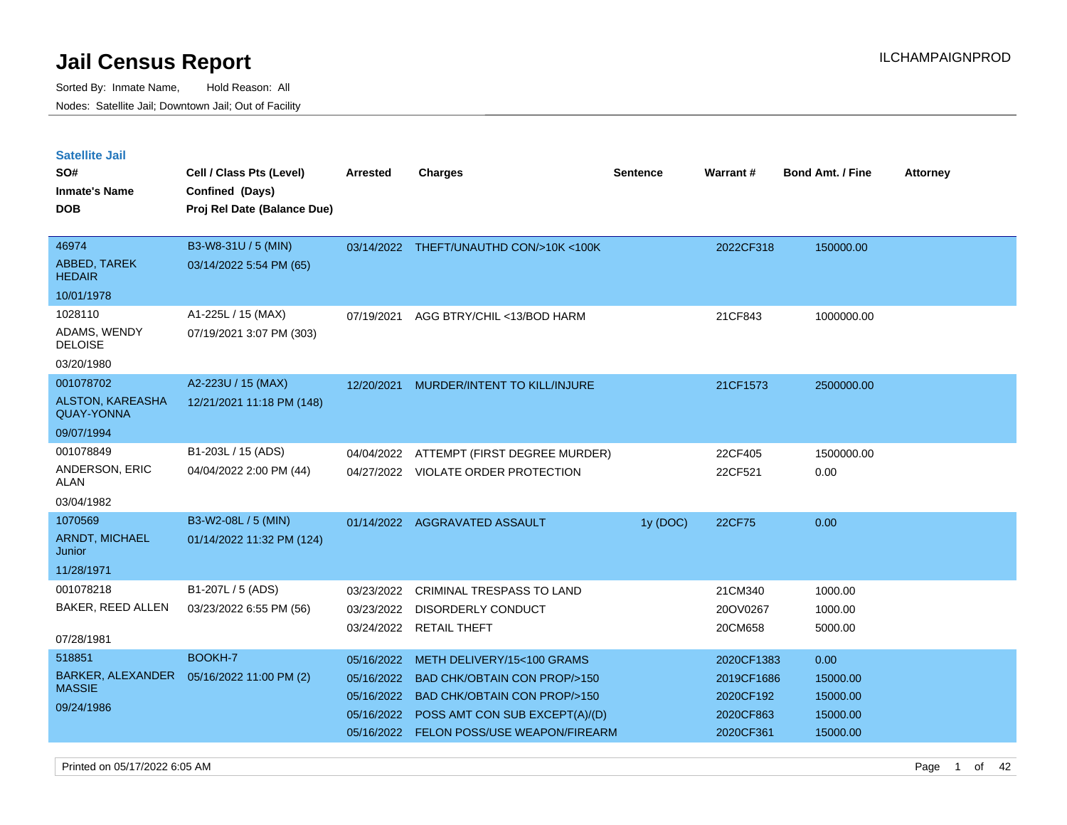# Jail Census Report

ILCHAMPAIGNPROD

Sorted By: Inmate Name, Hold Reason: All

Nodes: Satellite Jail; Downtown Jail; Out of Facility

## Satellite Jail

| SO# / Inmate's Name / DOB | Cell / Class Pts (Level) / Confined (Days) / Proj Rel Date (Balance Due) | Arrested | Charges | Sentence | Warrant # | Bond Amt. / Fine | Attorney |
|---|---|---|---|---|---|---|---|
| 46974<br>ABBED, TAREK HEDAIR<br>10/01/1978 | B3-W8-31U / 5 (MIN)<br>03/14/2022 5:54 PM (65) | 03/14/2022 | THEFT/UNAUTHD CON/>10K <100K | | 2022CF318 | 150000.00 | |
| 1028110<br>ADAMS, WENDY DELOISE<br>03/20/1980 | A1-225L / 15 (MAX)<br>07/19/2021 3:07 PM (303) | 07/19/2021 | AGG BTRY/CHIL <13/BOD HARM | | 21CF843 | 1000000.00 | |
| 001078702<br>ALSTON, KAREASHA QUAY-YONNA<br>09/07/1994 | A2-223U / 15 (MAX)<br>12/21/2021 11:18 PM (148) | 12/20/2021 | MURDER/INTENT TO KILL/INJURE | | 21CF1573 | 2500000.00 | |
| 001078849<br>ANDERSON, ERIC ALAN<br>03/04/1982 | B1-203L / 15 (ADS)<br>04/04/2022 2:00 PM (44) | 04/04/2022 | ATTEMPT (FIRST DEGREE MURDER) | | 22CF405 | 1500000.00 | |
| | | 04/27/2022 | VIOLATE ORDER PROTECTION | | 22CF521 | 0.00 | |
| 1070569<br>ARNDT, MICHAEL Junior<br>11/28/1971 | B3-W2-08L / 5 (MIN)<br>01/14/2022 11:32 PM (124) | 01/14/2022 | AGGRAVATED ASSAULT | 1y (DOC) | 22CF75 | 0.00 | |
| 001078218<br>BAKER, REED ALLEN<br>07/28/1981 | B1-207L / 5 (ADS)<br>03/23/2022 6:55 PM (56) | 03/23/2022 | CRIMINAL TRESPASS TO LAND | | 21CM340 | 1000.00 | |
| | | 03/23/2022 | DISORDERLY CONDUCT | | 20OV0267 | 1000.00 | |
| | | 03/24/2022 | RETAIL THEFT | | 20CM658 | 5000.00 | |
| 518851<br>BARKER, ALEXANDER MASSIE<br>09/24/1986 | BOOKH-7<br>05/16/2022 11:00 PM (2) | 05/16/2022 | METH DELIVERY/15<100 GRAMS | | 2020CF1383 | 0.00 | |
| | | 05/16/2022 | BAD CHK/OBTAIN CON PROP/>150 | | 2019CF1686 | 15000.00 | |
| | | 05/16/2022 | BAD CHK/OBTAIN CON PROP/>150 | | 2020CF192 | 15000.00 | |
| | | 05/16/2022 | POSS AMT CON SUB EXCEPT(A)/(D) | | 2020CF863 | 15000.00 | |
| | | 05/16/2022 | FELON POSS/USE WEAPON/FIREARM | | 2020CF361 | 15000.00 | |

Printed on 05/17/2022 6:05 AM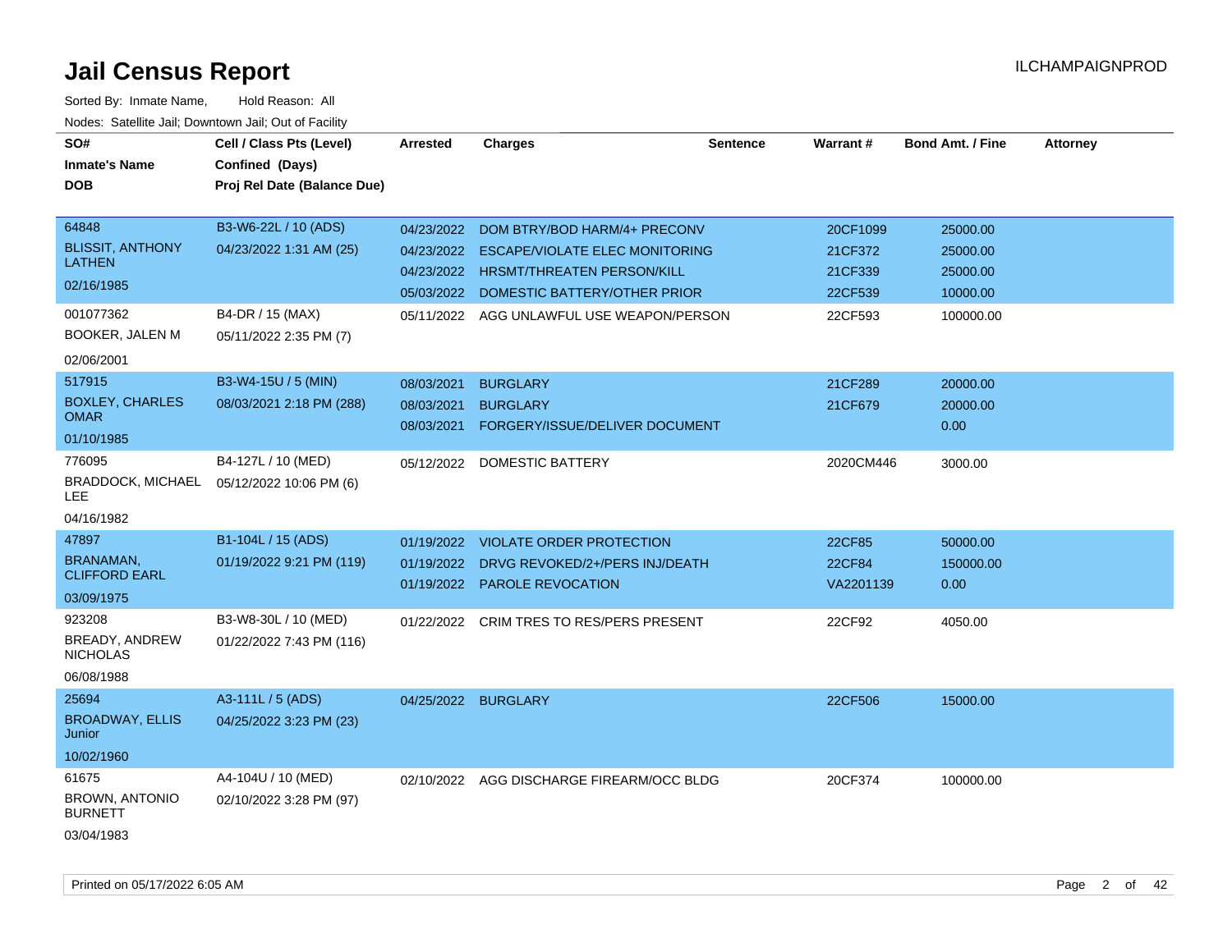# Jail Census Report

ILCHAMPAIGNPROD

Sorted By: Inmate Name, Hold Reason: All

Nodes: Satellite Jail; Downtown Jail; Out of Facility

| SO# / Inmate's Name / DOB | Cell / Class Pts (Level) / Confined (Days) / Proj Rel Date (Balance Due) | Arrested | Charges | Sentence | Warrant # | Bond Amt. / Fine | Attorney |
|---|---|---|---|---|---|---|---|
| 64848 BLISSIT, ANTHONY LATHEN 02/16/1985 | B3-W6-22L / 10 (ADS) 04/23/2022 1:31 AM (25) | 04/23/2022 | DOM BTRY/BOD HARM/4+ PRECONV | | 20CF1099 | 25000.00 | |
| | | 04/23/2022 | ESCAPE/VIOLATE ELEC MONITORING | | 21CF372 | 25000.00 | |
| | | 04/23/2022 | HRSMT/THREATEN PERSON/KILL | | 21CF339 | 25000.00 | |
| | | 05/03/2022 | DOMESTIC BATTERY/OTHER PRIOR | | 22CF539 | 10000.00 | |
| 001077362 BOOKER, JALEN M 02/06/2001 | B4-DR / 15 (MAX) 05/11/2022 2:35 PM (7) | 05/11/2022 | AGG UNLAWFUL USE WEAPON/PERSON | | 22CF593 | 100000.00 | |
| 517915 BOXLEY, CHARLES OMAR 01/10/1985 | B3-W4-15U / 5 (MIN) 08/03/2021 2:18 PM (288) | 08/03/2021 | BURGLARY | | 21CF289 | 20000.00 | |
| | | 08/03/2021 | BURGLARY | | 21CF679 | 20000.00 | |
| | | 08/03/2021 | FORGERY/ISSUE/DELIVER DOCUMENT | | | 0.00 | |
| 776095 BRADDOCK, MICHAEL LEE 04/16/1982 | B4-127L / 10 (MED) 05/12/2022 10:06 PM (6) | 05/12/2022 | DOMESTIC BATTERY | | 2020CM446 | 3000.00 | |
| 47897 BRANAMAN, CLIFFORD EARL 03/09/1975 | B1-104L / 15 (ADS) 01/19/2022 9:21 PM (119) | 01/19/2022 | VIOLATE ORDER PROTECTION | | 22CF85 | 50000.00 | |
| | | 01/19/2022 | DRVG REVOKED/2+/PERS INJ/DEATH | | 22CF84 | 150000.00 | |
| | | 01/19/2022 | PAROLE REVOCATION | | VA2201139 | 0.00 | |
| 923208 BREADY, ANDREW NICHOLAS 06/08/1988 | B3-W8-30L / 10 (MED) 01/22/2022 7:43 PM (116) | 01/22/2022 | CRIM TRES TO RES/PERS PRESENT | | 22CF92 | 4050.00 | |
| 25694 BROADWAY, ELLIS Junior 10/02/1960 | A3-111L / 5 (ADS) 04/25/2022 3:23 PM (23) | 04/25/2022 | BURGLARY | | 22CF506 | 15000.00 | |
| 61675 BROWN, ANTONIO BURNETT 03/04/1983 | A4-104U / 10 (MED) 02/10/2022 3:28 PM (97) | 02/10/2022 | AGG DISCHARGE FIREARM/OCC BLDG | | 20CF374 | 100000.00 | |

Printed on 05/17/2022 6:05 AM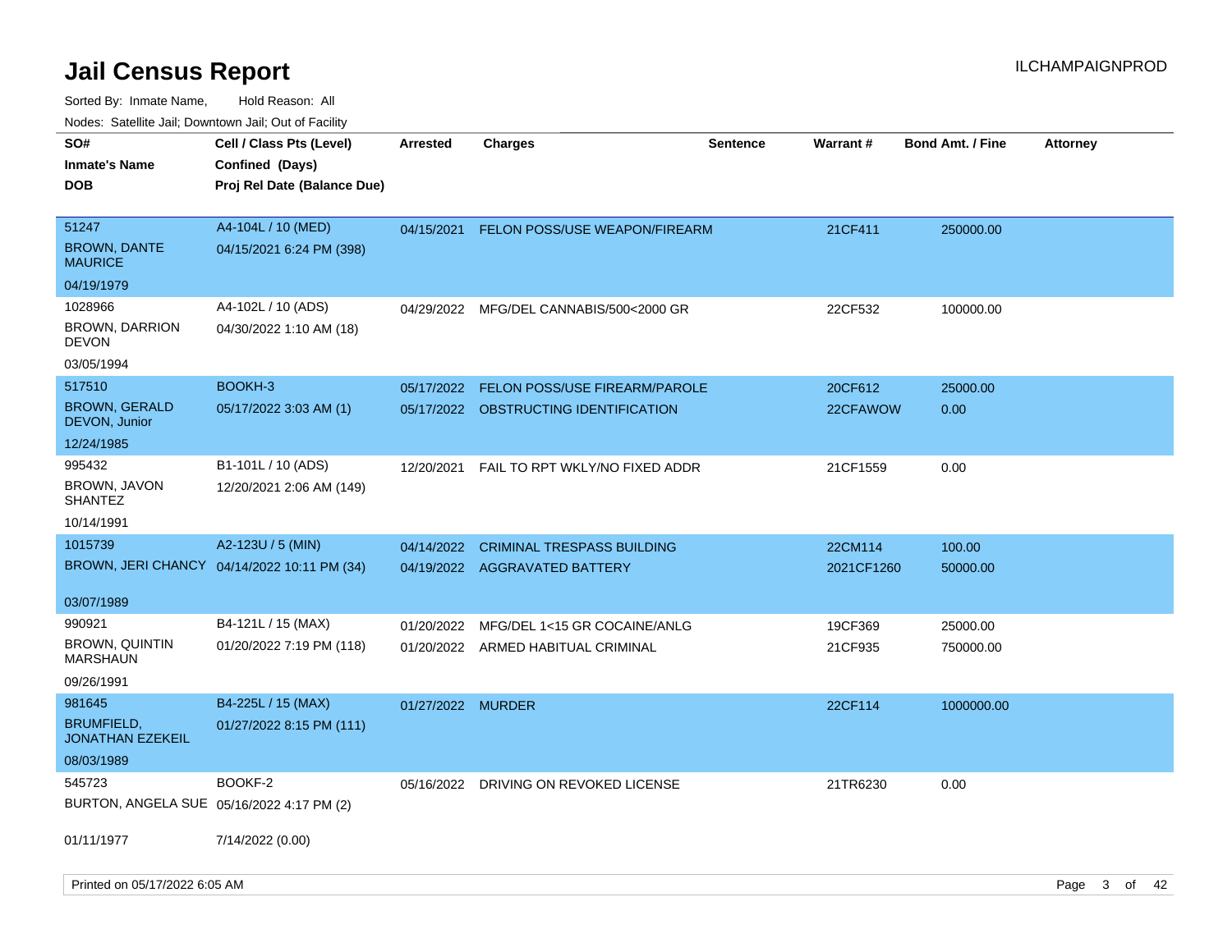# Jail Census Report

ILCHAMPAIGNPROD

Sorted By: Inmate Name, Hold Reason: All

Nodes: Satellite Jail; Downtown Jail; Out of Facility

| SO# / Inmate's Name / DOB | Cell / Class Pts (Level) / Confined (Days) / Proj Rel Date (Balance Due) | Arrested | Charges | Sentence | Warrant # | Bond Amt. / Fine | Attorney |
|---|---|---|---|---|---|---|---|
| 51247<br>BROWN, DANTE MAURICE<br>04/19/1979 | A4-104L / 10 (MED)<br>04/15/2021 6:24 PM (398) | 04/15/2021 | FELON POSS/USE WEAPON/FIREARM | | 21CF411 | 250000.00 | |
| 1028966<br>BROWN, DARRION DEVON<br>03/05/1994 | A4-102L / 10 (ADS)<br>04/30/2022 1:10 AM (18) | 04/29/2022 | MFG/DEL CANNABIS/500<2000 GR | | 22CF532 | 100000.00 | |
| 517510<br>BROWN, GERALD DEVON, Junior<br>12/24/1985 | BOOKH-3<br>05/17/2022 3:03 AM (1) | 05/17/2022 | FELON POSS/USE FIREARM/PAROLE | | 20CF612 | 25000.00 | |
| | | 05/17/2022 | OBSTRUCTING IDENTIFICATION | | 22CFAWOW | 0.00 | |
| 995432<br>BROWN, JAVON SHANTEZ<br>10/14/1991 | B1-101L / 10 (ADS)<br>12/20/2021 2:06 AM (149) | 12/20/2021 | FAIL TO RPT WKLY/NO FIXED ADDR | | 21CF1559 | 0.00 | |
| 1015739<br>BROWN, JERI CHANCY<br>03/07/1989 | A2-123U / 5 (MIN)<br>04/14/2022 10:11 PM (34) | 04/14/2022 | CRIMINAL TRESPASS BUILDING | | 22CM114 | 100.00 | |
| | | 04/19/2022 | AGGRAVATED BATTERY | | 2021CF1260 | 50000.00 | |
| 990921<br>BROWN, QUINTIN MARSHAUN<br>09/26/1991 | B4-121L / 15 (MAX)<br>01/20/2022 7:19 PM (118) | 01/20/2022 | MFG/DEL 1<15 GR COCAINE/ANLG | | 19CF369 | 25000.00 | |
| | | 01/20/2022 | ARMED HABITUAL CRIMINAL | | 21CF935 | 750000.00 | |
| 981645<br>BRUMFIELD, JONATHAN EZEKEIL<br>08/03/1989 | B4-225L / 15 (MAX)<br>01/27/2022 8:15 PM (111) | 01/27/2022 | MURDER | | 22CF114 | 1000000.00 | |
| 545723<br>BURTON, ANGELA SUE<br>01/11/1977 | BOOKF-2<br>05/16/2022 4:17 PM (2)<br>7/14/2022 (0.00) | 05/16/2022 | DRIVING ON REVOKED LICENSE | | 21TR6230 | 0.00 | |

Printed on 05/17/2022 6:05 AM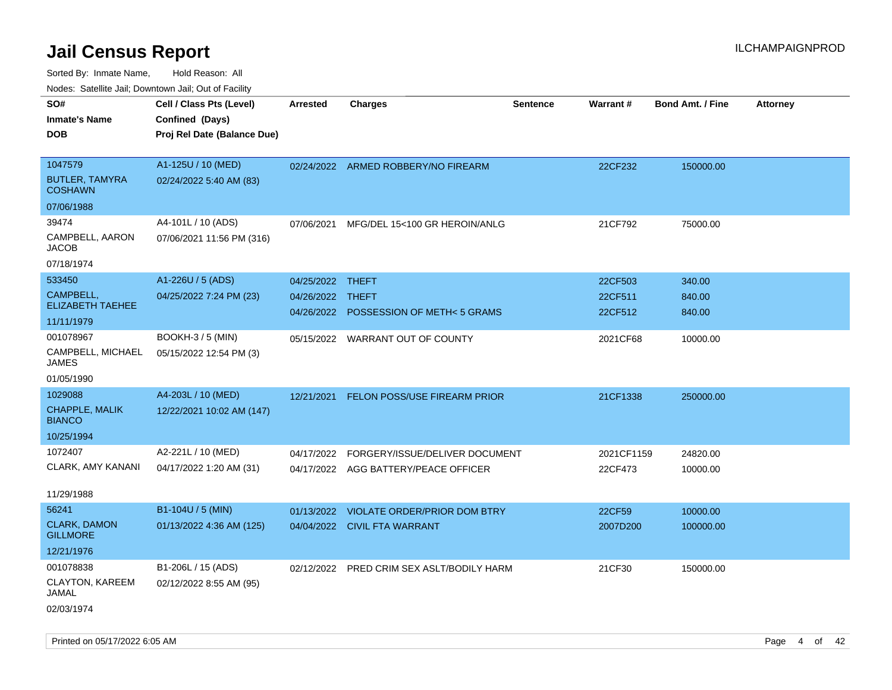# Jail Census Report

ILCHAMPAIGNPROD

Sorted By: Inmate Name, Hold Reason: All

Nodes: Satellite Jail; Downtown Jail; Out of Facility

| SO# / Inmate's Name / DOB | Cell / Class Pts (Level) / Confined (Days) / Proj Rel Date (Balance Due) | Arrested | Charges | Sentence | Warrant # | Bond Amt. / Fine | Attorney |
|---|---|---|---|---|---|---|---|
| 1047579<br>BUTLER, TAMYRA COSHAWN<br>07/06/1988 | A1-125U / 10 (MED)<br>02/24/2022 5:40 AM (83) | 02/24/2022 | ARMED ROBBERY/NO FIREARM | | 22CF232 | 150000.00 | |
| 39474<br>CAMPBELL, AARON JACOB<br>07/18/1974 | A4-101L / 10 (ADS)<br>07/06/2021 11:56 PM (316) | 07/06/2021 | MFG/DEL 15<100 GR HEROIN/ANLG | | 21CF792 | 75000.00 | |
| 533450<br>CAMPBELL, ELIZABETH TAEHEE<br>11/11/1979 | A1-226U / 5 (ADS)<br>04/25/2022 7:24 PM (23) | 04/25/2022<br>04/26/2022<br>04/26/2022 | THEFT<br>THEFT<br>POSSESSION OF METH< 5 GRAMS | | 22CF503<br>22CF511<br>22CF512 | 340.00<br>840.00<br>840.00 | |
| 001078967<br>CAMPBELL, MICHAEL JAMES<br>01/05/1990 | BOOKH-3 / 5 (MIN)<br>05/15/2022 12:54 PM (3) | 05/15/2022 | WARRANT OUT OF COUNTY | | 2021CF68 | 10000.00 | |
| 1029088<br>CHAPPLE, MALIK BIANCO<br>10/25/1994 | A4-203L / 10 (MED)<br>12/22/2021 10:02 AM (147) | 12/21/2021 | FELON POSS/USE FIREARM PRIOR | | 21CF1338 | 250000.00 | |
| 1072407<br>CLARK, AMY KANANI<br>11/29/1988 | A2-221L / 10 (MED)<br>04/17/2022 1:20 AM (31) | 04/17/2022<br>04/17/2022 | FORGERY/ISSUE/DELIVER DOCUMENT<br>AGG BATTERY/PEACE OFFICER | | 2021CF1159<br>22CF473 | 24820.00<br>10000.00 | |
| 56241<br>CLARK, DAMON GILLMORE<br>12/21/1976 | B1-104U / 5 (MIN)<br>01/13/2022 4:36 AM (125) | 01/13/2022<br>04/04/2022 | VIOLATE ORDER/PRIOR DOM BTRY<br>CIVIL FTA WARRANT | | 22CF59<br>2007D200 | 10000.00<br>100000.00 | |
| 001078838<br>CLAYTON, KAREEM JAMAL<br>02/03/1974 | B1-206L / 15 (ADS)<br>02/12/2022 8:55 AM (95) | 02/12/2022 | PRED CRIM SEX ASLT/BODILY HARM | | 21CF30 | 150000.00 | |

Printed on 05/17/2022 6:05 AM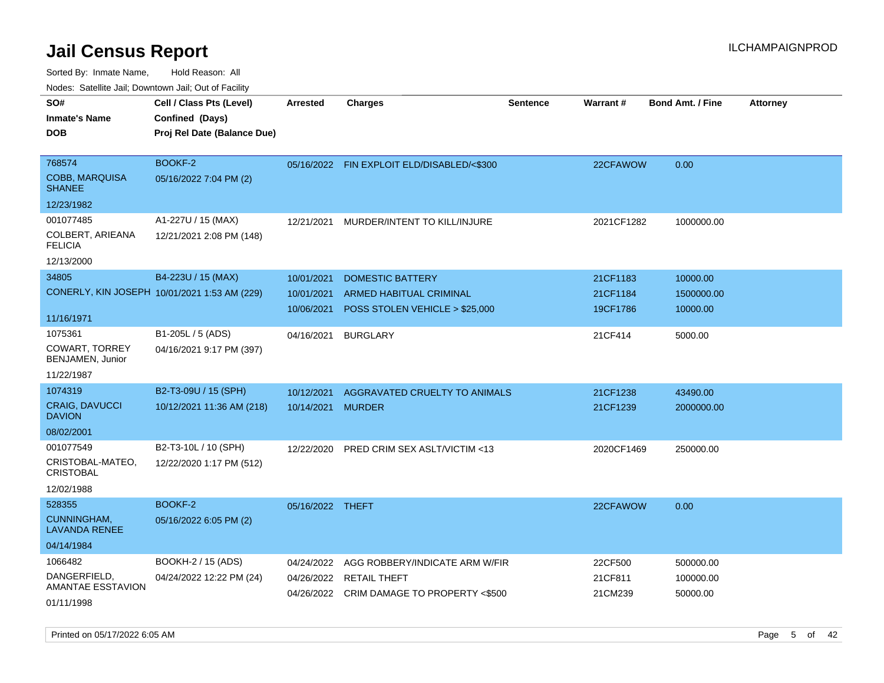# Jail Census Report

ILCHAMPAIGNPROD

Sorted By: Inmate Name, Hold Reason: All

Nodes: Satellite Jail; Downtown Jail; Out of Facility

| SO# / Inmate's Name / DOB | Cell / Class Pts (Level) / Confined (Days) / Proj Rel Date (Balance Due) | Arrested | Charges | Sentence | Warrant # | Bond Amt. / Fine | Attorney |
|---|---|---|---|---|---|---|---|
| 768574<br>COBB, MARQUISA SHANEE<br>12/23/1982 | BOOKF-2<br>05/16/2022 7:04 PM (2) | 05/16/2022 | FIN EXPLOIT ELD/DISABLED/<$300 | | 22CFAWOW | 0.00 | |
| 001077485<br>COLBERT, ARIEANA FELICIA<br>12/13/2000 | A1-227U / 15 (MAX)<br>12/21/2021 2:08 PM (148) | 12/21/2021 | MURDER/INTENT TO KILL/INJURE | | 2021CF1282 | 1000000.00 | |
| 34805<br>CONERLY, KIN JOSEPH<br>11/16/1971 | B4-223U / 15 (MAX)<br>10/01/2021 1:53 AM (229) | 10/01/2021 | DOMESTIC BATTERY | | 21CF1183 | 10000.00 | |
| | | 10/01/2021 | ARMED HABITUAL CRIMINAL | | 21CF1184 | 1500000.00 | |
| | | 10/06/2021 | POSS STOLEN VEHICLE > $25,000 | | 19CF1786 | 10000.00 | |
| 1075361<br>COWART, TORREY BENJAMEN, Junior<br>11/22/1987 | B1-205L / 5 (ADS)<br>04/16/2021 9:17 PM (397) | 04/16/2021 | BURGLARY | | 21CF414 | 5000.00 | |
| 1074319<br>CRAIG, DAVUCCI DAVION<br>08/02/2001 | B2-T3-09U / 15 (SPH)<br>10/12/2021 11:36 AM (218) | 10/12/2021 | AGGRAVATED CRUELTY TO ANIMALS | | 21CF1238 | 43490.00 | |
| | | 10/14/2021 | MURDER | | 21CF1239 | 2000000.00 | |
| 001077549<br>CRISTOBAL-MATEO, CRISTOBAL<br>12/02/1988 | B2-T3-10L / 10 (SPH)<br>12/22/2020 1:17 PM (512) | 12/22/2020 | PRED CRIM SEX ASLT/VICTIM <13 | | 2020CF1469 | 250000.00 | |
| 528355<br>CUNNINGHAM, LAVANDA RENEE<br>04/14/1984 | BOOKF-2<br>05/16/2022 6:05 PM (2) | 05/16/2022 | THEFT | | 22CFAWOW | 0.00 | |
| 1066482<br>DANGERFIELD, AMANTAE ESSTAVION<br>01/11/1998 | BOOKH-2 / 15 (ADS)<br>04/24/2022 12:22 PM (24) | 04/24/2022 | AGG ROBBERY/INDICATE ARM W/FIR | | 22CF500 | 500000.00 | |
| | | 04/26/2022 | RETAIL THEFT | | 21CF811 | 100000.00 | |
| | | 04/26/2022 | CRIM DAMAGE TO PROPERTY <$500 | | 21CM239 | 50000.00 | |

Printed on 05/17/2022 6:05 AM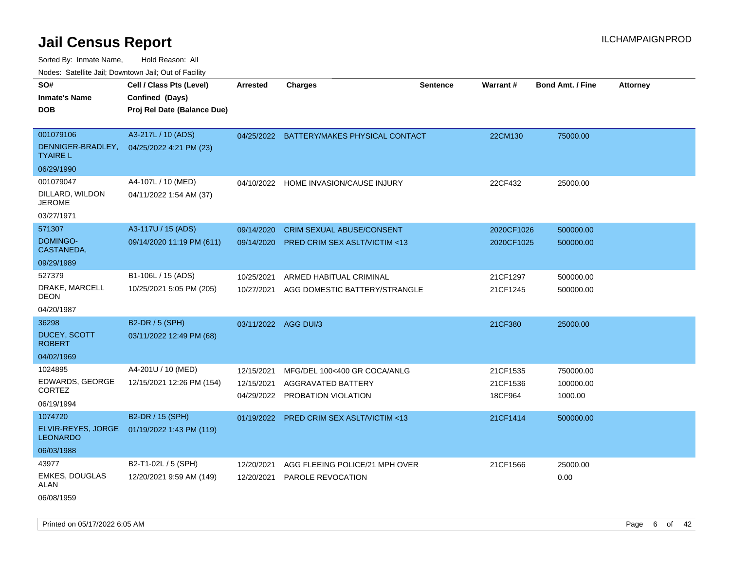# Jail Census Report

ILCHAMPAIGNPROD

Sorted By: Inmate Name, Hold Reason: All

Nodes: Satellite Jail; Downtown Jail; Out of Facility

| SO# / Inmate's Name / DOB | Cell / Class Pts (Level) / Confined (Days) / Proj Rel Date (Balance Due) | Arrested | Charges | Sentence | Warrant # | Bond Amt. / Fine | Attorney |
|---|---|---|---|---|---|---|---|
| 001079106 DENNIGER-BRADLEY, TYAIRE L 06/29/1990 | A3-217L / 10 (ADS) 04/25/2022 4:21 PM (23) | 04/25/2022 | BATTERY/MAKES PHYSICAL CONTACT | | 22CM130 | 75000.00 | |
| 001079047 DILLARD, WILDON JEROME 03/27/1971 | A4-107L / 10 (MED) 04/11/2022 1:54 AM (37) | 04/10/2022 | HOME INVASION/CAUSE INJURY | | 22CF432 | 25000.00 | |
| 571307 DOMINGO-CASTANEDA, 09/29/1989 | A3-117U / 15 (ADS) 09/14/2020 11:19 PM (611) | 09/14/2020 | CRIM SEXUAL ABUSE/CONSENT | | 2020CF1026 | 500000.00 | |
| | | 09/14/2020 | PRED CRIM SEX ASLT/VICTIM <13 | | 2020CF1025 | 500000.00 | |
| 527379 DRAKE, MARCELL DEON 04/20/1987 | B1-106L / 15 (ADS) 10/25/2021 5:05 PM (205) | 10/25/2021 | ARMED HABITUAL CRIMINAL | | 21CF1297 | 500000.00 | |
| | | 10/27/2021 | AGG DOMESTIC BATTERY/STRANGLE | | 21CF1245 | 500000.00 | |
| 36298 DUCEY, SCOTT ROBERT 04/02/1969 | B2-DR / 5 (SPH) 03/11/2022 12:49 PM (68) | 03/11/2022 | AGG DUI/3 | | 21CF380 | 25000.00 | |
| 1024895 EDWARDS, GEORGE CORTEZ 06/19/1994 | A4-201U / 10 (MED) 12/15/2021 12:26 PM (154) | 12/15/2021 | MFG/DEL 100<400 GR COCA/ANLG | | 21CF1535 | 750000.00 | |
| | | 12/15/2021 | AGGRAVATED BATTERY | | 21CF1536 | 100000.00 | |
| | | 04/29/2022 | PROBATION VIOLATION | | 18CF964 | 1000.00 | |
| 1074720 ELVIR-REYES, JORGE LEONARDO 06/03/1988 | B2-DR / 15 (SPH) 01/19/2022 1:43 PM (119) | 01/19/2022 | PRED CRIM SEX ASLT/VICTIM <13 | | 21CF1414 | 500000.00 | |
| 43977 EMKES, DOUGLAS ALAN 06/08/1959 | B2-T1-02L / 5 (SPH) 12/20/2021 9:59 AM (149) | 12/20/2021 | AGG FLEEING POLICE/21 MPH OVER | | 21CF1566 | 25000.00 | |
| | | 12/20/2021 | PAROLE REVOCATION | | | 0.00 | |

Printed on 05/17/2022 6:05 AM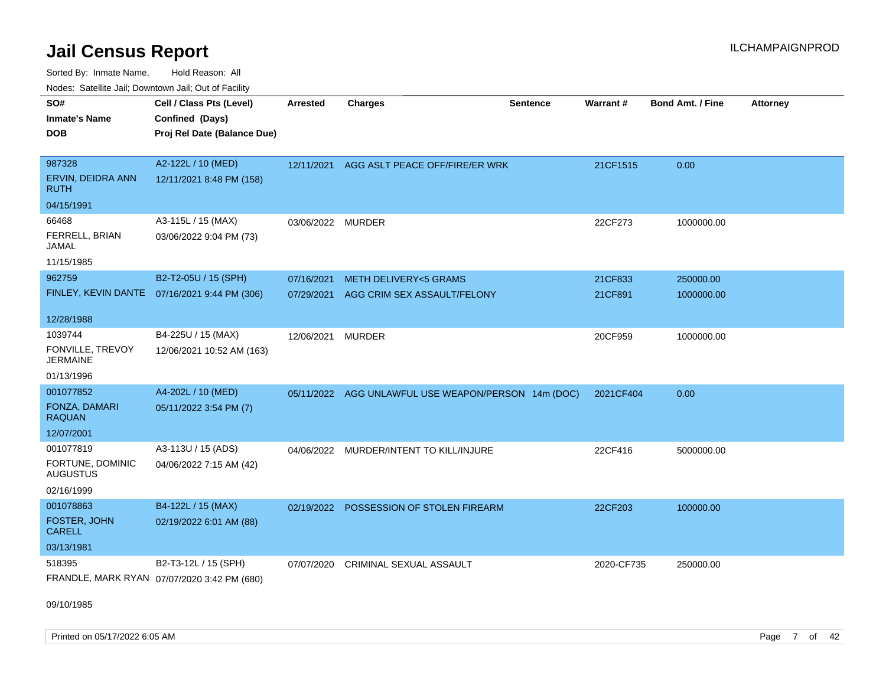# Jail Census Report

ILCHAMPAIGNPROD

Sorted By: Inmate Name, Hold Reason: All

Nodes: Satellite Jail; Downtown Jail; Out of Facility

| SO# / Inmate's Name / DOB | Cell / Class Pts (Level) / Confined (Days) / Proj Rel Date (Balance Due) | Arrested | Charges | Sentence | Warrant # | Bond Amt. / Fine | Attorney |
|---|---|---|---|---|---|---|---|
| 987328<br>ERVIN, DEIDRA ANN RUTH<br>04/15/1991 | A2-122L / 10 (MED)<br>12/11/2021 8:48 PM (158) | 12/11/2021 | AGG ASLT PEACE OFF/FIRE/ER WRK | | 21CF1515 | 0.00 | |
| 66468<br>FERRELL, BRIAN JAMAL<br>11/15/1985 | A3-115L / 15 (MAX)<br>03/06/2022 9:04 PM (73) | 03/06/2022 | MURDER | | 22CF273 | 1000000.00 | |
| 962759<br>FINLEY, KEVIN DANTE<br>12/28/1988 | B2-T2-05U / 15 (SPH)<br>07/16/2021 9:44 PM (306) | 07/16/2021 | METH DELIVERY<5 GRAMS | | 21CF833 | 250000.00 | |
| | | 07/29/2021 | AGG CRIM SEX ASSAULT/FELONY | | 21CF891 | 1000000.00 | |
| 1039744<br>FONVILLE, TREVOY JERMAINE<br>01/13/1996 | B4-225U / 15 (MAX)<br>12/06/2021 10:52 AM (163) | 12/06/2021 | MURDER | | 20CF959 | 1000000.00 | |
| 001077852<br>FONZA, DAMARI RAQUAN<br>12/07/2001 | A4-202L / 10 (MED)<br>05/11/2022 3:54 PM (7) | 05/11/2022 | AGG UNLAWFUL USE WEAPON/PERSON | 14m (DOC) | 2021CF404 | 0.00 | |
| 001077819<br>FORTUNE, DOMINIC AUGUSTUS<br>02/16/1999 | A3-113U / 15 (ADS)<br>04/06/2022 7:15 AM (42) | 04/06/2022 | MURDER/INTENT TO KILL/INJURE | | 22CF416 | 5000000.00 | |
| 001078863<br>FOSTER, JOHN CARELL<br>03/13/1981 | B4-122L / 15 (MAX)<br>02/19/2022 6:01 AM (88) | 02/19/2022 | POSSESSION OF STOLEN FIREARM | | 22CF203 | 100000.00 | |
| 518395<br>FRANDLE, MARK RYAN<br>09/10/1985 | B2-T3-12L / 15 (SPH)<br>07/07/2020 3:42 PM (680) | 07/07/2020 | CRIMINAL SEXUAL ASSAULT | | 2020-CF735 | 250000.00 | |

Printed on 05/17/2022 6:05 AM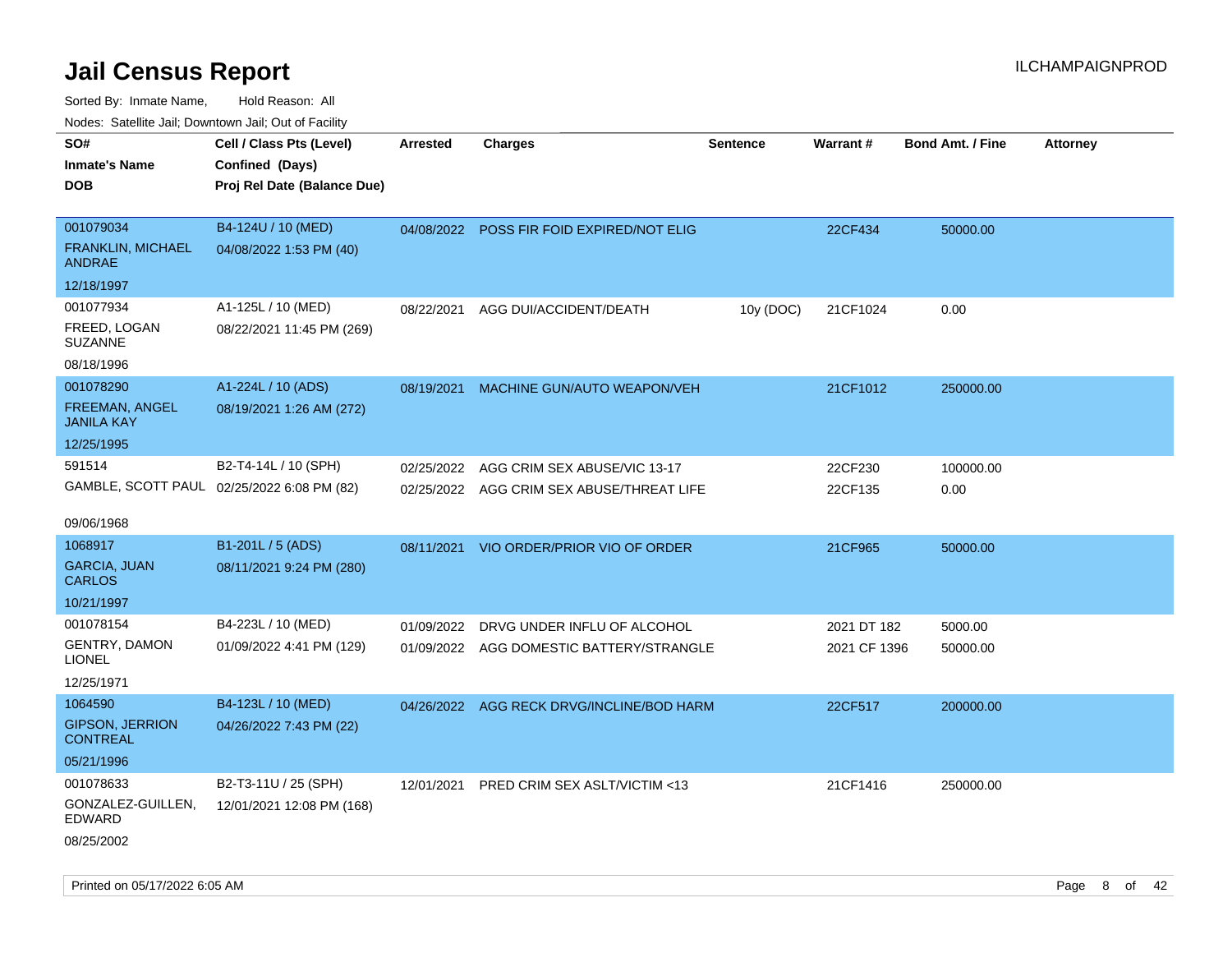# Jail Census Report

ILCHAMPAIGNPROD

Sorted By: Inmate Name, Hold Reason: All

Nodes: Satellite Jail; Downtown Jail; Out of Facility

| SO# / Inmate's Name / DOB | Cell / Class Pts (Level) / Confined (Days) / Proj Rel Date (Balance Due) | Arrested | Charges | Sentence | Warrant # | Bond Amt. / Fine | Attorney |
|---|---|---|---|---|---|---|---|
| 001079034<br>FRANKLIN, MICHAEL ANDRAE<br>12/18/1997 | B4-124U / 10 (MED)<br>04/08/2022 1:53 PM (40) | 04/08/2022 | POSS FIR FOID EXPIRED/NOT ELIG | | 22CF434 | 50000.00 | |
| 001077934<br>FREED, LOGAN SUZANNE<br>08/18/1996 | A1-125L / 10 (MED)<br>08/22/2021 11:45 PM (269) | 08/22/2021 | AGG DUI/ACCIDENT/DEATH | 10y (DOC) | 21CF1024 | 0.00 | |
| 001078290<br>FREEMAN, ANGEL JANILA KAY<br>12/25/1995 | A1-224L / 10 (ADS)<br>08/19/2021 1:26 AM (272) | 08/19/2021 | MACHINE GUN/AUTO WEAPON/VEH | | 21CF1012 | 250000.00 | |
| 591514<br>GAMBLE, SCOTT PAUL<br>09/06/1968 | B2-T4-14L / 10 (SPH)<br>02/25/2022 6:08 PM (82) | 02/25/2022 | AGG CRIM SEX ABUSE/VIC 13-17 | | 22CF230 | 100000.00 | |
| | | 02/25/2022 | AGG CRIM SEX ABUSE/THREAT LIFE | | 22CF135 | 0.00 | |
| 1068917<br>GARCIA, JUAN CARLOS<br>10/21/1997 | B1-201L / 5 (ADS)<br>08/11/2021 9:24 PM (280) | 08/11/2021 | VIO ORDER/PRIOR VIO OF ORDER | | 21CF965 | 50000.00 | |
| 001078154<br>GENTRY, DAMON LIONEL<br>12/25/1971 | B4-223L / 10 (MED)<br>01/09/2022 4:41 PM (129) | 01/09/2022 | DRVG UNDER INFLU OF ALCOHOL | | 2021 DT 182 | 5000.00 | |
| | | 01/09/2022 | AGG DOMESTIC BATTERY/STRANGLE | | 2021 CF 1396 | 50000.00 | |
| 1064590<br>GIPSON, JERRION CONTREAL<br>05/21/1996 | B4-123L / 10 (MED)<br>04/26/2022 7:43 PM (22) | 04/26/2022 | AGG RECK DRVG/INCLINE/BOD HARM | | 22CF517 | 200000.00 | |
| 001078633<br>GONZALEZ-GUILLEN, EDWARD<br>08/25/2002 | B2-T3-11U / 25 (SPH)<br>12/01/2021 12:08 PM (168) | 12/01/2021 | PRED CRIM SEX ASLT/VICTIM <13 | | 21CF1416 | 250000.00 | |

Printed on 05/17/2022 6:05 AM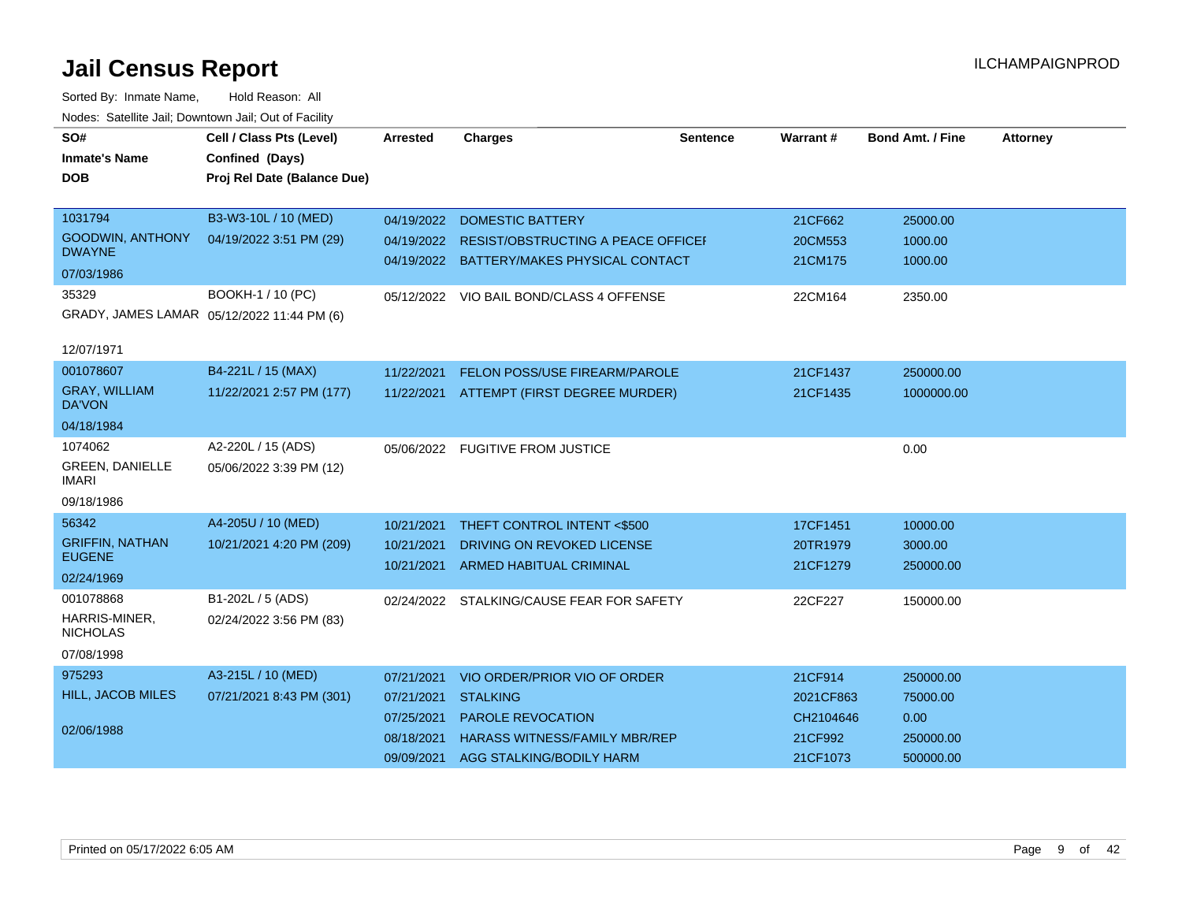# Jail Census Report

ILCHAMPAIGNPROD

Sorted By: Inmate Name, Hold Reason: All

Nodes: Satellite Jail; Downtown Jail; Out of Facility

| SO# / Inmate's Name / DOB | Cell / Class Pts (Level) / Confined (Days) / Proj Rel Date (Balance Due) | Arrested | Charges | Sentence | Warrant # | Bond Amt. / Fine | Attorney |
|---|---|---|---|---|---|---|---|
| 1031794 GOODWIN, ANTHONY DWAYNE 07/03/1986 | B3-W3-10L / 10 (MED) 04/19/2022 3:51 PM (29) | 04/19/2022 | DOMESTIC BATTERY | | 21CF662 | 25000.00 | |
| | | 04/19/2022 | RESIST/OBSTRUCTING A PEACE OFFICEI | | 20CM553 | 1000.00 | |
| | | 04/19/2022 | BATTERY/MAKES PHYSICAL CONTACT | | 21CM175 | 1000.00 | |
| 35329 GRADY, JAMES LAMAR 12/07/1971 | BOOKH-1 / 10 (PC) 05/12/2022 11:44 PM (6) | 05/12/2022 | VIO BAIL BOND/CLASS 4 OFFENSE | | 22CM164 | 2350.00 | |
| 001078607 GRAY, WILLIAM DA'VON 04/18/1984 | B4-221L / 15 (MAX) 11/22/2021 2:57 PM (177) | 11/22/2021 | FELON POSS/USE FIREARM/PAROLE | | 21CF1437 | 250000.00 | |
| | | 11/22/2021 | ATTEMPT (FIRST DEGREE MURDER) | | 21CF1435 | 1000000.00 | |
| 1074062 GREEN, DANIELLE IMARI 09/18/1986 | A2-220L / 15 (ADS) 05/06/2022 3:39 PM (12) | 05/06/2022 | FUGITIVE FROM JUSTICE | | | 0.00 | |
| 56342 GRIFFIN, NATHAN EUGENE 02/24/1969 | A4-205U / 10 (MED) 10/21/2021 4:20 PM (209) | 10/21/2021 | THEFT CONTROL INTENT <$500 | | 17CF1451 | 10000.00 | |
| | | 10/21/2021 | DRIVING ON REVOKED LICENSE | | 20TR1979 | 3000.00 | |
| | | 10/21/2021 | ARMED HABITUAL CRIMINAL | | 21CF1279 | 250000.00 | |
| 001078868 HARRIS-MINER, NICHOLAS 07/08/1998 | B1-202L / 5 (ADS) 02/24/2022 3:56 PM (83) | 02/24/2022 | STALKING/CAUSE FEAR FOR SAFETY | | 22CF227 | 150000.00 | |
| 975293 HILL, JACOB MILES 02/06/1988 | A3-215L / 10 (MED) 07/21/2021 8:43 PM (301) | 07/21/2021 | VIO ORDER/PRIOR VIO OF ORDER | | 21CF914 | 250000.00 | |
| | | 07/21/2021 | STALKING | | 2021CF863 | 75000.00 | |
| | | 07/25/2021 | PAROLE REVOCATION | | CH2104646 | 0.00 | |
| | | 08/18/2021 | HARASS WITNESS/FAMILY MBR/REP | | 21CF992 | 250000.00 | |
| | | 09/09/2021 | AGG STALKING/BODILY HARM | | 21CF1073 | 500000.00 | |

Printed on 05/17/2022 6:05 AM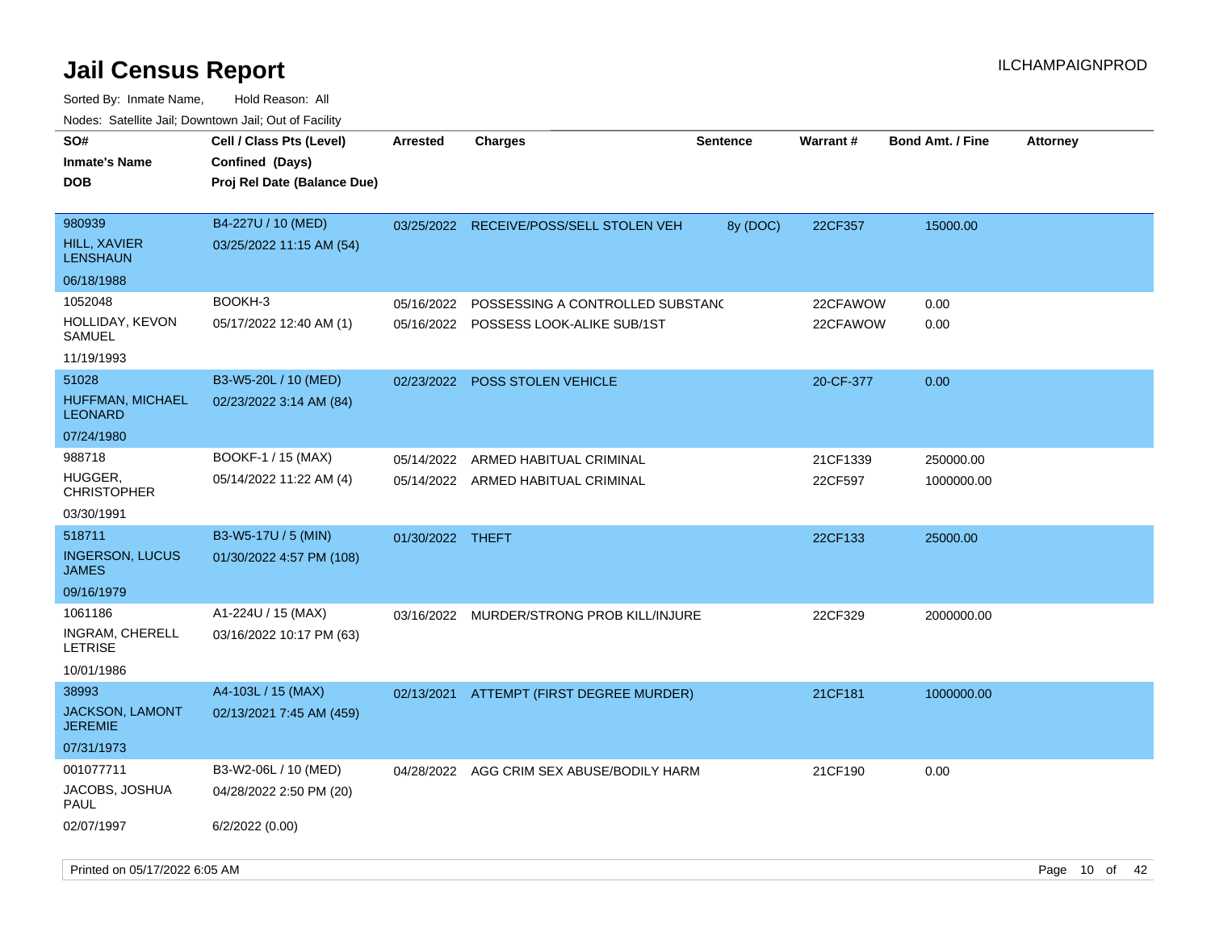# Jail Census Report

ILCHAMPAIGNPROD

Sorted By: Inmate Name, Hold Reason: All

Nodes: Satellite Jail; Downtown Jail; Out of Facility

| SO# / Inmate's Name / DOB | Cell / Class Pts (Level) / Confined (Days) / Proj Rel Date (Balance Due) | Arrested | Charges | Sentence | Warrant # | Bond Amt. / Fine | Attorney |
|---|---|---|---|---|---|---|---|
| 980939<br>HILL, XAVIER LENSHAUN<br>06/18/1988 | B4-227U / 10 (MED)<br>03/25/2022 11:15 AM (54) | 03/25/2022 | RECEIVE/POSS/SELL STOLEN VEH | 8y (DOC) | 22CF357 | 15000.00 | |
| 1052048<br>HOLLIDAY, KEVON SAMUEL<br>11/19/1993 | BOOKH-3<br>05/17/2022 12:40 AM (1) | 05/16/2022 | POSSESSING A CONTROLLED SUBSTANC | | 22CFAWOW | 0.00 | |
| | | 05/16/2022 | POSSESS LOOK-ALIKE SUB/1ST | | 22CFAWOW | 0.00 | |
| 51028<br>HUFFMAN, MICHAEL LEONARD<br>07/24/1980 | B3-W5-20L / 10 (MED)<br>02/23/2022 3:14 AM (84) | 02/23/2022 | POSS STOLEN VEHICLE | | 20-CF-377 | 0.00 | |
| 988718<br>HUGGER, CHRISTOPHER<br>03/30/1991 | BOOKF-1 / 15 (MAX)<br>05/14/2022 11:22 AM (4) | 05/14/2022 | ARMED HABITUAL CRIMINAL | | 21CF1339 | 250000.00 | |
| | | 05/14/2022 | ARMED HABITUAL CRIMINAL | | 22CF597 | 1000000.00 | |
| 518711<br>INGERSON, LUCUS JAMES<br>09/16/1979 | B3-W5-17U / 5 (MIN)<br>01/30/2022 4:57 PM (108) | 01/30/2022 | THEFT | | 22CF133 | 25000.00 | |
| 1061186<br>INGRAM, CHERELL LETRISE<br>10/01/1986 | A1-224U / 15 (MAX)<br>03/16/2022 10:17 PM (63) | 03/16/2022 | MURDER/STRONG PROB KILL/INJURE | | 22CF329 | 2000000.00 | |
| 38993<br>JACKSON, LAMONT JEREMIE<br>07/31/1973 | A4-103L / 15 (MAX)<br>02/13/2021 7:45 AM (459) | 02/13/2021 | ATTEMPT (FIRST DEGREE MURDER) | | 21CF181 | 1000000.00 | |
| 001077711<br>JACOBS, JOSHUA PAUL<br>02/07/1997 | B3-W2-06L / 10 (MED)<br>04/28/2022 2:50 PM (20)<br>6/2/2022 (0.00) | 04/28/2022 | AGG CRIM SEX ABUSE/BODILY HARM | | 21CF190 | 0.00 | |

Printed on 05/17/2022 6:05 AM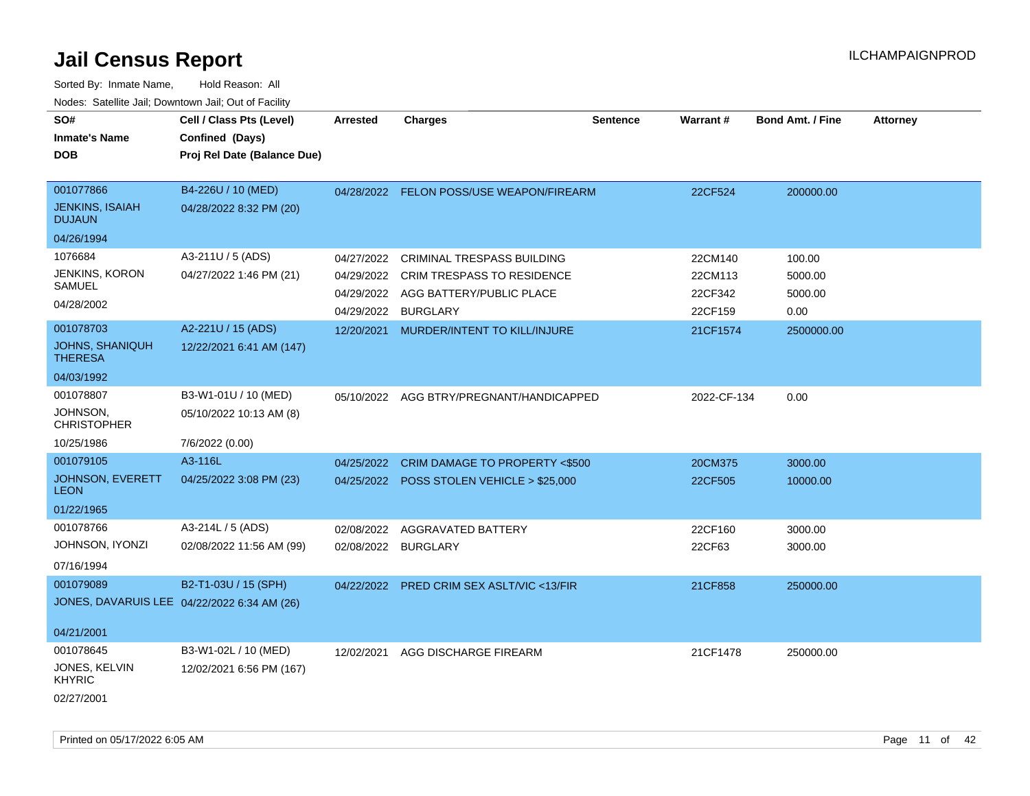# Jail Census Report

ILCHAMPAIGNPROD

Sorted By: Inmate Name, Hold Reason: All

Nodes: Satellite Jail; Downtown Jail; Out of Facility

| SO# / Inmate's Name / DOB | Cell / Class Pts (Level) / Confined (Days) / Proj Rel Date (Balance Due) | Arrested | Charges | Sentence | Warrant # | Bond Amt. / Fine | Attorney |
|---|---|---|---|---|---|---|---|
| 001077866<br>JENKINS, ISAIAH DUJAUN<br>04/26/1994 | B4-226U / 10 (MED)<br>04/28/2022 8:32 PM (20) | 04/28/2022 | FELON POSS/USE WEAPON/FIREARM | | 22CF524 | 200000.00 | |
| 1076684<br>JENKINS, KORON SAMUEL<br>04/28/2002 | A3-211U / 5 (ADS)<br>04/27/2022 1:46 PM (21) | 04/27/2022 | CRIMINAL TRESPASS BUILDING | | 22CM140 | 100.00 | |
| | | 04/29/2022 | CRIM TRESPASS TO RESIDENCE | | 22CM113 | 5000.00 | |
| | | 04/29/2022 | AGG BATTERY/PUBLIC PLACE | | 22CF342 | 5000.00 | |
| | | 04/29/2022 | BURGLARY | | 22CF159 | 0.00 | |
| 001078703<br>JOHNS, SHANIQUH THERESA<br>04/03/1992 | A2-221U / 15 (ADS)<br>12/22/2021 6:41 AM (147) | 12/20/2021 | MURDER/INTENT TO KILL/INJURE | | 21CF1574 | 2500000.00 | |
| 001078807<br>JOHNSON, CHRISTOPHER<br>10/25/1986 | B3-W1-01U / 10 (MED)<br>05/10/2022 10:13 AM (8)<br>7/6/2022 (0.00) | 05/10/2022 | AGG BTRY/PREGNANT/HANDICAPPED | | 2022-CF-134 | 0.00 | |
| 001079105<br>JOHNSON, EVERETT LEON<br>01/22/1965 | A3-116L<br>04/25/2022 3:08 PM (23) | 04/25/2022 | CRIM DAMAGE TO PROPERTY <$500 | | 20CM375 | 3000.00 | |
| | | 04/25/2022 | POSS STOLEN VEHICLE > $25,000 | | 22CF505 | 10000.00 | |
| 001078766<br>JOHNSON, IYONZI<br>07/16/1994 | A3-214L / 5 (ADS)<br>02/08/2022 11:56 AM (99) | 02/08/2022 | AGGRAVATED BATTERY | | 22CF160 | 3000.00 | |
| | | 02/08/2022 | BURGLARY | | 22CF63 | 3000.00 | |
| 001079089<br>JONES, DAVARUIS LEE<br>04/21/2001 | B2-T1-03U / 15 (SPH)<br>04/22/2022 6:34 AM (26) | 04/22/2022 | PRED CRIM SEX ASLT/VIC <13/FIR | | 21CF858 | 250000.00 | |
| 001078645<br>JONES, KELVIN KHYRIC<br>02/27/2001 | B3-W1-02L / 10 (MED)<br>12/02/2021 6:56 PM (167) | 12/02/2021 | AGG DISCHARGE FIREARM | | 21CF1478 | 250000.00 | |

Printed on 05/17/2022 6:05 AM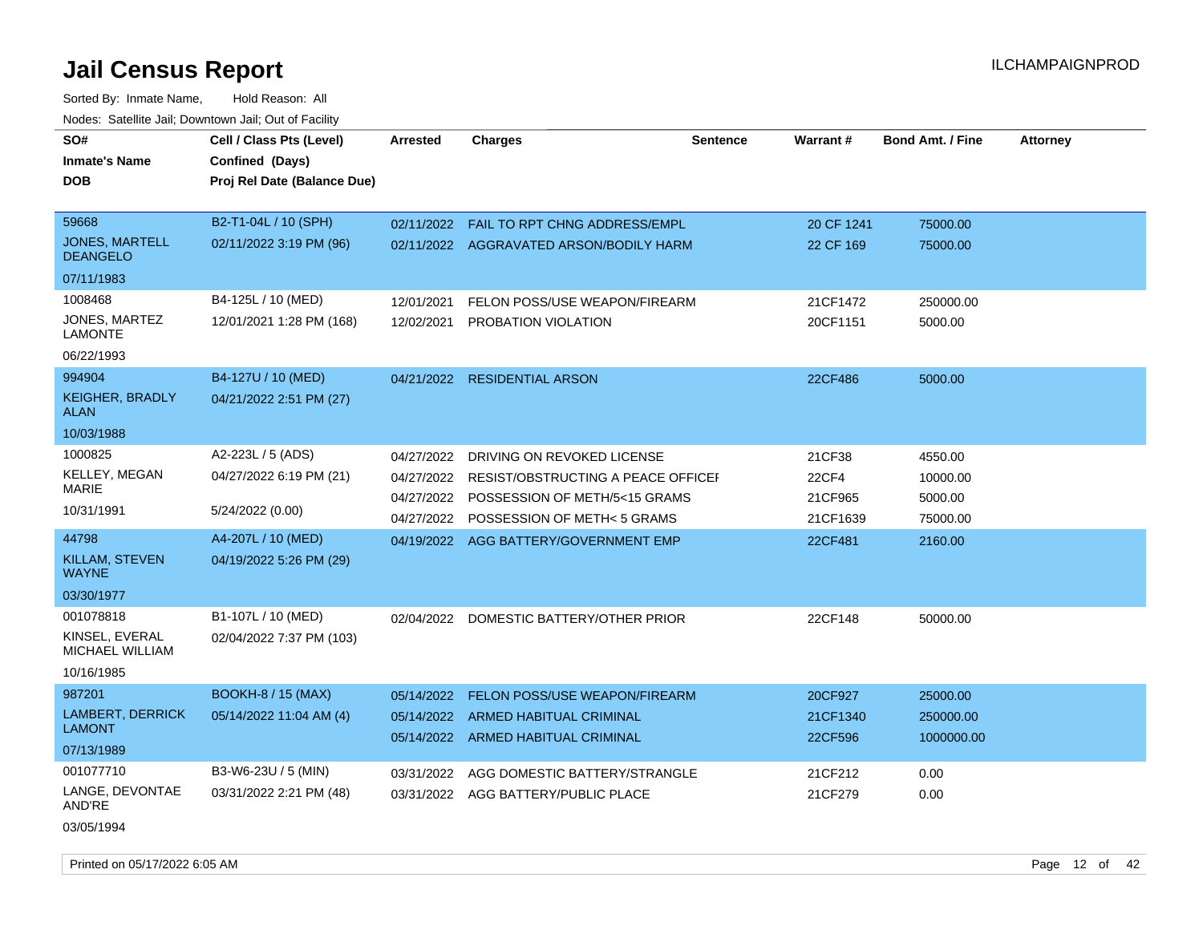# Jail Census Report

ILCHAMPAIGNPROD

Sorted By: Inmate Name, Hold Reason: All

Nodes: Satellite Jail; Downtown Jail; Out of Facility

| SO# / Inmate's Name / DOB | Cell / Class Pts (Level) / Confined (Days) / Proj Rel Date (Balance Due) | Arrested | Charges | Sentence | Warrant # | Bond Amt. / Fine | Attorney |
|---|---|---|---|---|---|---|---|
| 59668<br>JONES, MARTELL DEANGELO<br>07/11/1983 | B2-T1-04L / 10 (SPH)<br>02/11/2022 3:19 PM (96) | 02/11/2022 | FAIL TO RPT CHNG ADDRESS/EMPL | | 20 CF 1241 | 75000.00 | |
| | | 02/11/2022 | AGGRAVATED ARSON/BODILY HARM | | 22 CF 169 | 75000.00 | |
| 1008468<br>JONES, MARTEZ LAMONTE<br>06/22/1993 | B4-125L / 10 (MED)<br>12/01/2021 1:28 PM (168) | 12/01/2021 | FELON POSS/USE WEAPON/FIREARM | | 21CF1472 | 250000.00 | |
| | | 12/02/2021 | PROBATION VIOLATION | | 20CF1151 | 5000.00 | |
| 994904<br>KEIGHER, BRADLY ALAN<br>10/03/1988 | B4-127U / 10 (MED)<br>04/21/2022 2:51 PM (27) | 04/21/2022 | RESIDENTIAL ARSON | | 22CF486 | 5000.00 | |
| 1000825<br>KELLEY, MEGAN MARIE<br>10/31/1991 | A2-223L / 5 (ADS)<br>04/27/2022 6:19 PM (21)<br>5/24/2022 (0.00) | 04/27/2022 | DRIVING ON REVOKED LICENSE | | 21CF38 | 4550.00 | |
| | | 04/27/2022 | RESIST/OBSTRUCTING A PEACE OFFICEI | | 22CF4 | 10000.00 | |
| | | 04/27/2022 | POSSESSION OF METH/5<15 GRAMS | | 21CF965 | 5000.00 | |
| | | 04/27/2022 | POSSESSION OF METH< 5 GRAMS | | 21CF1639 | 75000.00 | |
| 44798<br>KILLAM, STEVEN WAYNE<br>03/30/1977 | A4-207L / 10 (MED)<br>04/19/2022 5:26 PM (29) | 04/19/2022 | AGG BATTERY/GOVERNMENT EMP | | 22CF481 | 2160.00 | |
| 001078818<br>KINSEL, EVERAL MICHAEL WILLIAM<br>10/16/1985 | B1-107L / 10 (MED)<br>02/04/2022 7:37 PM (103) | 02/04/2022 | DOMESTIC BATTERY/OTHER PRIOR | | 22CF148 | 50000.00 | |
| 987201<br>LAMBERT, DERRICK LAMONT<br>07/13/1989 | BOOKH-8 / 15 (MAX)<br>05/14/2022 11:04 AM (4) | 05/14/2022 | FELON POSS/USE WEAPON/FIREARM | | 20CF927 | 25000.00 | |
| | | 05/14/2022 | ARMED HABITUAL CRIMINAL | | 21CF1340 | 250000.00 | |
| | | 05/14/2022 | ARMED HABITUAL CRIMINAL | | 22CF596 | 1000000.00 | |
| 001077710<br>LANGE, DEVONTAE AND'RE<br>03/05/1994 | B3-W6-23U / 5 (MIN)<br>03/31/2022 2:21 PM (48) | 03/31/2022 | AGG DOMESTIC BATTERY/STRANGLE | | 21CF212 | 0.00 | |
| | | 03/31/2022 | AGG BATTERY/PUBLIC PLACE | | 21CF279 | 0.00 | |

Printed on 05/17/2022 6:05 AM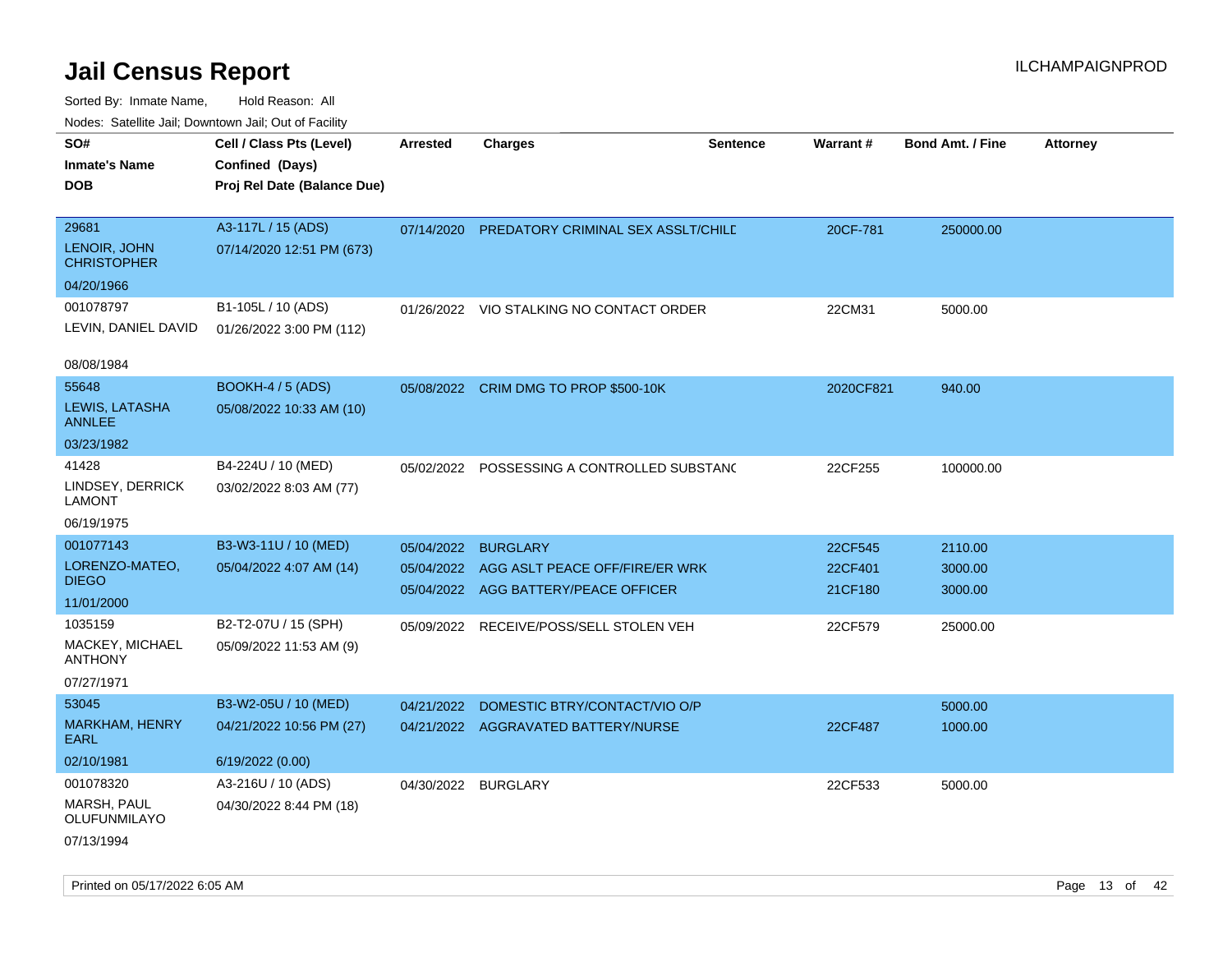# Jail Census Report

ILCHAMPAIGNPROD

Sorted By: Inmate Name, Hold Reason: All

Nodes: Satellite Jail; Downtown Jail; Out of Facility

| SO# / Inmate's Name / DOB | Cell / Class Pts (Level) / Confined (Days) / Proj Rel Date (Balance Due) | Arrested | Charges | Sentence | Warrant # | Bond Amt. / Fine | Attorney |
|---|---|---|---|---|---|---|---|
| 29681<br>LENOIR, JOHN CHRISTOPHER<br>04/20/1966 | A3-117L / 15 (ADS)<br>07/14/2020 12:51 PM (673) | 07/14/2020 | PREDATORY CRIMINAL SEX ASSLT/CHILD | | 20CF-781 | 250000.00 | |
| 001078797<br>LEVIN, DANIEL DAVID<br>08/08/1984 | B1-105L / 10 (ADS)<br>01/26/2022 3:00 PM (112) | 01/26/2022 | VIO STALKING NO CONTACT ORDER | | 22CM31 | 5000.00 | |
| 55648<br>LEWIS, LATASHA ANNLEE<br>03/23/1982 | BOOKH-4 / 5 (ADS)<br>05/08/2022 10:33 AM (10) | 05/08/2022 | CRIM DMG TO PROP $500-10K | | 2020CF821 | 940.00 | |
| 41428<br>LINDSEY, DERRICK LAMONT<br>06/19/1975 | B4-224U / 10 (MED)<br>03/02/2022 8:03 AM (77) | 05/02/2022 | POSSESSING A CONTROLLED SUBSTANC | | 22CF255 | 100000.00 | |
| 001077143<br>LORENZO-MATEO, DIEGO<br>11/01/2000 | B3-W3-11U / 10 (MED)<br>05/04/2022 4:07 AM (14) | 05/04/2022<br>05/04/2022<br>05/04/2022 | BURGLARY<br>AGG ASLT PEACE OFF/FIRE/ER WRK<br>AGG BATTERY/PEACE OFFICER | | 22CF545<br>22CF401<br>21CF180 | 2110.00<br>3000.00<br>3000.00 | |
| 1035159<br>MACKEY, MICHAEL ANTHONY<br>07/27/1971 | B2-T2-07U / 15 (SPH)<br>05/09/2022 11:53 AM (9) | 05/09/2022 | RECEIVE/POSS/SELL STOLEN VEH | | 22CF579 | 25000.00 | |
| 53045<br>MARKHAM, HENRY EARL<br>02/10/1981 | B3-W2-05U / 10 (MED)<br>04/21/2022 10:56 PM (27)<br>6/19/2022 (0.00) | 04/21/2022<br>04/21/2022 | DOMESTIC BTRY/CONTACT/VIO O/P<br>AGGRAVATED BATTERY/NURSE | | <br>22CF487 | 5000.00<br>1000.00 | |
| 001078320<br>MARSH, PAUL OLUFUNMILAYO<br>07/13/1994 | A3-216U / 10 (ADS)<br>04/30/2022 8:44 PM (18) | 04/30/2022 | BURGLARY | | 22CF533 | 5000.00 | |

Printed on 05/17/2022 6:05 AM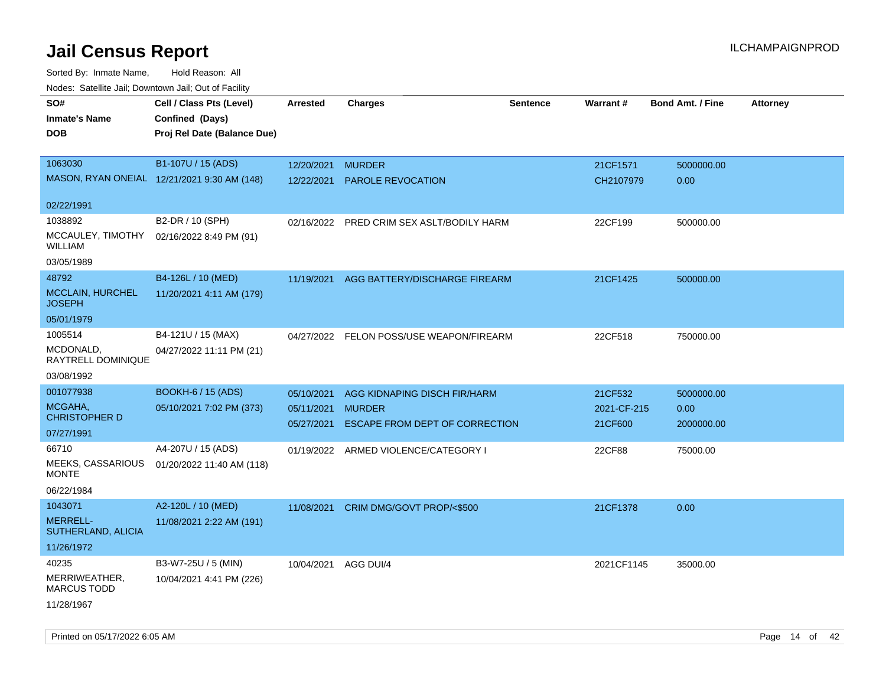# Jail Census Report

ILCHAMPAIGNPROD

Sorted By: Inmate Name, Hold Reason: All

Nodes: Satellite Jail; Downtown Jail; Out of Facility

| SO# / Inmate's Name / DOB | Cell / Class Pts (Level) / Confined (Days) / Proj Rel Date (Balance Due) | Arrested | Charges | Sentence | Warrant # | Bond Amt. / Fine | Attorney |
|---|---|---|---|---|---|---|---|
| 1063030 MASON, RYAN ONEIAL 02/22/1991 | B1-107U / 15 (ADS) 12/21/2021 9:30 AM (148) | 12/20/2021 | MURDER | | 21CF1571 | 5000000.00 | |
| | | 12/22/2021 | PAROLE REVOCATION | | CH2107979 | 0.00 | |
| 1038892 MCCAULEY, TIMOTHY WILLIAM 03/05/1989 | B2-DR / 10 (SPH) 02/16/2022 8:49 PM (91) | 02/16/2022 | PRED CRIM SEX ASLT/BODILY HARM | | 22CF199 | 500000.00 | |
| 48792 MCCLAIN, HURCHEL JOSEPH 05/01/1979 | B4-126L / 10 (MED) 11/20/2021 4:11 AM (179) | 11/19/2021 | AGG BATTERY/DISCHARGE FIREARM | | 21CF1425 | 500000.00 | |
| 1005514 MCDONALD, RAYTRELL DOMINIQUE 03/08/1992 | B4-121U / 15 (MAX) 04/27/2022 11:11 PM (21) | 04/27/2022 | FELON POSS/USE WEAPON/FIREARM | | 22CF518 | 750000.00 | |
| 001077938 MCGAHA, CHRISTOPHER D 07/27/1991 | BOOKH-6 / 15 (ADS) 05/10/2021 7:02 PM (373) | 05/10/2021 | AGG KIDNAPING DISCH FIR/HARM | | 21CF532 | 5000000.00 | |
| | | 05/11/2021 | MURDER | | 2021-CF-215 | 0.00 | |
| | | 05/27/2021 | ESCAPE FROM DEPT OF CORRECTION | | 21CF600 | 2000000.00 | |
| 66710 MEEKS, CASSARIOUS MONTE 06/22/1984 | A4-207U / 15 (ADS) 01/20/2022 11:40 AM (118) | 01/19/2022 | ARMED VIOLENCE/CATEGORY I | | 22CF88 | 75000.00 | |
| 1043071 MERRELL-SUTHERLAND, ALICIA 11/26/1972 | A2-120L / 10 (MED) 11/08/2021 2:22 AM (191) | 11/08/2021 | CRIM DMG/GOVT PROP/<$500 | | 21CF1378 | 0.00 | |
| 40235 MERRIWEATHER, MARCUS TODD 11/28/1967 | B3-W7-25U / 5 (MIN) 10/04/2021 4:41 PM (226) | 10/04/2021 | AGG DUI/4 | | 2021CF1145 | 35000.00 | |

Printed on 05/17/2022 6:05 AM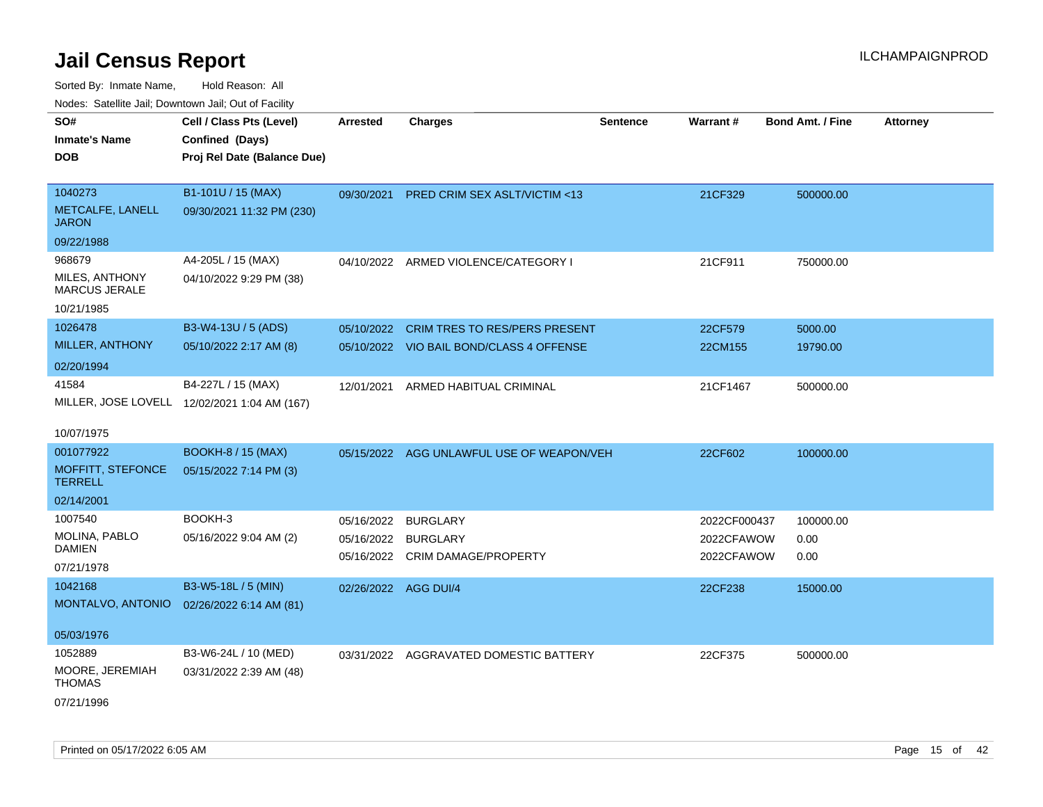# Jail Census Report

ILCHAMPAIGNPROD

Sorted By: Inmate Name, Hold Reason: All

Nodes: Satellite Jail; Downtown Jail; Out of Facility

| SO# / Inmate's Name / DOB | Cell / Class Pts (Level) / Confined (Days) / Proj Rel Date (Balance Due) | Arrested | Charges | Sentence | Warrant # | Bond Amt. / Fine | Attorney |
|---|---|---|---|---|---|---|---|
| 1040273<br>METCALFE, LANELL JARON<br>09/22/1988 | B1-101U / 15 (MAX)<br>09/30/2021 11:32 PM (230) | 09/30/2021 | PRED CRIM SEX ASLT/VICTIM <13 | | 21CF329 | 500000.00 | |
| 968679<br>MILES, ANTHONY MARCUS JERALE<br>10/21/1985 | A4-205L / 15 (MAX)<br>04/10/2022 9:29 PM (38) | 04/10/2022 | ARMED VIOLENCE/CATEGORY I | | 21CF911 | 750000.00 | |
| 1026478<br>MILLER, ANTHONY<br>02/20/1994 | B3-W4-13U / 5 (ADS)<br>05/10/2022 2:17 AM (8) | 05/10/2022<br>05/10/2022 | CRIM TRES TO RES/PERS PRESENT<br>VIO BAIL BOND/CLASS 4 OFFENSE | | 22CF579<br>22CM155 | 5000.00<br>19790.00 | |
| 41584<br>MILLER, JOSE LOVELL<br>10/07/1975 | B4-227L / 15 (MAX)<br>12/02/2021 1:04 AM (167) | 12/01/2021 | ARMED HABITUAL CRIMINAL | | 21CF1467 | 500000.00 | |
| 001077922<br>MOFFITT, STEFONCE TERRELL<br>02/14/2001 | BOOKH-8 / 15 (MAX)<br>05/15/2022 7:14 PM (3) | 05/15/2022 | AGG UNLAWFUL USE OF WEAPON/VEH | | 22CF602 | 100000.00 | |
| 1007540<br>MOLINA, PABLO DAMIEN<br>07/21/1978 | BOOKH-3<br>05/16/2022 9:04 AM (2) | 05/16/2022<br>05/16/2022<br>05/16/2022 | BURGLARY<br>BURGLARY<br>CRIM DAMAGE/PROPERTY | | 2022CF000437<br>2022CFAWOW<br>2022CFAWOW | 100000.00<br>0.00<br>0.00 | |
| 1042168<br>MONTALVO, ANTONIO<br>05/03/1976 | B3-W5-18L / 5 (MIN)<br>02/26/2022 6:14 AM (81) | 02/26/2022 | AGG DUI/4 | | 22CF238 | 15000.00 | |
| 1052889<br>MOORE, JEREMIAH THOMAS<br>07/21/1996 | B3-W6-24L / 10 (MED)<br>03/31/2022 2:39 AM (48) | 03/31/2022 | AGGRAVATED DOMESTIC BATTERY | | 22CF375 | 500000.00 | |

Printed on 05/17/2022 6:05 AM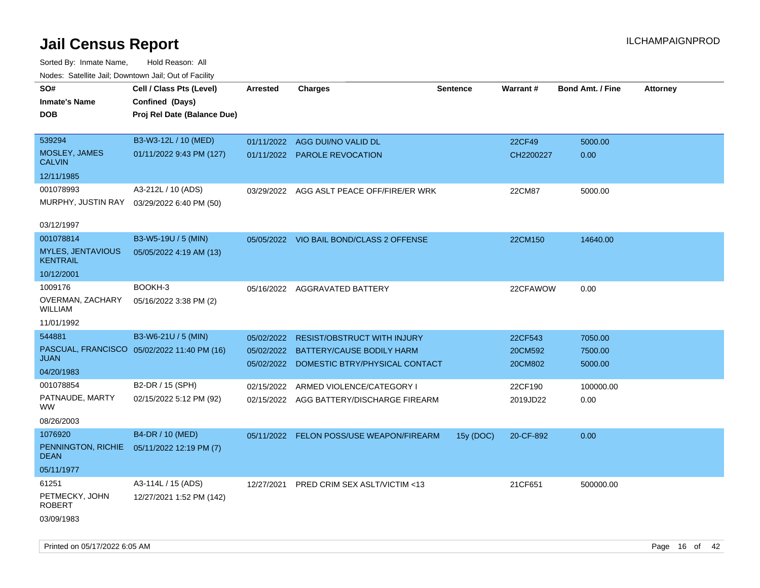# Jail Census Report

ILCHAMPAIGNPROD

Sorted By: Inmate Name, Hold Reason: All

Nodes: Satellite Jail; Downtown Jail; Out of Facility

| SO#<br>Inmate's Name<br>DOB | Cell / Class Pts (Level)<br>Confined (Days)<br>Proj Rel Date (Balance Due) | Arrested | Charges | Sentence | Warrant # | Bond Amt. / Fine | Attorney |
|---|---|---|---|---|---|---|---|
| 539294<br>MOSLEY, JAMES CALVIN<br>12/11/1985 | B3-W3-12L / 10 (MED)<br>01/11/2022 9:43 PM (127) | 01/11/2022<br>01/11/2022 | AGG DUI/NO VALID DL<br>PAROLE REVOCATION | | 22CF49<br>CH2200227 | 5000.00<br>0.00 | |
| 001078993<br>MURPHY, JUSTIN RAY<br>03/12/1997 | A3-212L / 10 (ADS)<br>03/29/2022 6:40 PM (50) | 03/29/2022 | AGG ASLT PEACE OFF/FIRE/ER WRK | | 22CM87 | 5000.00 | |
| 001078814<br>MYLES, JENTAVIOUS KENTRAIL<br>10/12/2001 | B3-W5-19U / 5 (MIN)<br>05/05/2022 4:19 AM (13) | 05/05/2022 | VIO BAIL BOND/CLASS 2 OFFENSE | | 22CM150 | 14640.00 | |
| 1009176<br>OVERMAN, ZACHARY WILLIAM<br>11/01/1992 | BOOKH-3<br>05/16/2022 3:38 PM (2) | 05/16/2022 | AGGRAVATED BATTERY | | 22CFAWOW | 0.00 | |
| 544881<br>PASCUAL, FRANCISCO JUAN<br>04/20/1983 | B3-W6-21U / 5 (MIN)<br>05/02/2022 11:40 PM (16) | 05/02/2022<br>05/02/2022<br>05/02/2022 | RESIST/OBSTRUCT WITH INJURY<br>BATTERY/CAUSE BODILY HARM<br>DOMESTIC BTRY/PHYSICAL CONTACT | | 22CF543<br>20CM592<br>20CM802 | 7050.00<br>7500.00<br>5000.00 | |
| 001078854<br>PATNAUDE, MARTY WW<br>08/26/2003 | B2-DR / 15 (SPH)<br>02/15/2022 5:12 PM (92) | 02/15/2022<br>02/15/2022 | ARMED VIOLENCE/CATEGORY I<br>AGG BATTERY/DISCHARGE FIREARM | | 22CF190<br>2019JD22 | 100000.00<br>0.00 | |
| 1076920<br>PENNINGTON, RICHIE DEAN<br>05/11/1977 | B4-DR / 10 (MED)<br>05/11/2022 12:19 PM (7) | 05/11/2022 | FELON POSS/USE WEAPON/FIREARM | 15y (DOC) | 20-CF-892 | 0.00 | |
| 61251<br>PETMECKY, JOHN ROBERT<br>03/09/1983 | A3-114L / 15 (ADS)<br>12/27/2021 1:52 PM (142) | 12/27/2021 | PRED CRIM SEX ASLT/VICTIM <13 | | 21CF651 | 500000.00 | |

Printed on 05/17/2022 6:05 AM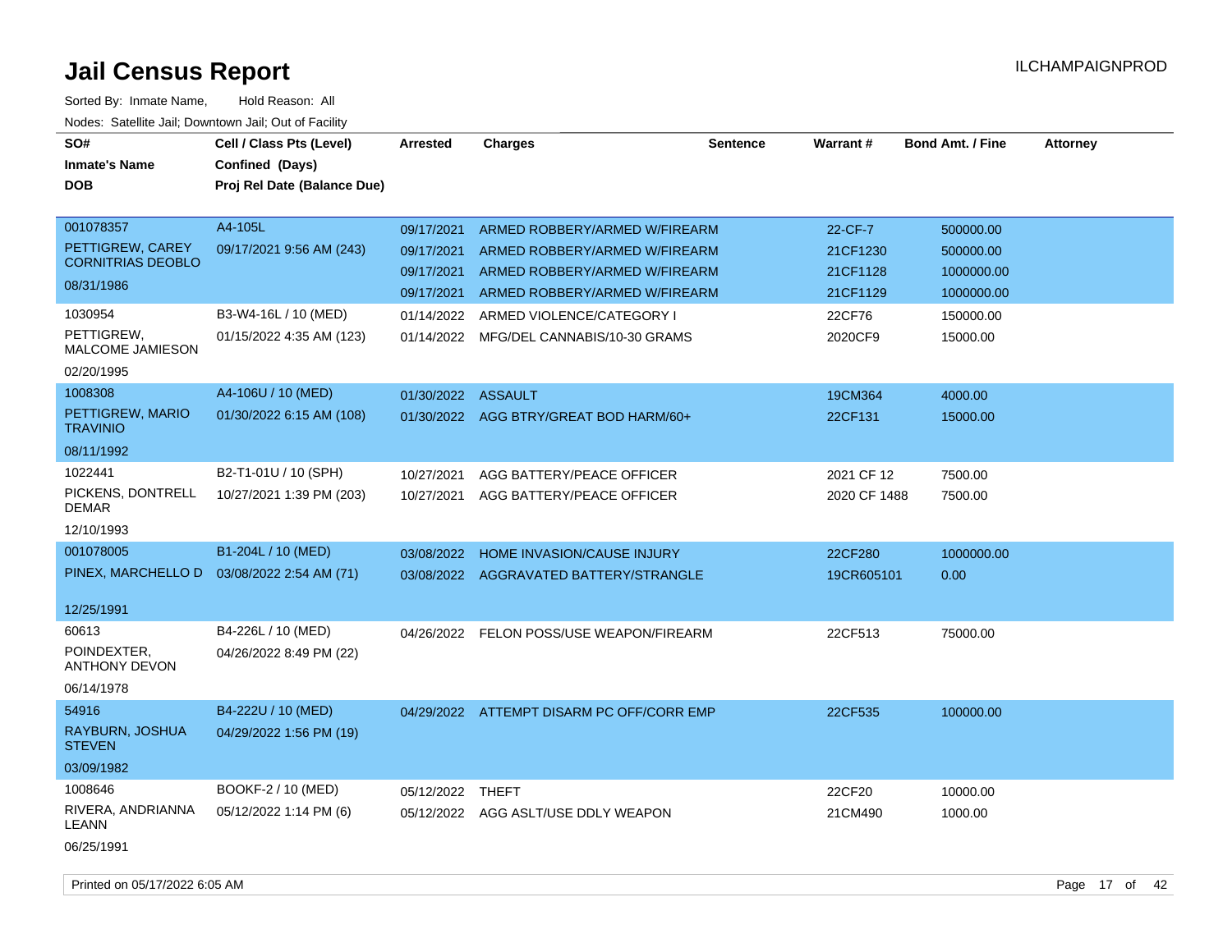# Jail Census Report

ILCHAMPAIGNPROD

Sorted By: Inmate Name, Hold Reason: All

Nodes: Satellite Jail; Downtown Jail; Out of Facility

| SO# / Inmate's Name / DOB | Cell / Class Pts (Level) / Confined (Days) / Proj Rel Date (Balance Due) | Arrested | Charges | Sentence | Warrant # | Bond Amt. / Fine | Attorney |
|---|---|---|---|---|---|---|---|
| 001078357<br>PETTIGREW, CAREY CORNITRIAS DEOBLO<br>08/31/1986 | A4-105L<br>09/17/2021 9:56 AM (243) | 09/17/2021 | ARMED ROBBERY/ARMED W/FIREARM | | 22-CF-7 | 500000.00 | |
| | | 09/17/2021 | ARMED ROBBERY/ARMED W/FIREARM | | 21CF1230 | 500000.00 | |
| | | 09/17/2021 | ARMED ROBBERY/ARMED W/FIREARM | | 21CF1128 | 1000000.00 | |
| | | 09/17/2021 | ARMED ROBBERY/ARMED W/FIREARM | | 21CF1129 | 1000000.00 | |
| 1030954<br>PETTIGREW, MALCOME JAMIESON<br>02/20/1995 | B3-W4-16L / 10 (MED)<br>01/15/2022 4:35 AM (123) | 01/14/2022 | ARMED VIOLENCE/CATEGORY I | | 22CF76 | 150000.00 | |
| | | 01/14/2022 | MFG/DEL CANNABIS/10-30 GRAMS | | 2020CF9 | 15000.00 | |
| 1008308<br>PETTIGREW, MARIO TRAVINIO<br>08/11/1992 | A4-106U / 10 (MED)<br>01/30/2022 6:15 AM (108) | 01/30/2022 | ASSAULT | | 19CM364 | 4000.00 | |
| | | 01/30/2022 | AGG BTRY/GREAT BOD HARM/60+ | | 22CF131 | 15000.00 | |
| 1022441<br>PICKENS, DONTRELL DEMAR<br>12/10/1993 | B2-T1-01U / 10 (SPH)<br>10/27/2021 1:39 PM (203) | 10/27/2021 | AGG BATTERY/PEACE OFFICER | | 2021 CF 12 | 7500.00 | |
| | | 10/27/2021 | AGG BATTERY/PEACE OFFICER | | 2020 CF 1488 | 7500.00 | |
| 001078005<br>PINEX, MARCHELLO D<br>12/25/1991 | B1-204L / 10 (MED)<br>03/08/2022 2:54 AM (71) | 03/08/2022 | HOME INVASION/CAUSE INJURY | | 22CF280 | 1000000.00 | |
| | | 03/08/2022 | AGGRAVATED BATTERY/STRANGLE | | 19CR605101 | 0.00 | |
| 60613<br>POINDEXTER, ANTHONY DEVON<br>06/14/1978 | B4-226L / 10 (MED)<br>04/26/2022 8:49 PM (22) | 04/26/2022 | FELON POSS/USE WEAPON/FIREARM | | 22CF513 | 75000.00 | |
| 54916<br>RAYBURN, JOSHUA STEVEN<br>03/09/1982 | B4-222U / 10 (MED)<br>04/29/2022 1:56 PM (19) | 04/29/2022 | ATTEMPT DISARM PC OFF/CORR EMP | | 22CF535 | 100000.00 | |
| 1008646<br>RIVERA, ANDRIANNA LEANN<br>06/25/1991 | BOOKF-2 / 10 (MED)<br>05/12/2022 1:14 PM (6) | 05/12/2022 | THEFT | | 22CF20 | 10000.00 | |
| | | 05/12/2022 | AGG ASLT/USE DDLY WEAPON | | 21CM490 | 1000.00 | |

Printed on 05/17/2022 6:05 AM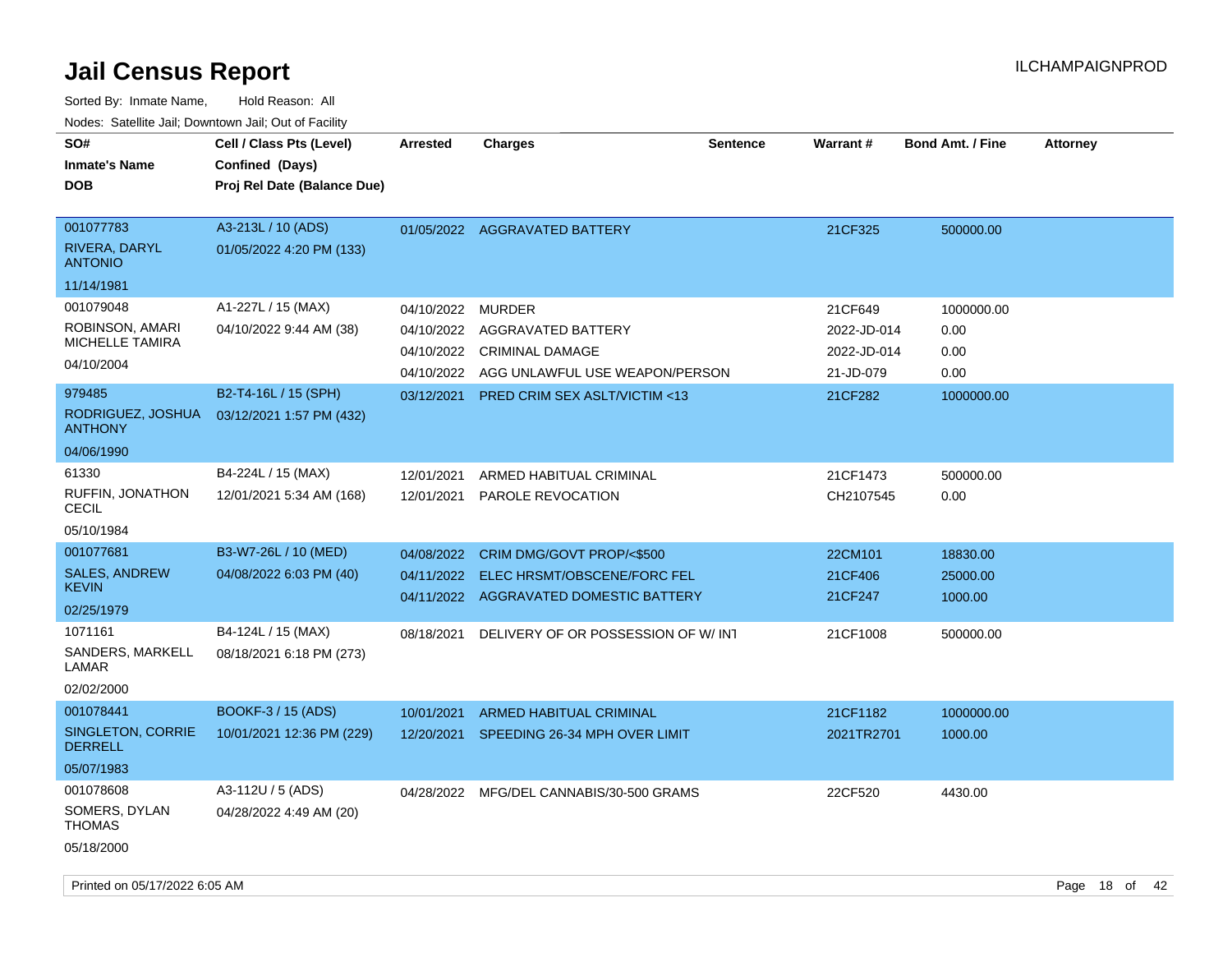# Jail Census Report

ILCHAMPAIGNPROD

Sorted By: Inmate Name, Hold Reason: All

Nodes: Satellite Jail; Downtown Jail; Out of Facility

| SO# / Inmate's Name / DOB | Cell / Class Pts (Level) / Confined (Days) / Proj Rel Date (Balance Due) | Arrested | Charges | Sentence | Warrant # | Bond Amt. / Fine | Attorney |
|---|---|---|---|---|---|---|---|
| 001077783 RIVERA, DARYL ANTONIO 11/14/1981 | A3-213L / 10 (ADS) 01/05/2022 4:20 PM (133) | 01/05/2022 | AGGRAVATED BATTERY | | 21CF325 | 500000.00 | |
| 001079048 ROBINSON, AMARI MICHELLE TAMIRA 04/10/2004 | A1-227L / 15 (MAX) 04/10/2022 9:44 AM (38) | 04/10/2022 | MURDER | | 21CF649 | 1000000.00 | |
| | | 04/10/2022 | AGGRAVATED BATTERY | | 2022-JD-014 | 0.00 | |
| | | 04/10/2022 | CRIMINAL DAMAGE | | 2022-JD-014 | 0.00 | |
| | | 04/10/2022 | AGG UNLAWFUL USE WEAPON/PERSON | | 21-JD-079 | 0.00 | |
| 979485 RODRIGUEZ, JOSHUA ANTHONY 04/06/1990 | B2-T4-16L / 15 (SPH) 03/12/2021 1:57 PM (432) | 03/12/2021 | PRED CRIM SEX ASLT/VICTIM <13 | | 21CF282 | 1000000.00 | |
| 61330 RUFFIN, JONATHON CECIL 05/10/1984 | B4-224L / 15 (MAX) 12/01/2021 5:34 AM (168) | 12/01/2021 | ARMED HABITUAL CRIMINAL | | 21CF1473 | 500000.00 | |
| | | 12/01/2021 | PAROLE REVOCATION | | CH2107545 | 0.00 | |
| 001077681 SALES, ANDREW KEVIN 02/25/1979 | B3-W7-26L / 10 (MED) 04/08/2022 6:03 PM (40) | 04/08/2022 | CRIM DMG/GOVT PROP/<$500 | | 22CM101 | 18830.00 | |
| | | 04/11/2022 | ELEC HRSMT/OBSCENE/FORC FEL | | 21CF406 | 25000.00 | |
| | | 04/11/2022 | AGGRAVATED DOMESTIC BATTERY | | 21CF247 | 1000.00 | |
| 1071161 SANDERS, MARKELL LAMAR 02/02/2000 | B4-124L / 15 (MAX) 08/18/2021 6:18 PM (273) | 08/18/2021 | DELIVERY OF OR POSSESSION OF W/ INT | | 21CF1008 | 500000.00 | |
| 001078441 SINGLETON, CORRIE DERRELL 05/07/1983 | BOOKF-3 / 15 (ADS) 10/01/2021 12:36 PM (229) | 10/01/2021 | ARMED HABITUAL CRIMINAL | | 21CF1182 | 1000000.00 | |
| | | 12/20/2021 | SPEEDING 26-34 MPH OVER LIMIT | | 2021TR2701 | 1000.00 | |
| 001078608 SOMERS, DYLAN THOMAS 05/18/2000 | A3-112U / 5 (ADS) 04/28/2022 4:49 AM (20) | 04/28/2022 | MFG/DEL CANNABIS/30-500 GRAMS | | 22CF520 | 4430.00 | |

Printed on 05/17/2022 6:05 AM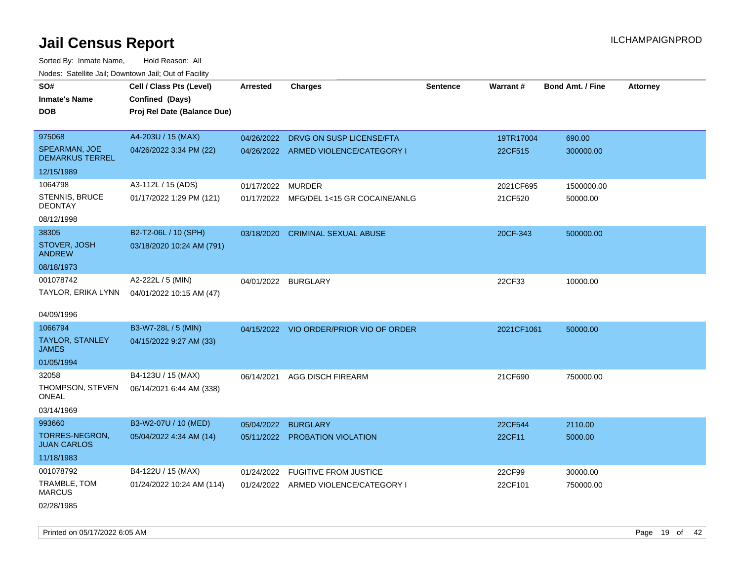# Jail Census Report

ILCHAMPAIGNPROD

Sorted By: Inmate Name, Hold Reason: All

Nodes: Satellite Jail; Downtown Jail; Out of Facility

| SO# / Inmate's Name / DOB | Cell / Class Pts (Level) / Confined (Days) / Proj Rel Date (Balance Due) | Arrested | Charges | Sentence | Warrant # | Bond Amt. / Fine | Attorney |
|---|---|---|---|---|---|---|---|
| 975068<br>SPEARMAN, JOE DEMARKUS TERREL<br>12/15/1989 | A4-203U / 15 (MAX)<br>04/26/2022 3:34 PM (22) | 04/26/2022<br>04/26/2022 | DRVG ON SUSP LICENSE/FTA<br>ARMED VIOLENCE/CATEGORY I | | 19TR17004<br>22CF515 | 690.00<br>300000.00 | |
| 1064798<br>STENNIS, BRUCE DEONTAY<br>08/12/1998 | A3-112L / 15 (ADS)<br>01/17/2022 1:29 PM (121) | 01/17/2022<br>01/17/2022 | MURDER<br>MFG/DEL 1<15 GR COCAINE/ANLG | | 2021CF695<br>21CF520 | 1500000.00<br>50000.00 | |
| 38305<br>STOVER, JOSH ANDREW<br>08/18/1973 | B2-T2-06L / 10 (SPH)<br>03/18/2020 10:24 AM (791) | 03/18/2020 | CRIMINAL SEXUAL ABUSE | | 20CF-343 | 500000.00 | |
| 001078742<br>TAYLOR, ERIKA LYNN<br>04/09/1996 | A2-222L / 5 (MIN)<br>04/01/2022 10:15 AM (47) | 04/01/2022 | BURGLARY | | 22CF33 | 10000.00 | |
| 1066794<br>TAYLOR, STANLEY JAMES<br>01/05/1994 | B3-W7-28L / 5 (MIN)<br>04/15/2022 9:27 AM (33) | 04/15/2022 | VIO ORDER/PRIOR VIO OF ORDER | | 2021CF1061 | 50000.00 | |
| 32058<br>THOMPSON, STEVEN ONEAL<br>03/14/1969 | B4-123U / 15 (MAX)<br>06/14/2021 6:44 AM (338) | 06/14/2021 | AGG DISCH FIREARM | | 21CF690 | 750000.00 | |
| 993660<br>TORRES-NEGRON, JUAN CARLOS<br>11/18/1983 | B3-W2-07U / 10 (MED)<br>05/04/2022 4:34 AM (14) | 05/04/2022<br>05/11/2022 | BURGLARY<br>PROBATION VIOLATION | | 22CF544<br>22CF11 | 2110.00<br>5000.00 | |
| 001078792<br>TRAMBLE, TOM MARCUS<br>02/28/1985 | B4-122U / 15 (MAX)<br>01/24/2022 10:24 AM (114) | 01/24/2022<br>01/24/2022 | FUGITIVE FROM JUSTICE<br>ARMED VIOLENCE/CATEGORY I | | 22CF99<br>22CF101 | 30000.00<br>750000.00 | |

Printed on 05/17/2022 6:05 AM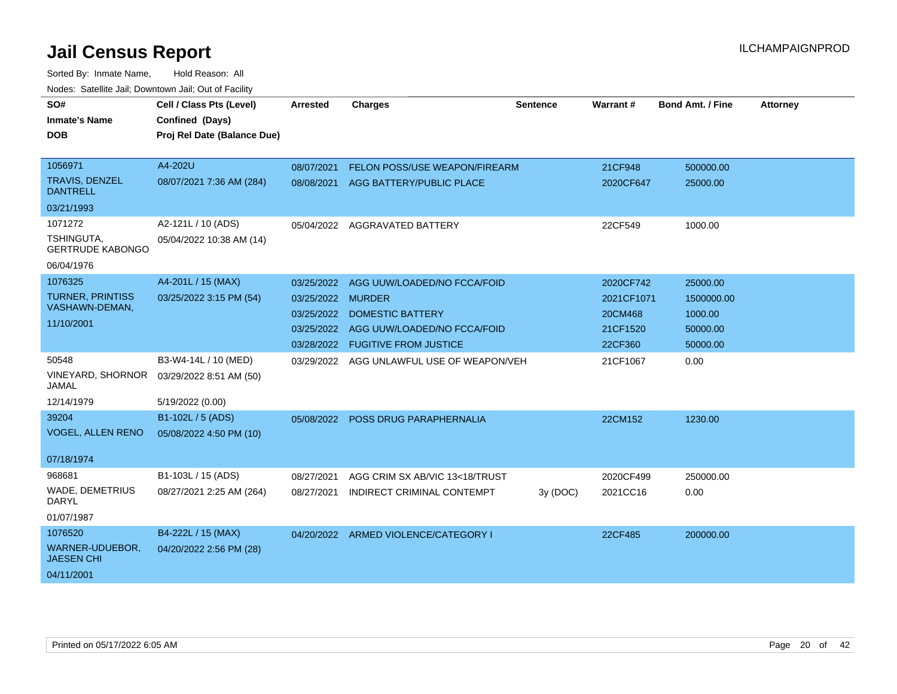# Jail Census Report

ILCHAMPAIGNPROD

Sorted By: Inmate Name, Hold Reason: All

Nodes: Satellite Jail; Downtown Jail; Out of Facility

| SO# / Inmate's Name / DOB | Cell / Class Pts (Level) / Confined (Days) / Proj Rel Date (Balance Due) | Arrested | Charges | Sentence | Warrant # | Bond Amt. / Fine | Attorney |
|---|---|---|---|---|---|---|---|
| 1056971<br>TRAVIS, DENZEL DANTRELL<br>03/21/1993 | A4-202U<br>08/07/2021 7:36 AM (284) | 08/07/2021 | FELON POSS/USE WEAPON/FIREARM | | 21CF948 | 500000.00 | |
| | | 08/08/2021 | AGG BATTERY/PUBLIC PLACE | | 2020CF647 | 25000.00 | |
| 1071272<br>TSHINGUTA, GERTRUDE KABONGO<br>06/04/1976 | A2-121L / 10 (ADS)<br>05/04/2022 10:38 AM (14) | 05/04/2022 | AGGRAVATED BATTERY | | 22CF549 | 1000.00 | |
| 1076325<br>TURNER, PRINTISS VASHAWN-DEMAN,<br>11/10/2001 | A4-201L / 15 (MAX)<br>03/25/2022 3:15 PM (54) | 03/25/2022 | AGG UUW/LOADED/NO FCCA/FOID | | 2020CF742 | 25000.00 | |
| | | 03/25/2022 | MURDER | | 2021CF1071 | 1500000.00 | |
| | | 03/25/2022 | DOMESTIC BATTERY | | 20CM468 | 1000.00 | |
| | | 03/25/2022 | AGG UUW/LOADED/NO FCCA/FOID | | 21CF1520 | 50000.00 | |
| | | 03/28/2022 | FUGITIVE FROM JUSTICE | | 22CF360 | 50000.00 | |
| 50548<br>VINEYARD, SHORNOR JAMAL<br>12/14/1979 | B3-W4-14L / 10 (MED)<br>03/29/2022 8:51 AM (50)<br>5/19/2022 (0.00) | 03/29/2022 | AGG UNLAWFUL USE OF WEAPON/VEH | | 21CF1067 | 0.00 | |
| 39204<br>VOGEL, ALLEN RENO<br>07/18/1974 | B1-102L / 5 (ADS)<br>05/08/2022 4:50 PM (10) | 05/08/2022 | POSS DRUG PARAPHERNALIA | | 22CM152 | 1230.00 | |
| 968681<br>WADE, DEMETRIUS DARYL<br>01/07/1987 | B1-103L / 15 (ADS)<br>08/27/2021 2:25 AM (264) | 08/27/2021 | AGG CRIM SX AB/VIC 13<18/TRUST | | 2020CF499 | 250000.00 | |
| | | 08/27/2021 | INDIRECT CRIMINAL CONTEMPT | 3y (DOC) | 2021CC16 | 0.00 | |
| 1076520<br>WARNER-UDUEBOR, JAESEN CHI<br>04/11/2001 | B4-222L / 15 (MAX)<br>04/20/2022 2:56 PM (28) | 04/20/2022 | ARMED VIOLENCE/CATEGORY I | | 22CF485 | 200000.00 | |

Printed on 05/17/2022 6:05 AM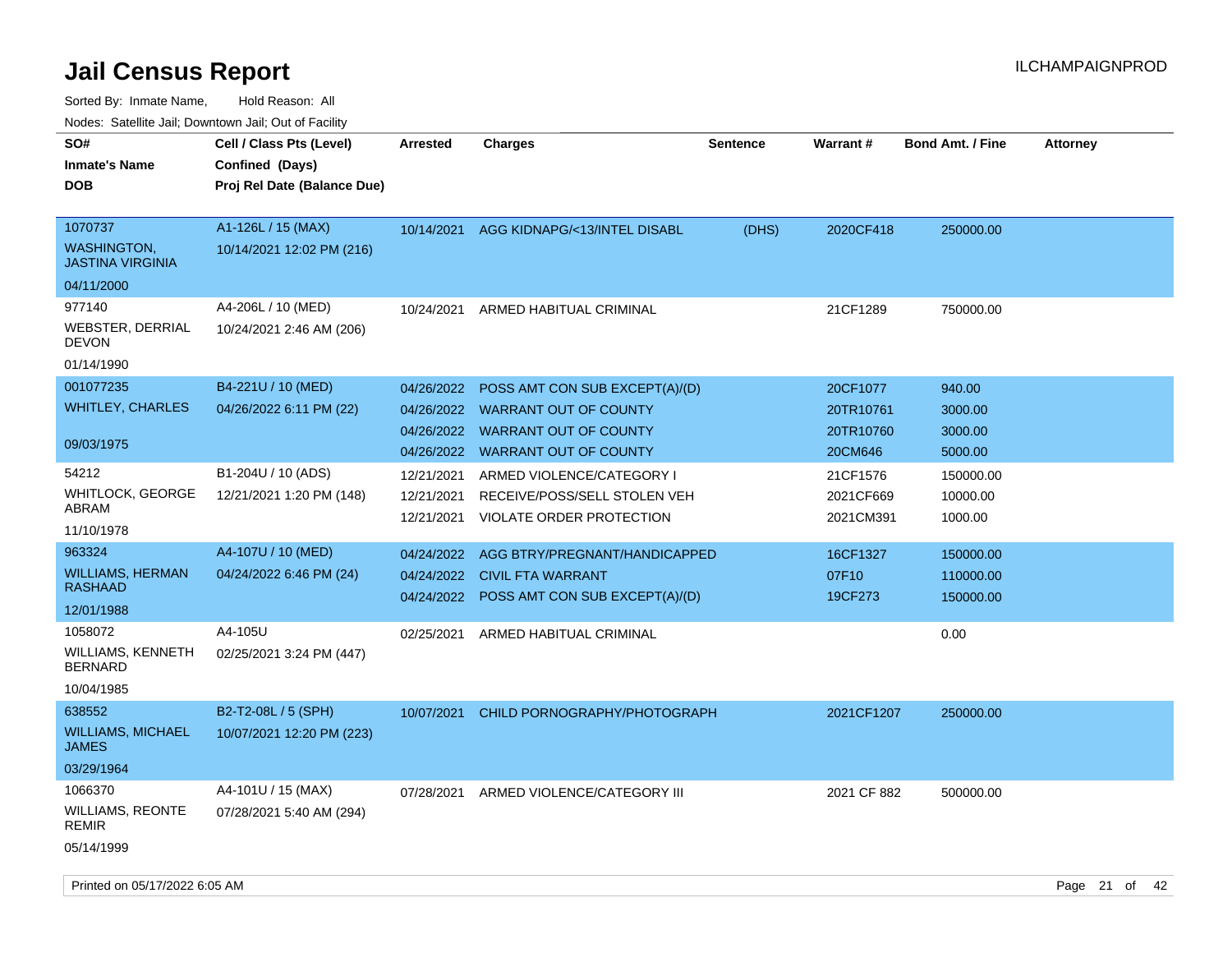# Jail Census Report

ILCHAMPAIGNPROD

Sorted By: Inmate Name, Hold Reason: All

Nodes: Satellite Jail; Downtown Jail; Out of Facility

| SO# / Inmate's Name / DOB | Cell / Class Pts (Level) / Confined (Days) / Proj Rel Date (Balance Due) | Arrested | Charges | Sentence | Warrant # | Bond Amt. / Fine | Attorney |
|---|---|---|---|---|---|---|---|
| 1070737 WASHINGTON, JASTINA VIRGINIA 04/11/2000 | A1-126L / 15 (MAX) 10/14/2021 12:02 PM (216) | 10/14/2021 | AGG KIDNAPG/<13/INTEL DISABL | (DHS) | 2020CF418 | 250000.00 | |
| 977140 WEBSTER, DERRIAL DEVON 01/14/1990 | A4-206L / 10 (MED) 10/24/2021 2:46 AM (206) | 10/24/2021 | ARMED HABITUAL CRIMINAL | | 21CF1289 | 750000.00 | |
| 001077235 WHITLEY, CHARLES 09/03/1975 | B4-221U / 10 (MED) 04/26/2022 6:11 PM (22) | 04/26/2022 | POSS AMT CON SUB EXCEPT(A)/(D) | | 20CF1077 | 940.00 | |
| | | 04/26/2022 | WARRANT OUT OF COUNTY | | 20TR10761 | 3000.00 | |
| | | 04/26/2022 | WARRANT OUT OF COUNTY | | 20TR10760 | 3000.00 | |
| | | 04/26/2022 | WARRANT OUT OF COUNTY | | 20CM646 | 5000.00 | |
| 54212 WHITLOCK, GEORGE ABRAM 11/10/1978 | B1-204U / 10 (ADS) 12/21/2021 1:20 PM (148) | 12/21/2021 | ARMED VIOLENCE/CATEGORY I | | 21CF1576 | 150000.00 | |
| | | 12/21/2021 | RECEIVE/POSS/SELL STOLEN VEH | | 2021CF669 | 10000.00 | |
| | | 12/21/2021 | VIOLATE ORDER PROTECTION | | 2021CM391 | 1000.00 | |
| 963324 WILLIAMS, HERMAN RASHAAD 12/01/1988 | A4-107U / 10 (MED) 04/24/2022 6:46 PM (24) | 04/24/2022 | AGG BTRY/PREGNANT/HANDICAPPED | | 16CF1327 | 150000.00 | |
| | | 04/24/2022 | CIVIL FTA WARRANT | | 07F10 | 110000.00 | |
| | | 04/24/2022 | POSS AMT CON SUB EXCEPT(A)/(D) | | 19CF273 | 150000.00 | |
| 1058072 WILLIAMS, KENNETH BERNARD 10/04/1985 | A4-105U 02/25/2021 3:24 PM (447) | 02/25/2021 | ARMED HABITUAL CRIMINAL | | | 0.00 | |
| 638552 WILLIAMS, MICHAEL JAMES 03/29/1964 | B2-T2-08L / 5 (SPH) 10/07/2021 12:20 PM (223) | 10/07/2021 | CHILD PORNOGRAPHY/PHOTOGRAPH | | 2021CF1207 | 250000.00 | |
| 1066370 WILLIAMS, REONTE REMIR 05/14/1999 | A4-101U / 15 (MAX) 07/28/2021 5:40 AM (294) | 07/28/2021 | ARMED VIOLENCE/CATEGORY III | | 2021 CF 882 | 500000.00 | |

Printed on 05/17/2022 6:05 AM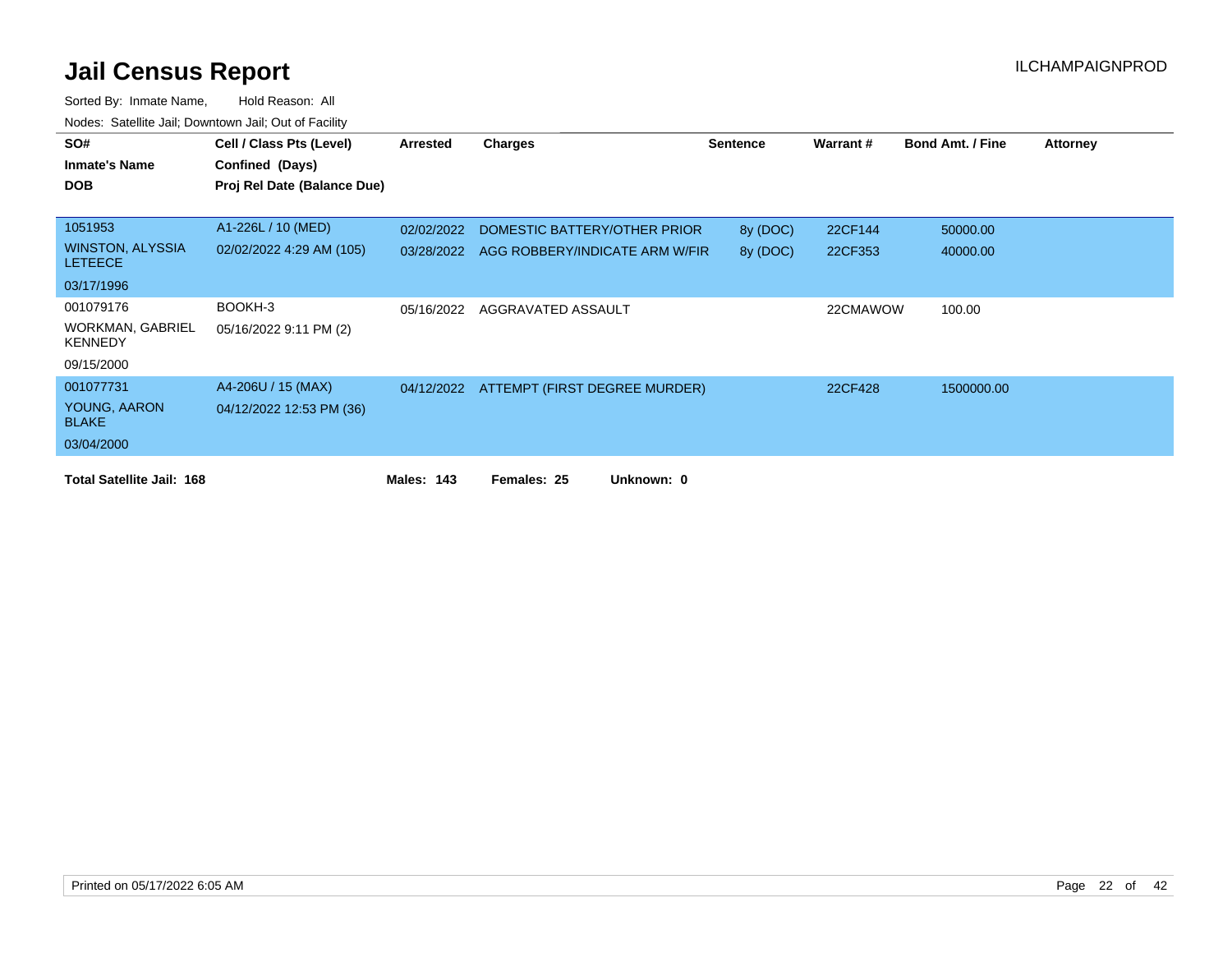# Jail Census Report

Sorted By: Inmate Name, Hold Reason: All

Nodes: Satellite Jail; Downtown Jail; Out of Facility

| SO# / Inmate's Name / DOB | Cell / Class Pts (Level) / Confined (Days) / Proj Rel Date (Balance Due) | Arrested | Charges | Sentence | Warrant # | Bond Amt. / Fine | Attorney |
|---|---|---|---|---|---|---|---|
| 1051953<br>WINSTON, ALYSSIA LETEECE<br>03/17/1996 | A1-226L / 10 (MED)<br>02/02/2022 4:29 AM (105) | 02/02/2022 | DOMESTIC BATTERY/OTHER PRIOR | 8y (DOC) | 22CF144 | 50000.00 | |
| | | 03/28/2022 | AGG ROBBERY/INDICATE ARM W/FIR | 8y (DOC) | 22CF353 | 40000.00 | |
| 001079176<br>WORKMAN, GABRIEL KENNEDY<br>09/15/2000 | BOOKH-3<br>05/16/2022 9:11 PM (2) | 05/16/2022 | AGGRAVATED ASSAULT | | 22CMAWOW | 100.00 | |
| 001077731<br>YOUNG, AARON BLAKE<br>03/04/2000 | A4-206U / 15 (MAX)<br>04/12/2022 12:53 PM (36) | 04/12/2022 | ATTEMPT (FIRST DEGREE MURDER) | | 22CF428 | 1500000.00 | |

**Total Satellite Jail: 168** **Males: 143** **Females: 25** **Unknown: 0**

Printed on 05/17/2022 6:05 AM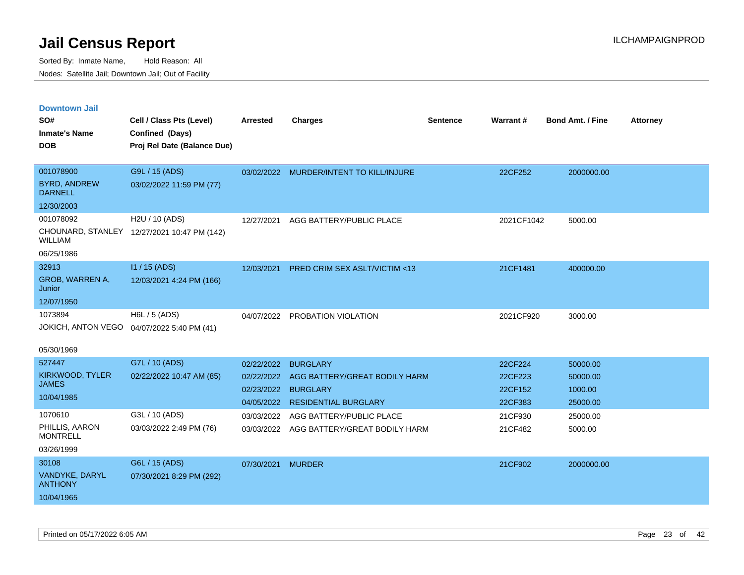# Jail Census Report

Sorted By: Inmate Name, Hold Reason: All

Nodes: Satellite Jail; Downtown Jail; Out of Facility

ILCHAMPAIGNPROD

## Downtown Jail

| SO# / Inmate's Name / DOB | Cell / Class Pts (Level) / Confined (Days) / Proj Rel Date (Balance Due) | Arrested | Charges | Sentence | Warrant # | Bond Amt. / Fine | Attorney |
|---|---|---|---|---|---|---|---|
| 001078900<br>BYRD, ANDREW DARNELL<br>12/30/2003 | G9L / 15 (ADS)<br>03/02/2022 11:59 PM (77) | 03/02/2022 | MURDER/INTENT TO KILL/INJURE | | 22CF252 | 2000000.00 | |
| 001078092<br>CHOUNARD, STANLEY WILLIAM<br>06/25/1986 | H2U / 10 (ADS)<br>12/27/2021 10:47 PM (142) | 12/27/2021 | AGG BATTERY/PUBLIC PLACE | | 2021CF1042 | 5000.00 | |
| 32913<br>GROB, WARREN A, Junior<br>12/07/1950 | I1 / 15 (ADS)<br>12/03/2021 4:24 PM (166) | 12/03/2021 | PRED CRIM SEX ASLT/VICTIM <13 | | 21CF1481 | 400000.00 | |
| 1073894<br>JOKICH, ANTON VEGO<br>05/30/1969 | H6L / 5 (ADS)<br>04/07/2022 5:40 PM (41) | 04/07/2022 | PROBATION VIOLATION | | 2021CF920 | 3000.00 | |
| 527447<br>KIRKWOOD, TYLER JAMES<br>10/04/1985 | G7L / 10 (ADS)<br>02/22/2022 10:47 AM (85) | 02/22/2022 | BURGLARY | | 22CF224 | 50000.00 | |
| | | 02/22/2022 | AGG BATTERY/GREAT BODILY HARM | | 22CF223 | 50000.00 | |
| | | 02/23/2022 | BURGLARY | | 22CF152 | 1000.00 | |
| | | 04/05/2022 | RESIDENTIAL BURGLARY | | 22CF383 | 25000.00 | |
| 1070610<br>PHILLIS, AARON MONTRELL<br>03/26/1999 | G3L / 10 (ADS)<br>03/03/2022 2:49 PM (76) | 03/03/2022 | AGG BATTERY/PUBLIC PLACE | | 21CF930 | 25000.00 | |
| | | 03/03/2022 | AGG BATTERY/GREAT BODILY HARM | | 21CF482 | 5000.00 | |
| 30108<br>VANDYKE, DARYL ANTHONY<br>10/04/1965 | G6L / 15 (ADS)<br>07/30/2021 8:29 PM (292) | 07/30/2021 | MURDER | | 21CF902 | 2000000.00 | |

Printed on 05/17/2022 6:05 AM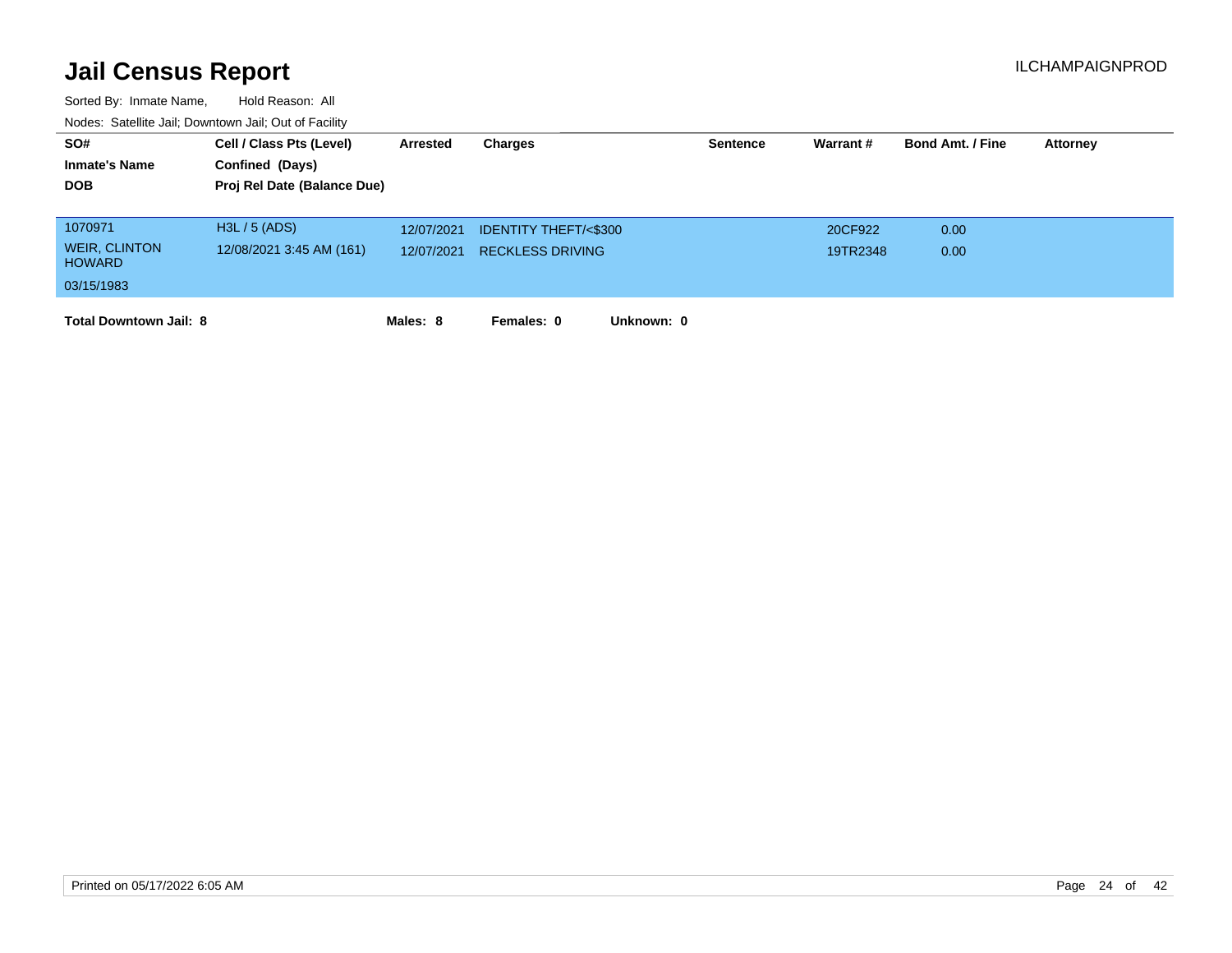# Jail Census Report

ILCHAMPAIGNPROD

Sorted By: Inmate Name, Hold Reason: All

Nodes: Satellite Jail; Downtown Jail; Out of Facility

| SO# / Inmate's Name / DOB | Cell / Class Pts (Level) / Confined (Days) / Proj Rel Date (Balance Due) | Arrested | Charges | Sentence | Warrant # | Bond Amt. / Fine | Attorney |
|---|---|---|---|---|---|---|---|
| 1070971 | H3L / 5 (ADS) | 12/07/2021 | IDENTITY THEFT/<$300 | | 20CF922 | 0.00 | |
| WEIR, CLINTON HOWARD | 12/08/2021 3:45 AM (161) | 12/07/2021 | RECKLESS DRIVING | | 19TR2348 | 0.00 | |
| 03/15/1983 | | | | | | | |

**Total Downtown Jail: 8** **Males: 8** **Females: 0** **Unknown: 0**

Printed on 05/17/2022 6:05 AM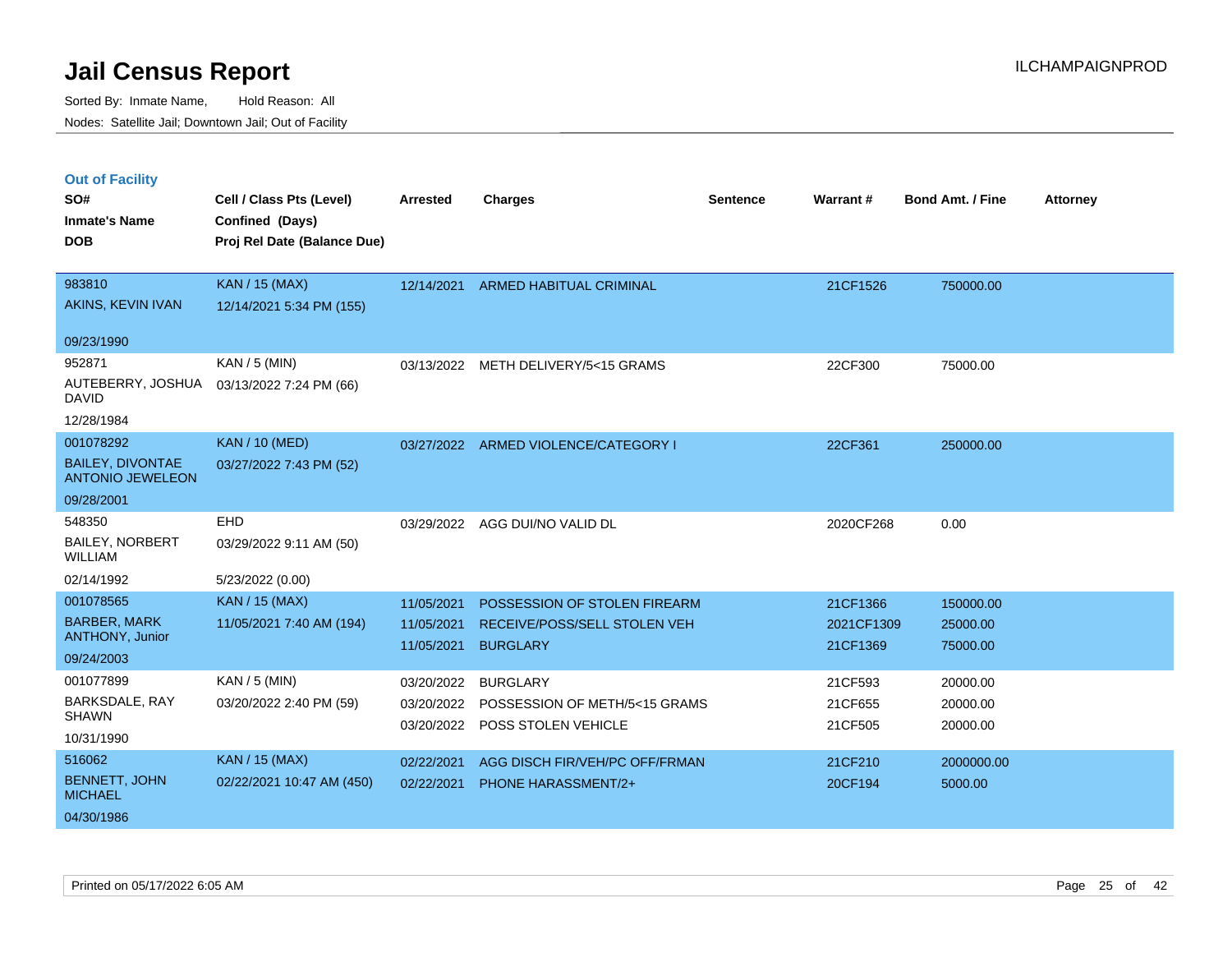# Jail Census Report

Sorted By: Inmate Name, Hold Reason: All

Nodes: Satellite Jail; Downtown Jail; Out of Facility

## Out of Facility

| SO# / Inmate's Name / DOB | Cell / Class Pts (Level) / Confined (Days) / Proj Rel Date (Balance Due) | Arrested | Charges | Sentence | Warrant # | Bond Amt. / Fine | Attorney |
|---|---|---|---|---|---|---|---|
| 983810<br>AKINS, KEVIN IVAN<br>09/23/1990 | KAN / 15 (MAX)<br>12/14/2021 5:34 PM (155) | 12/14/2021 | ARMED HABITUAL CRIMINAL | | 21CF1526 | 750000.00 | |
| 952871<br>AUTEBERRY, JOSHUA DAVID<br>12/28/1984 | KAN / 5 (MIN)<br>03/13/2022 7:24 PM (66) | 03/13/2022 | METH DELIVERY/5<15 GRAMS | | 22CF300 | 75000.00 | |
| 001078292<br>BAILEY, DIVONTAE ANTONIO JEWELEON<br>09/28/2001 | KAN / 10 (MED)<br>03/27/2022 7:43 PM (52) | 03/27/2022 | ARMED VIOLENCE/CATEGORY I | | 22CF361 | 250000.00 | |
| 548350<br>BAILEY, NORBERT WILLIAM<br>02/14/1992 | EHD<br>03/29/2022 9:11 AM (50)<br>5/23/2022 (0.00) | 03/29/2022 | AGG DUI/NO VALID DL | | 2020CF268 | 0.00 | |
| 001078565<br>BARBER, MARK ANTHONY, Junior<br>09/24/2003 | KAN / 15 (MAX)<br>11/05/2021 7:40 AM (194) | 11/05/2021<br>11/05/2021<br>11/05/2021 | POSSESSION OF STOLEN FIREARM<br>RECEIVE/POSS/SELL STOLEN VEH<br>BURGLARY | | 21CF1366<br>2021CF1309<br>21CF1369 | 150000.00<br>25000.00<br>75000.00 | |
| 001077899<br>BARKSDALE, RAY SHAWN<br>10/31/1990 | KAN / 5 (MIN)<br>03/20/2022 2:40 PM (59) | 03/20/2022<br>03/20/2022<br>03/20/2022 | BURGLARY<br>POSSESSION OF METH/5<15 GRAMS<br>POSS STOLEN VEHICLE | | 21CF593<br>21CF655<br>21CF505 | 20000.00<br>20000.00<br>20000.00 | |
| 516062<br>BENNETT, JOHN MICHAEL<br>04/30/1986 | KAN / 15 (MAX)<br>02/22/2021 10:47 AM (450) | 02/22/2021<br>02/22/2021 | AGG DISCH FIR/VEH/PC OFF/FRMAN<br>PHONE HARASSMENT/2+ | | 21CF210<br>20CF194 | 2000000.00<br>5000.00 | |

Printed on 05/17/2022 6:05 AM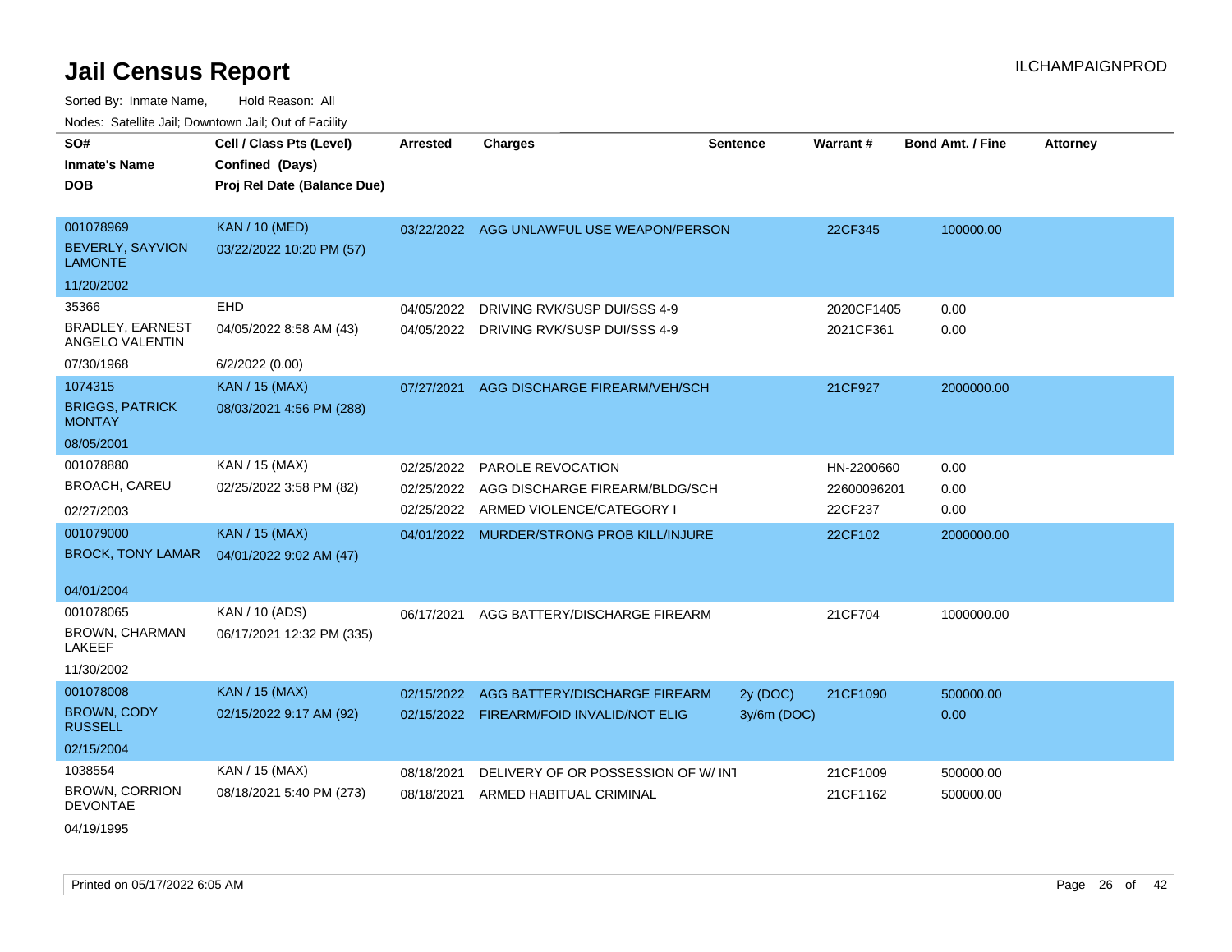# Jail Census Report

ILCHAMPAIGNPROD

Sorted By: Inmate Name, Hold Reason: All

Nodes: Satellite Jail; Downtown Jail; Out of Facility

| SO# / Inmate's Name / DOB | Cell / Class Pts (Level) / Confined (Days) / Proj Rel Date (Balance Due) | Arrested | Charges | Sentence | Warrant # | Bond Amt. / Fine | Attorney |
|---|---|---|---|---|---|---|---|
| 001078969 BEVERLY, SAYVION LAMONTE 11/20/2002 | KAN / 10 (MED) 03/22/2022 10:20 PM (57) | 03/22/2022 | AGG UNLAWFUL USE WEAPON/PERSON | | 22CF345 | 100000.00 | |
| 35366 BRADLEY, EARNEST ANGELO VALENTIN 07/30/1968 | EHD 04/05/2022 8:58 AM (43) 6/2/2022 (0.00) | 04/05/2022 | DRIVING RVK/SUSP DUI/SSS 4-9 | | 2020CF1405 | 0.00 | |
| | | 04/05/2022 | DRIVING RVK/SUSP DUI/SSS 4-9 | | 2021CF361 | 0.00 | |
| 1074315 BRIGGS, PATRICK MONTAY 08/05/2001 | KAN / 15 (MAX) 08/03/2021 4:56 PM (288) | 07/27/2021 | AGG DISCHARGE FIREARM/VEH/SCH | | 21CF927 | 2000000.00 | |
| 001078880 BROACH, CAREU 02/27/2003 | KAN / 15 (MAX) 02/25/2022 3:58 PM (82) | 02/25/2022 | PAROLE REVOCATION | | HN-2200660 | 0.00 | |
| | | 02/25/2022 | AGG DISCHARGE FIREARM/BLDG/SCH | | 22600096201 | 0.00 | |
| | | 02/25/2022 | ARMED VIOLENCE/CATEGORY I | | 22CF237 | 0.00 | |
| 001079000 BROCK, TONY LAMAR 04/01/2004 | KAN / 15 (MAX) 04/01/2022 9:02 AM (47) | 04/01/2022 | MURDER/STRONG PROB KILL/INJURE | | 22CF102 | 2000000.00 | |
| 001078065 BROWN, CHARMAN LAKEEF 11/30/2002 | KAN / 10 (ADS) 06/17/2021 12:32 PM (335) | 06/17/2021 | AGG BATTERY/DISCHARGE FIREARM | | 21CF704 | 1000000.00 | |
| 001078008 BROWN, CODY RUSSELL 02/15/2004 | KAN / 15 (MAX) 02/15/2022 9:17 AM (92) | 02/15/2022 | AGG BATTERY/DISCHARGE FIREARM | 2y (DOC) | 21CF1090 | 500000.00 | |
| | | 02/15/2022 | FIREARM/FOID INVALID/NOT ELIG | 3y/6m (DOC) | | 0.00 | |
| 1038554 BROWN, CORRION DEVONTAE 04/19/1995 | KAN / 15 (MAX) 08/18/2021 5:40 PM (273) | 08/18/2021 | DELIVERY OF OR POSSESSION OF W/ INT | | 21CF1009 | 500000.00 | |
| | | 08/18/2021 | ARMED HABITUAL CRIMINAL | | 21CF1162 | 500000.00 | |

Printed on 05/17/2022 6:05 AM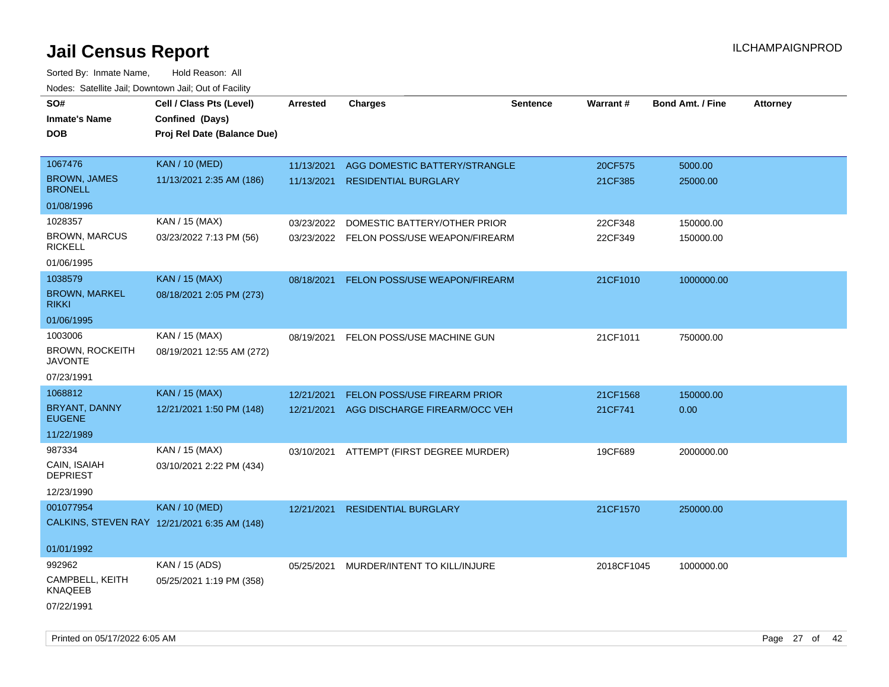# Jail Census Report

ILCHAMPAIGNPROD

Sorted By: Inmate Name, Hold Reason: All

Nodes: Satellite Jail; Downtown Jail; Out of Facility

| SO# / Inmate's Name / DOB | Cell / Class Pts (Level) / Confined (Days) / Proj Rel Date (Balance Due) | Arrested | Charges | Sentence | Warrant # | Bond Amt. / Fine | Attorney |
|---|---|---|---|---|---|---|---|
| 1067476 BROWN, JAMES BRONELL 01/08/1996 | KAN / 10 (MED) 11/13/2021 2:35 AM (186) | 11/13/2021 | AGG DOMESTIC BATTERY/STRANGLE | | 20CF575 | 5000.00 | |
| | | 11/13/2021 | RESIDENTIAL BURGLARY | | 21CF385 | 25000.00 | |
| 1028357 BROWN, MARCUS RICKELL 01/06/1995 | KAN / 15 (MAX) 03/23/2022 7:13 PM (56) | 03/23/2022 | DOMESTIC BATTERY/OTHER PRIOR | | 22CF348 | 150000.00 | |
| | | 03/23/2022 | FELON POSS/USE WEAPON/FIREARM | | 22CF349 | 150000.00 | |
| 1038579 BROWN, MARKEL RIKKI 01/06/1995 | KAN / 15 (MAX) 08/18/2021 2:05 PM (273) | 08/18/2021 | FELON POSS/USE WEAPON/FIREARM | | 21CF1010 | 1000000.00 | |
| 1003006 BROWN, ROCKEITH JAVONTE 07/23/1991 | KAN / 15 (MAX) 08/19/2021 12:55 AM (272) | 08/19/2021 | FELON POSS/USE MACHINE GUN | | 21CF1011 | 750000.00 | |
| 1068812 BRYANT, DANNY EUGENE 11/22/1989 | KAN / 15 (MAX) 12/21/2021 1:50 PM (148) | 12/21/2021 | FELON POSS/USE FIREARM PRIOR | | 21CF1568 | 150000.00 | |
| | | 12/21/2021 | AGG DISCHARGE FIREARM/OCC VEH | | 21CF741 | 0.00 | |
| 987334 CAIN, ISAIAH DEPRIEST 12/23/1990 | KAN / 15 (MAX) 03/10/2021 2:22 PM (434) | 03/10/2021 | ATTEMPT (FIRST DEGREE MURDER) | | 19CF689 | 2000000.00 | |
| 001077954 CALKINS, STEVEN RAY 01/01/1992 | KAN / 10 (MED) 12/21/2021 6:35 AM (148) | 12/21/2021 | RESIDENTIAL BURGLARY | | 21CF1570 | 250000.00 | |
| 992962 CAMPBELL, KEITH KNAQEEB 07/22/1991 | KAN / 15 (ADS) 05/25/2021 1:19 PM (358) | 05/25/2021 | MURDER/INTENT TO KILL/INJURE | | 2018CF1045 | 1000000.00 | |

Printed on 05/17/2022 6:05 AM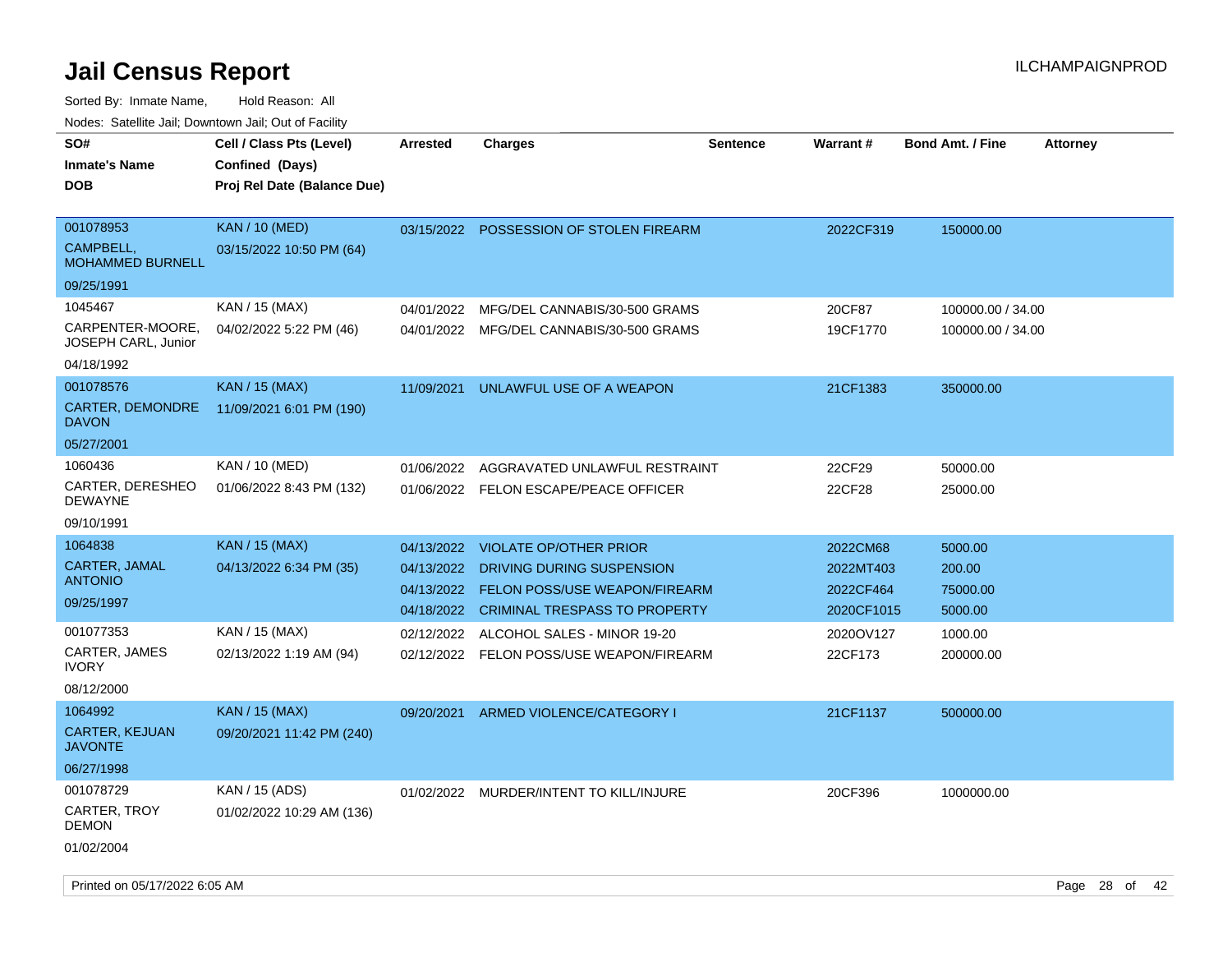# Jail Census Report

Sorted By: Inmate Name, Hold Reason: All

Nodes: Satellite Jail; Downtown Jail; Out of Facility

| SO# / Inmate's Name / DOB | Cell / Class Pts (Level) / Confined (Days) / Proj Rel Date (Balance Due) | Arrested | Charges | Sentence | Warrant # | Bond Amt. / Fine | Attorney |
|---|---|---|---|---|---|---|---|
| 001078953 CAMPBELL, MOHAMMED BURNELL 09/25/1991 | KAN / 10 (MED) 03/15/2022 10:50 PM (64) | 03/15/2022 | POSSESSION OF STOLEN FIREARM | | 2022CF319 | 150000.00 | |
| 1045467 CARPENTER-MOORE, JOSEPH CARL, Junior 04/18/1992 | KAN / 15 (MAX) 04/02/2022 5:22 PM (46) | 04/01/2022 | MFG/DEL CANNABIS/30-500 GRAMS | | 20CF87 | 100000.00 / 34.00 | |
| | | 04/01/2022 | MFG/DEL CANNABIS/30-500 GRAMS | | 19CF1770 | 100000.00 / 34.00 | |
| 001078576 CARTER, DEMONDRE DAVON 05/27/2001 | KAN / 15 (MAX) 11/09/2021 6:01 PM (190) | 11/09/2021 | UNLAWFUL USE OF A WEAPON | | 21CF1383 | 350000.00 | |
| 1060436 CARTER, DERESHEO DEWAYNE 09/10/1991 | KAN / 10 (MED) 01/06/2022 8:43 PM (132) | 01/06/2022 | AGGRAVATED UNLAWFUL RESTRAINT | | 22CF29 | 50000.00 | |
| | | 01/06/2022 | FELON ESCAPE/PEACE OFFICER | | 22CF28 | 25000.00 | |
| 1064838 CARTER, JAMAL ANTONIO 09/25/1997 | KAN / 15 (MAX) 04/13/2022 6:34 PM (35) | 04/13/2022 | VIOLATE OP/OTHER PRIOR | | 2022CM68 | 5000.00 | |
| | | 04/13/2022 | DRIVING DURING SUSPENSION | | 2022MT403 | 200.00 | |
| | | 04/13/2022 | FELON POSS/USE WEAPON/FIREARM | | 2022CF464 | 75000.00 | |
| | | 04/18/2022 | CRIMINAL TRESPASS TO PROPERTY | | 2020CF1015 | 5000.00 | |
| 001077353 CARTER, JAMES IVORY 08/12/2000 | KAN / 15 (MAX) 02/13/2022 1:19 AM (94) | 02/12/2022 | ALCOHOL SALES - MINOR 19-20 | | 2020OV127 | 1000.00 | |
| | | 02/12/2022 | FELON POSS/USE WEAPON/FIREARM | | 22CF173 | 200000.00 | |
| 1064992 CARTER, KEJUAN JAVONTE 06/27/1998 | KAN / 15 (MAX) 09/20/2021 11:42 PM (240) | 09/20/2021 | ARMED VIOLENCE/CATEGORY I | | 21CF1137 | 500000.00 | |
| 001078729 CARTER, TROY DEMON 01/02/2004 | KAN / 15 (ADS) 01/02/2022 10:29 AM (136) | 01/02/2022 | MURDER/INTENT TO KILL/INJURE | | 20CF396 | 1000000.00 | |

Printed on 05/17/2022 6:05 AM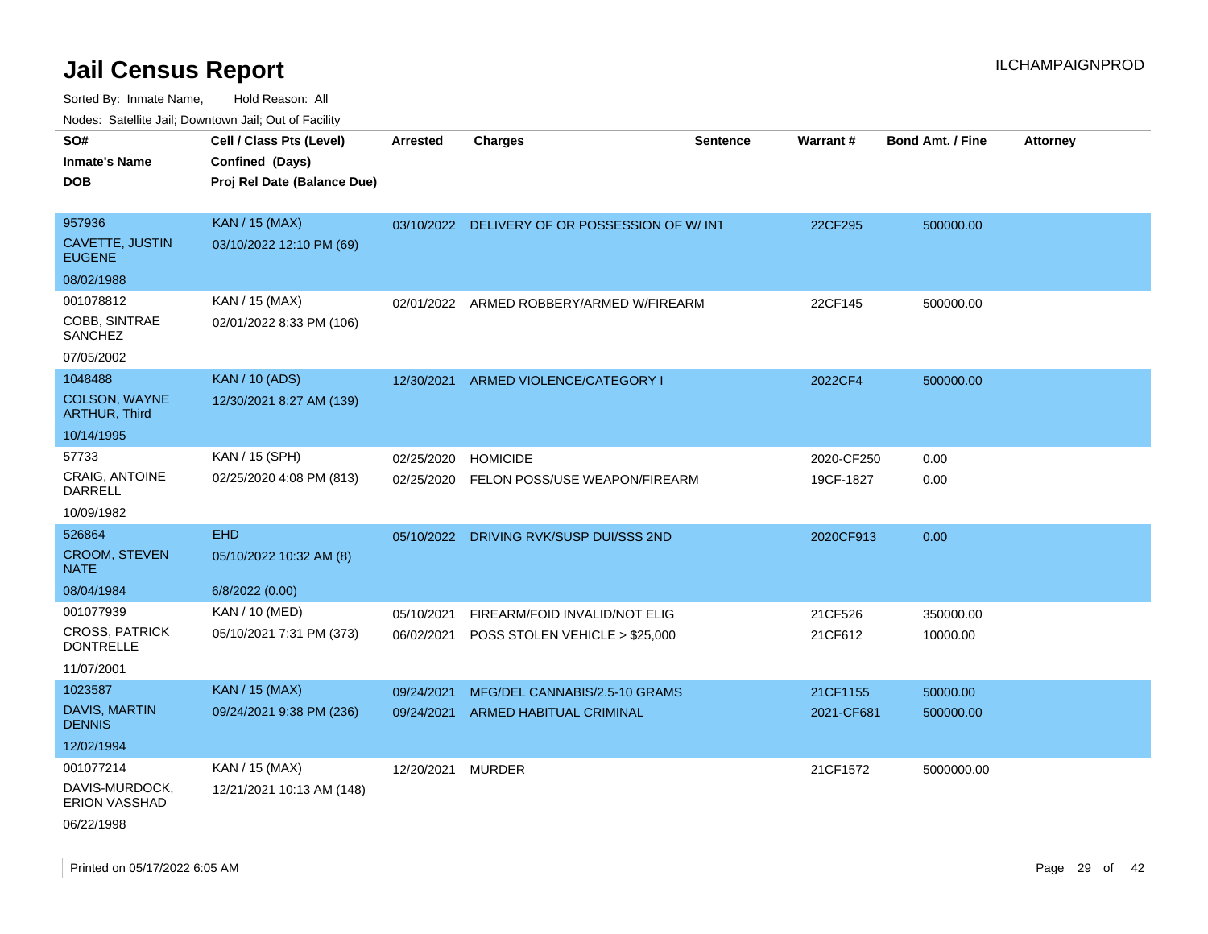# Jail Census Report

Sorted By: Inmate Name, Hold Reason: All

Nodes: Satellite Jail; Downtown Jail; Out of Facility

| SO# / Inmate's Name / DOB | Cell / Class Pts (Level) / Confined (Days) / Proj Rel Date (Balance Due) | Arrested | Charges | Sentence | Warrant # | Bond Amt. / Fine | Attorney |
|---|---|---|---|---|---|---|---|
| 957936<br>CAVETTE, JUSTIN EUGENE<br>08/02/1988 | KAN / 15 (MAX)<br>03/10/2022 12:10 PM (69) | 03/10/2022 | DELIVERY OF OR POSSESSION OF W/ INT | | 22CF295 | 500000.00 | |
| 001078812<br>COBB, SINTRAE SANCHEZ<br>07/05/2002 | KAN / 15 (MAX)<br>02/01/2022 8:33 PM (106) | 02/01/2022 | ARMED ROBBERY/ARMED W/FIREARM | | 22CF145 | 500000.00 | |
| 1048488<br>COLSON, WAYNE ARTHUR, Third<br>10/14/1995 | KAN / 10 (ADS)<br>12/30/2021 8:27 AM (139) | 12/30/2021 | ARMED VIOLENCE/CATEGORY I | | 2022CF4 | 500000.00 | |
| 57733<br>CRAIG, ANTOINE DARRELL<br>10/09/1982 | KAN / 15 (SPH)<br>02/25/2020 4:08 PM (813) | 02/25/2020<br>02/25/2020 | HOMICIDE<br>FELON POSS/USE WEAPON/FIREARM | | 2020-CF250<br>19CF-1827 | 0.00<br>0.00 | |
| 526864<br>CROOM, STEVEN NATE<br>08/04/1984 | EHD<br>05/10/2022 10:32 AM (8)<br>6/8/2022 (0.00) | 05/10/2022 | DRIVING RVK/SUSP DUI/SSS 2ND | | 2020CF913 | 0.00 | |
| 001077939<br>CROSS, PATRICK DONTRELLE<br>11/07/2001 | KAN / 10 (MED)<br>05/10/2021 7:31 PM (373) | 05/10/2021<br>06/02/2021 | FIREARM/FOID INVALID/NOT ELIG<br>POSS STOLEN VEHICLE > $25,000 | | 21CF526<br>21CF612 | 350000.00<br>10000.00 | |
| 1023587<br>DAVIS, MARTIN DENNIS<br>12/02/1994 | KAN / 15 (MAX)<br>09/24/2021 9:38 PM (236) | 09/24/2021<br>09/24/2021 | MFG/DEL CANNABIS/2.5-10 GRAMS<br>ARMED HABITUAL CRIMINAL | | 21CF1155<br>2021-CF681 | 50000.00<br>500000.00 | |
| 001077214<br>DAVIS-MURDOCK, ERION VASSHAD<br>06/22/1998 | KAN / 15 (MAX)<br>12/21/2021 10:13 AM (148) | 12/20/2021 | MURDER | | 21CF1572 | 5000000.00 | |

Printed on 05/17/2022 6:05 AM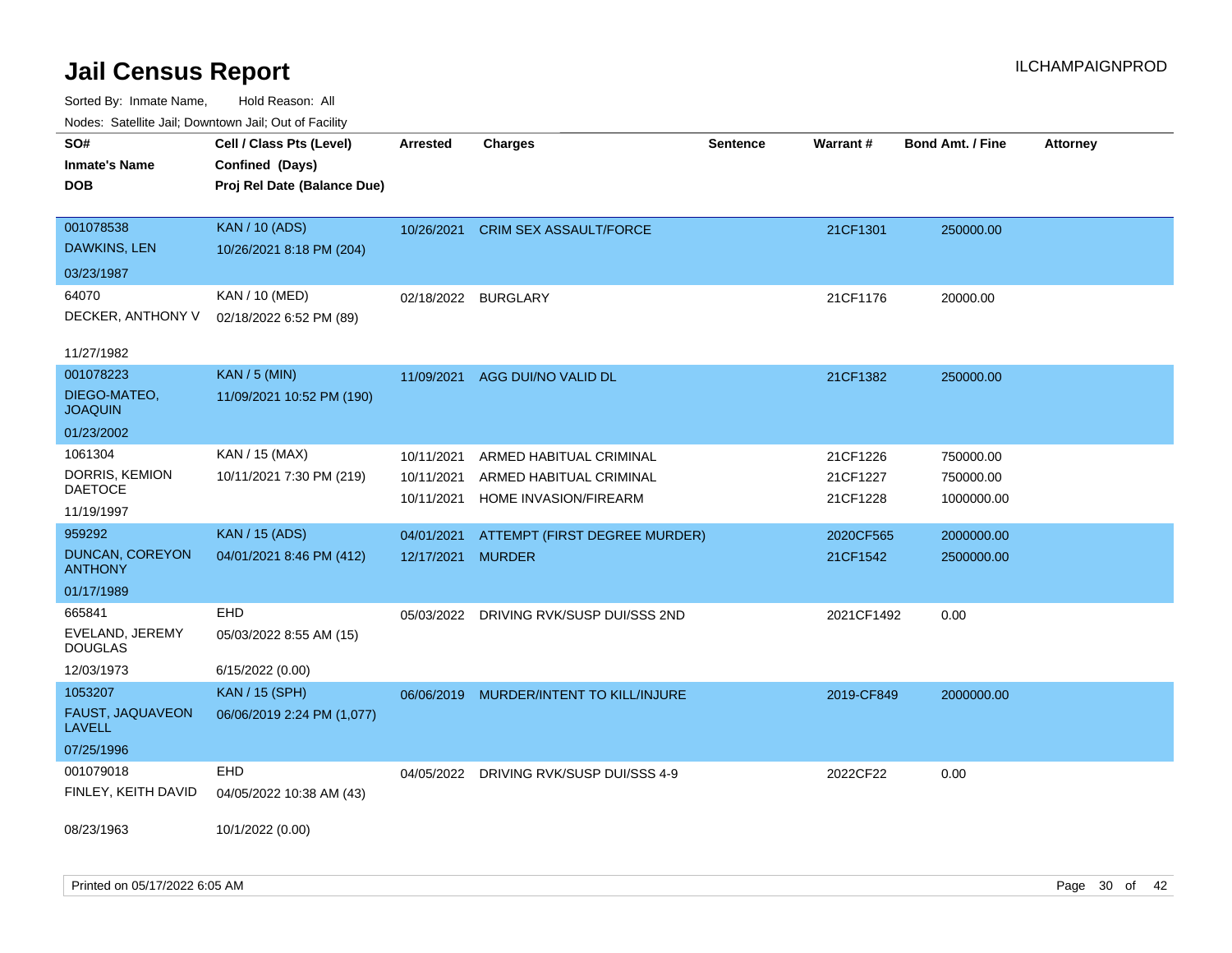# Jail Census Report

ILCHAMPAIGNPROD

Sorted By: Inmate Name, Hold Reason: All

Nodes: Satellite Jail; Downtown Jail; Out of Facility

| SO# / Inmate's Name / DOB | Cell / Class Pts (Level) / Confined (Days) / Proj Rel Date (Balance Due) | Arrested | Charges | Sentence | Warrant # | Bond Amt. / Fine | Attorney |
|---|---|---|---|---|---|---|---|
| 001078538<br>DAWKINS, LEN<br>03/23/1987 | KAN / 10 (ADS)<br>10/26/2021 8:18 PM (204) | 10/26/2021 | CRIM SEX ASSAULT/FORCE | | 21CF1301 | 250000.00 | |
| 64070<br>DECKER, ANTHONY V<br>11/27/1982 | KAN / 10 (MED)<br>02/18/2022 6:52 PM (89) | 02/18/2022 | BURGLARY | | 21CF1176 | 20000.00 | |
| 001078223<br>DIEGO-MATEO, JOAQUIN<br>01/23/2002 | KAN / 5 (MIN)<br>11/09/2021 10:52 PM (190) | 11/09/2021 | AGG DUI/NO VALID DL | | 21CF1382 | 250000.00 | |
| 1061304<br>DORRIS, KEMION DAETOCE<br>11/19/1997 | KAN / 15 (MAX)<br>10/11/2021 7:30 PM (219) | 10/11/2021<br>10/11/2021<br>10/11/2021 | ARMED HABITUAL CRIMINAL<br>ARMED HABITUAL CRIMINAL<br>HOME INVASION/FIREARM | | 21CF1226<br>21CF1227<br>21CF1228 | 750000.00<br>750000.00<br>1000000.00 | |
| 959292<br>DUNCAN, COREYON ANTHONY<br>01/17/1989 | KAN / 15 (ADS)<br>04/01/2021 8:46 PM (412) | 04/01/2021<br>12/17/2021 | ATTEMPT (FIRST DEGREE MURDER)<br>MURDER | | 2020CF565<br>21CF1542 | 2000000.00<br>2500000.00 | |
| 665841<br>EVELAND, JEREMY DOUGLAS<br>12/03/1973 | EHD<br>05/03/2022 8:55 AM (15)<br>6/15/2022 (0.00) | 05/03/2022 | DRIVING RVK/SUSP DUI/SSS 2ND | | 2021CF1492 | 0.00 | |
| 1053207<br>FAUST, JAQUAVEON LAVELL<br>07/25/1996 | KAN / 15 (SPH)<br>06/06/2019 2:24 PM (1,077) | 06/06/2019 | MURDER/INTENT TO KILL/INJURE | | 2019-CF849 | 2000000.00 | |
| 001079018<br>FINLEY, KEITH DAVID<br>08/23/1963 | EHD<br>04/05/2022 10:38 AM (43)<br>10/1/2022 (0.00) | 04/05/2022 | DRIVING RVK/SUSP DUI/SSS 4-9 | | 2022CF22 | 0.00 | |

Printed on 05/17/2022 6:05 AM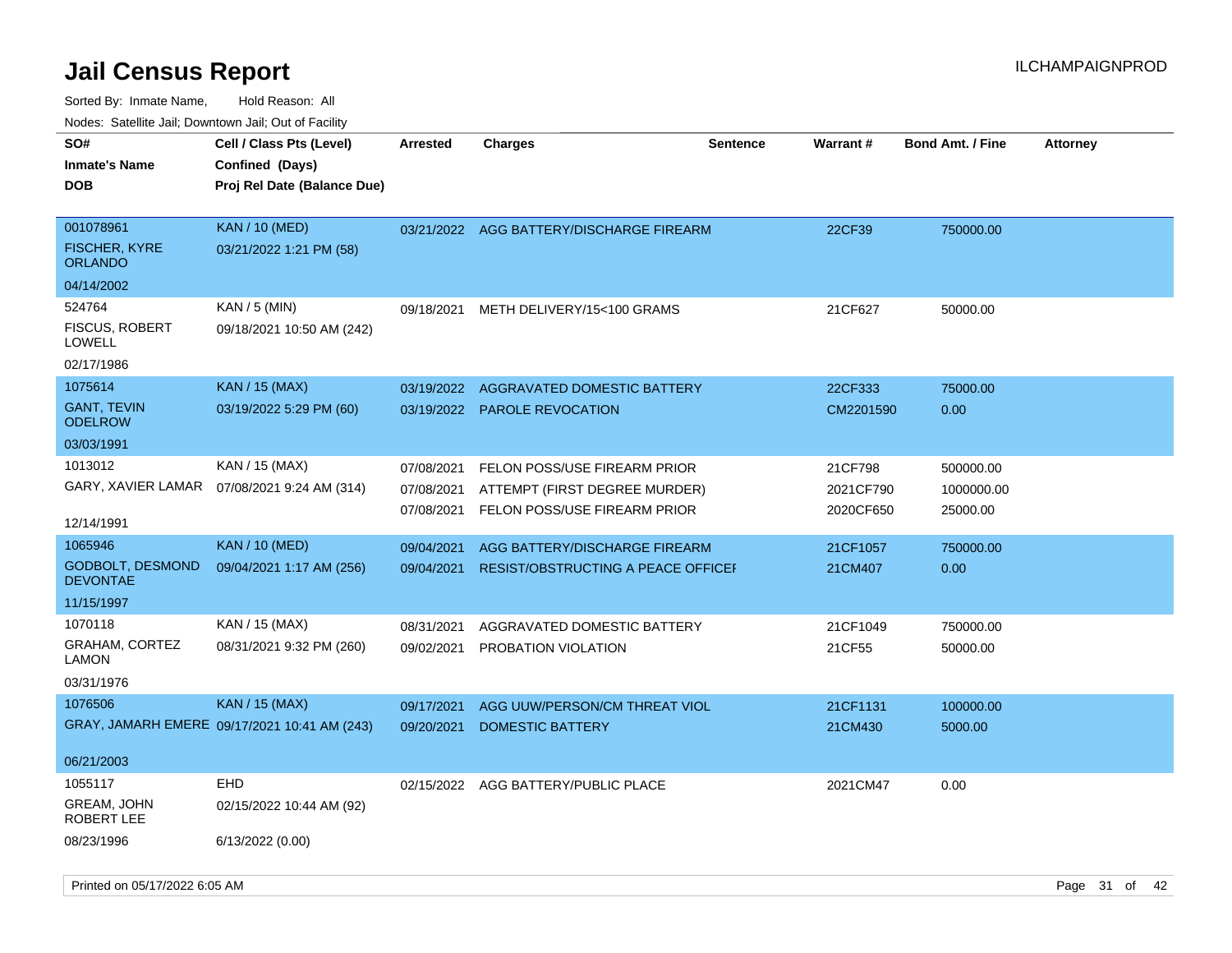# Jail Census Report

ILCHAMPAIGNPROD

Sorted By: Inmate Name, Hold Reason: All

Nodes: Satellite Jail; Downtown Jail; Out of Facility

| SO# / Inmate's Name / DOB | Cell / Class Pts (Level) / Confined (Days) / Proj Rel Date (Balance Due) | Arrested | Charges | Sentence | Warrant # | Bond Amt. / Fine | Attorney |
|---|---|---|---|---|---|---|---|
| 001078961 FISCHER, KYRE ORLANDO 04/14/2002 | KAN / 10 (MED) 03/21/2022 1:21 PM (58) | 03/21/2022 | AGG BATTERY/DISCHARGE FIREARM | | 22CF39 | 750000.00 | |
| 524764 FISCUS, ROBERT LOWELL 02/17/1986 | KAN / 5 (MIN) 09/18/2021 10:50 AM (242) | 09/18/2021 | METH DELIVERY/15<100 GRAMS | | 21CF627 | 50000.00 | |
| 1075614 GANT, TEVIN ODELROW 03/03/1991 | KAN / 15 (MAX) 03/19/2022 5:29 PM (60) | 03/19/2022 | AGGRAVATED DOMESTIC BATTERY | | 22CF333 | 75000.00 | |
| | | 03/19/2022 | PAROLE REVOCATION | | CM2201590 | 0.00 | |
| 1013012 GARY, XAVIER LAMAR 12/14/1991 | KAN / 15 (MAX) 07/08/2021 9:24 AM (314) | 07/08/2021 | FELON POSS/USE FIREARM PRIOR | | 21CF798 | 500000.00 | |
| | | 07/08/2021 | ATTEMPT (FIRST DEGREE MURDER) | | 2021CF790 | 1000000.00 | |
| | | 07/08/2021 | FELON POSS/USE FIREARM PRIOR | | 2020CF650 | 25000.00 | |
| 1065946 GODBOLT, DESMOND DEVONTAE 11/15/1997 | KAN / 10 (MED) 09/04/2021 1:17 AM (256) | 09/04/2021 | AGG BATTERY/DISCHARGE FIREARM | | 21CF1057 | 750000.00 | |
| | | 09/04/2021 | RESIST/OBSTRUCTING A PEACE OFFICEI | | 21CM407 | 0.00 | |
| 1070118 GRAHAM, CORTEZ LAMON 03/31/1976 | KAN / 15 (MAX) 08/31/2021 9:32 PM (260) | 08/31/2021 | AGGRAVATED DOMESTIC BATTERY | | 21CF1049 | 750000.00 | |
| | | 09/02/2021 | PROBATION VIOLATION | | 21CF55 | 50000.00 | |
| 1076506 GRAY, JAMARH EMERE 06/21/2003 | KAN / 15 (MAX) 09/17/2021 10:41 AM (243) | 09/17/2021 | AGG UUW/PERSON/CM THREAT VIOL | | 21CF1131 | 100000.00 | |
| | | 09/20/2021 | DOMESTIC BATTERY | | 21CM430 | 5000.00 | |
| 1055117 GREAM, JOHN ROBERT LEE 08/23/1996 | EHD 02/15/2022 10:44 AM (92) 6/13/2022 (0.00) | 02/15/2022 | AGG BATTERY/PUBLIC PLACE | | 2021CM47 | 0.00 | |

Printed on 05/17/2022 6:05 AM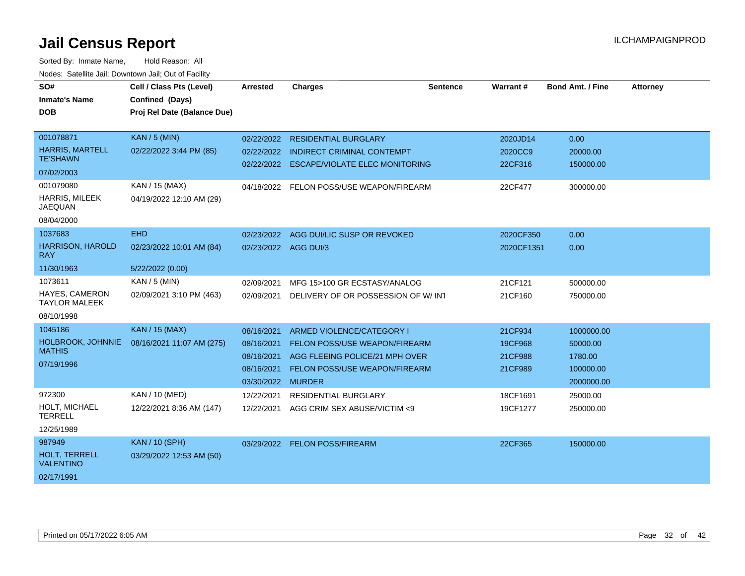# Jail Census Report

ILCHAMPAIGNPROD

Sorted By: Inmate Name, Hold Reason: All

Nodes: Satellite Jail; Downtown Jail; Out of Facility

| SO# / Inmate's Name / DOB | Cell / Class Pts (Level) / Confined (Days) / Proj Rel Date (Balance Due) | Arrested | Charges | Sentence | Warrant # | Bond Amt. / Fine | Attorney |
|---|---|---|---|---|---|---|---|
| 001078871 HARRIS, MARTELL TE'SHAWN 07/02/2003 | KAN / 5 (MIN) 02/22/2022 3:44 PM (85) | 02/22/2022 | RESIDENTIAL BURGLARY | | 2020JD14 | 0.00 | |
| | | 02/22/2022 | INDIRECT CRIMINAL CONTEMPT | | 2020CC9 | 20000.00 | |
| | | 02/22/2022 | ESCAPE/VIOLATE ELEC MONITORING | | 22CF316 | 150000.00 | |
| 001079080 HARRIS, MILEEK JAEQUAN 08/04/2000 | KAN / 15 (MAX) 04/19/2022 12:10 AM (29) | 04/18/2022 | FELON POSS/USE WEAPON/FIREARM | | 22CF477 | 300000.00 | |
| 1037683 HARRISON, HAROLD RAY 11/30/1963 | EHD 02/23/2022 10:01 AM (84) 5/22/2022 (0.00) | 02/23/2022 | AGG DUI/LIC SUSP OR REVOKED | | 2020CF350 | 0.00 | |
| | | 02/23/2022 | AGG DUI/3 | | 2020CF1351 | 0.00 | |
| 1073611 HAYES, CAMERON TAYLOR MALEEK 08/10/1998 | KAN / 5 (MIN) 02/09/2021 3:10 PM (463) | 02/09/2021 | MFG 15>100 GR ECSTASY/ANALOG | | 21CF121 | 500000.00 | |
| | | 02/09/2021 | DELIVERY OF OR POSSESSION OF W/ INT | | 21CF160 | 750000.00 | |
| 1045186 HOLBROOK, JOHNNIE MATHIS 07/19/1996 | KAN / 15 (MAX) 08/16/2021 11:07 AM (275) | 08/16/2021 | ARMED VIOLENCE/CATEGORY I | | 21CF934 | 1000000.00 | |
| | | 08/16/2021 | FELON POSS/USE WEAPON/FIREARM | | 19CF968 | 50000.00 | |
| | | 08/16/2021 | AGG FLEEING POLICE/21 MPH OVER | | 21CF988 | 1780.00 | |
| | | 08/16/2021 | FELON POSS/USE WEAPON/FIREARM | | 21CF989 | 100000.00 | |
| | | 03/30/2022 | MURDER | | | 2000000.00 | |
| 972300 HOLT, MICHAEL TERRELL 12/25/1989 | KAN / 10 (MED) 12/22/2021 8:36 AM (147) | 12/22/2021 | RESIDENTIAL BURGLARY | | 18CF1691 | 25000.00 | |
| | | 12/22/2021 | AGG CRIM SEX ABUSE/VICTIM <9 | | 19CF1277 | 250000.00 | |
| 987949 HOLT, TERRELL VALENTINO 02/17/1991 | KAN / 10 (SPH) 03/29/2022 12:53 AM (50) | 03/29/2022 | FELON POSS/FIREARM | | 22CF365 | 150000.00 | |

Printed on 05/17/2022 6:05 AM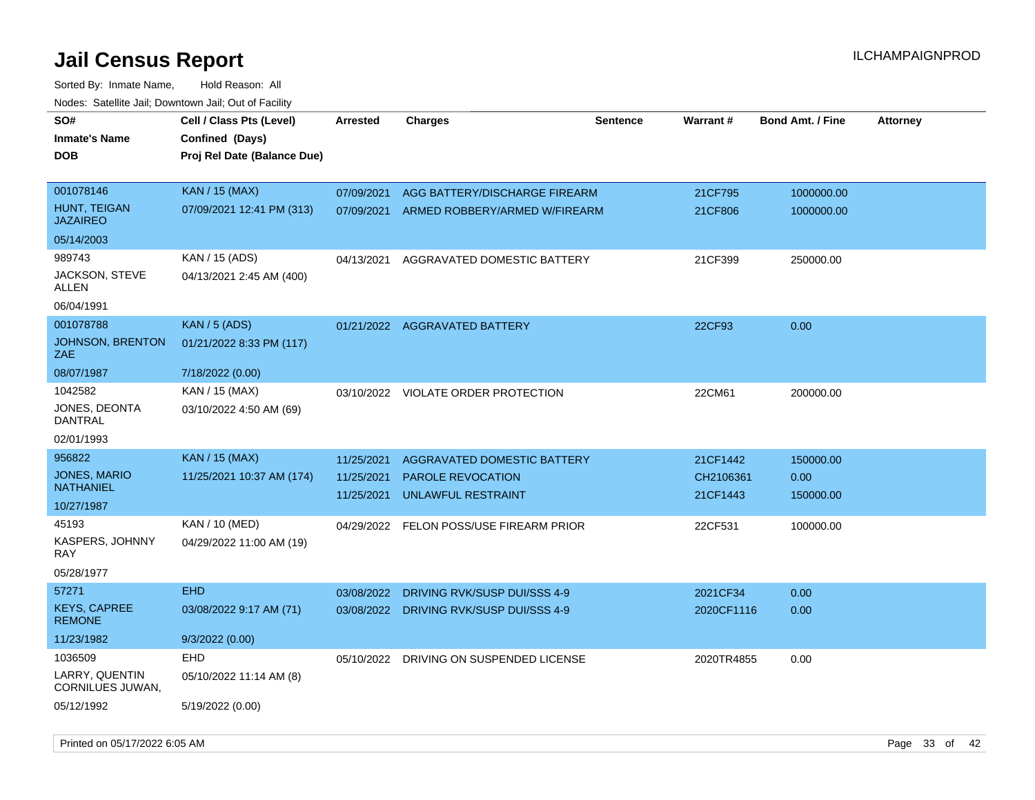# Jail Census Report

ILCHAMPAIGNPROD

Sorted By: Inmate Name, Hold Reason: All

Nodes: Satellite Jail; Downtown Jail; Out of Facility

| SO# / Inmate's Name / DOB | Cell / Class Pts (Level) / Confined (Days) / Proj Rel Date (Balance Due) | Arrested | Charges | Sentence | Warrant # | Bond Amt. / Fine | Attorney |
|---|---|---|---|---|---|---|---|
| 001078146<br>HUNT, TEIGAN JAZAIREO<br>05/14/2003 | KAN / 15 (MAX)<br>07/09/2021 12:41 PM (313) | 07/09/2021<br>07/09/2021 | AGG BATTERY/DISCHARGE FIREARM<br>ARMED ROBBERY/ARMED W/FIREARM | | 21CF795<br>21CF806 | 1000000.00<br>1000000.00 | |
| 989743<br>JACKSON, STEVE ALLEN<br>06/04/1991 | KAN / 15 (ADS)<br>04/13/2021 2:45 AM (400) | 04/13/2021 | AGGRAVATED DOMESTIC BATTERY | | 21CF399 | 250000.00 | |
| 001078788<br>JOHNSON, BRENTON ZAE<br>08/07/1987 | KAN / 5 (ADS)<br>01/21/2022 8:33 PM (117)<br>7/18/2022 (0.00) | 01/21/2022 | AGGRAVATED BATTERY | | 22CF93 | 0.00 | |
| 1042582<br>JONES, DEONTA DANTRAL<br>02/01/1993 | KAN / 15 (MAX)<br>03/10/2022 4:50 AM (69) | 03/10/2022 | VIOLATE ORDER PROTECTION | | 22CM61 | 200000.00 | |
| 956822<br>JONES, MARIO NATHANIEL<br>10/27/1987 | KAN / 15 (MAX)<br>11/25/2021 10:37 AM (174) | 11/25/2021<br>11/25/2021<br>11/25/2021 | AGGRAVATED DOMESTIC BATTERY<br>PAROLE REVOCATION<br>UNLAWFUL RESTRAINT | | 21CF1442<br>CH2106361<br>21CF1443 | 150000.00<br>0.00<br>150000.00 | |
| 45193<br>KASPERS, JOHNNY RAY<br>05/28/1977 | KAN / 10 (MED)<br>04/29/2022 11:00 AM (19) | 04/29/2022 | FELON POSS/USE FIREARM PRIOR | | 22CF531 | 100000.00 | |
| 57271<br>KEYS, CAPREE REMONE<br>11/23/1982 | EHD<br>03/08/2022 9:17 AM (71)<br>9/3/2022 (0.00) | 03/08/2022<br>03/08/2022 | DRIVING RVK/SUSP DUI/SSS 4-9<br>DRIVING RVK/SUSP DUI/SSS 4-9 | | 2021CF34<br>2020CF1116 | 0.00<br>0.00 | |
| 1036509<br>LARRY, QUENTIN CORNILUES JUWAN,<br>05/12/1992 | EHD<br>05/10/2022 11:14 AM (8)<br>5/19/2022 (0.00) | 05/10/2022 | DRIVING ON SUSPENDED LICENSE | | 2020TR4855 | 0.00 | |

Printed on 05/17/2022 6:05 AM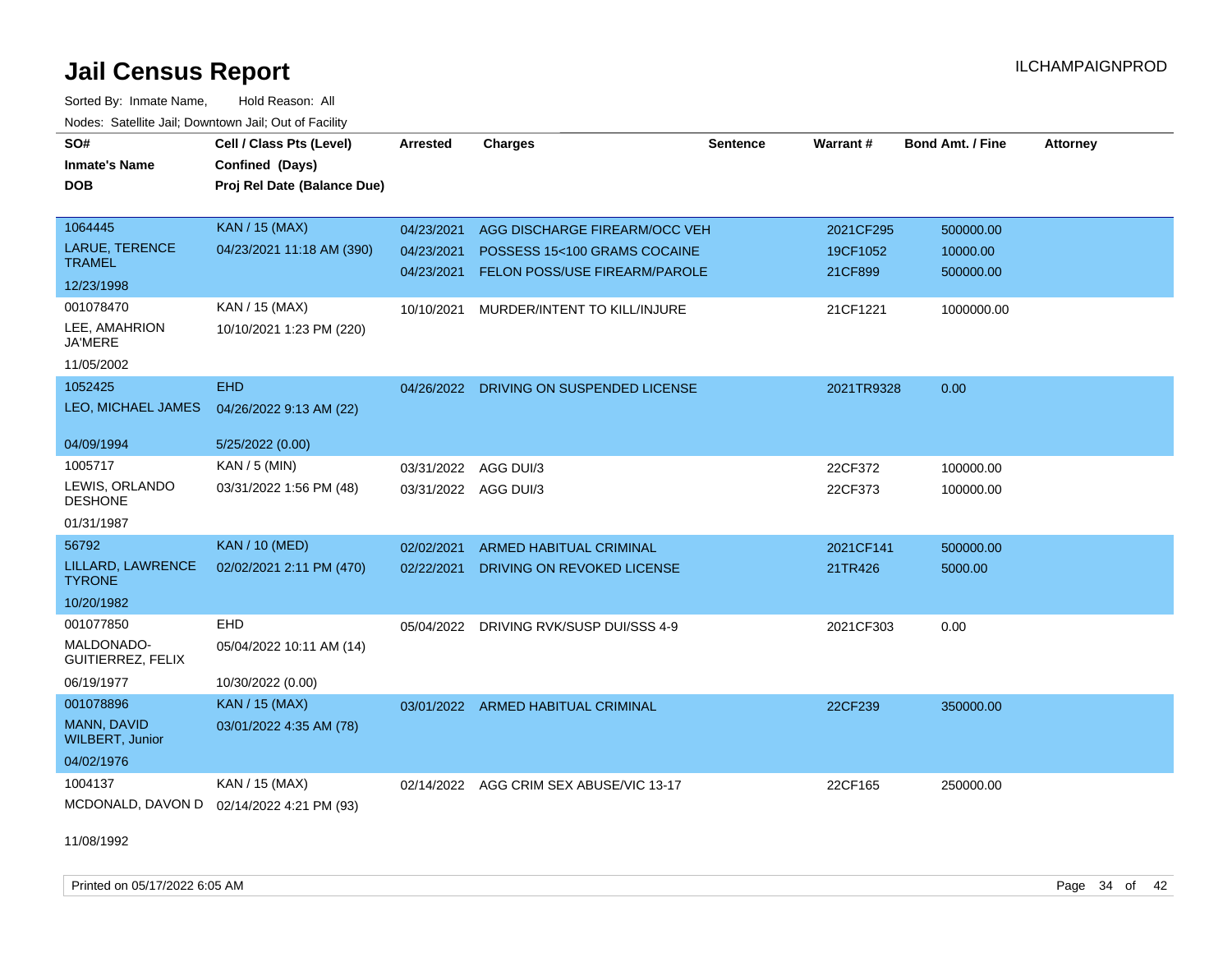# Jail Census Report

ILCHAMPAIGNPROD

Sorted By: Inmate Name, Hold Reason: All

Nodes: Satellite Jail; Downtown Jail; Out of Facility

| SO# / Inmate's Name / DOB | Cell / Class Pts (Level) / Confined (Days) / Proj Rel Date (Balance Due) | Arrested | Charges | Sentence | Warrant # | Bond Amt. / Fine | Attorney |
|---|---|---|---|---|---|---|---|
| 1064445<br>LARUE, TERENCE TRAMEL<br>12/23/1998 | KAN / 15 (MAX)<br>04/23/2021 11:18 AM (390) | 04/23/2021<br>04/23/2021<br>04/23/2021 | AGG DISCHARGE FIREARM/OCC VEH<br>POSSESS 15<100 GRAMS COCAINE<br>FELON POSS/USE FIREARM/PAROLE | | 2021CF295<br>19CF1052<br>21CF899 | 500000.00<br>10000.00<br>500000.00 | |
| 001078470<br>LEE, AMAHRION JA'MERE<br>11/05/2002 | KAN / 15 (MAX)<br>10/10/2021 1:23 PM (220) | 10/10/2021 | MURDER/INTENT TO KILL/INJURE | | 21CF1221 | 1000000.00 | |
| 1052425<br>LEO, MICHAEL JAMES<br>04/09/1994 | EHD<br>04/26/2022 9:13 AM (22)<br>5/25/2022 (0.00) | 04/26/2022 | DRIVING ON SUSPENDED LICENSE | | 2021TR9328 | 0.00 | |
| 1005717<br>LEWIS, ORLANDO DESHONE<br>01/31/1987 | KAN / 5 (MIN)<br>03/31/2022 1:56 PM (48) | 03/31/2022<br>03/31/2022 | AGG DUI/3<br>AGG DUI/3 | | 22CF372<br>22CF373 | 100000.00<br>100000.00 | |
| 56792<br>LILLARD, LAWRENCE TYRONE<br>10/20/1982 | KAN / 10 (MED)<br>02/02/2021 2:11 PM (470) | 02/02/2021<br>02/22/2021 | ARMED HABITUAL CRIMINAL<br>DRIVING ON REVOKED LICENSE | | 2021CF141<br>21TR426 | 500000.00<br>5000.00 | |
| 001077850<br>MALDONADO-GUITIERREZ, FELIX<br>06/19/1977 | EHD<br>05/04/2022 10:11 AM (14)<br>10/30/2022 (0.00) | 05/04/2022 | DRIVING RVK/SUSP DUI/SSS 4-9 | | 2021CF303 | 0.00 | |
| 001078896<br>MANN, DAVID WILBERT, Junior<br>04/02/1976 | KAN / 15 (MAX)<br>03/01/2022 4:35 AM (78) | 03/01/2022 | ARMED HABITUAL CRIMINAL | | 22CF239 | 350000.00 | |
| 1004137<br>MCDONALD, DAVON D<br>11/08/1992 | KAN / 15 (MAX)<br>02/14/2022 4:21 PM (93) | 02/14/2022 | AGG CRIM SEX ABUSE/VIC 13-17 | | 22CF165 | 250000.00 | |

Printed on 05/17/2022 6:05 AM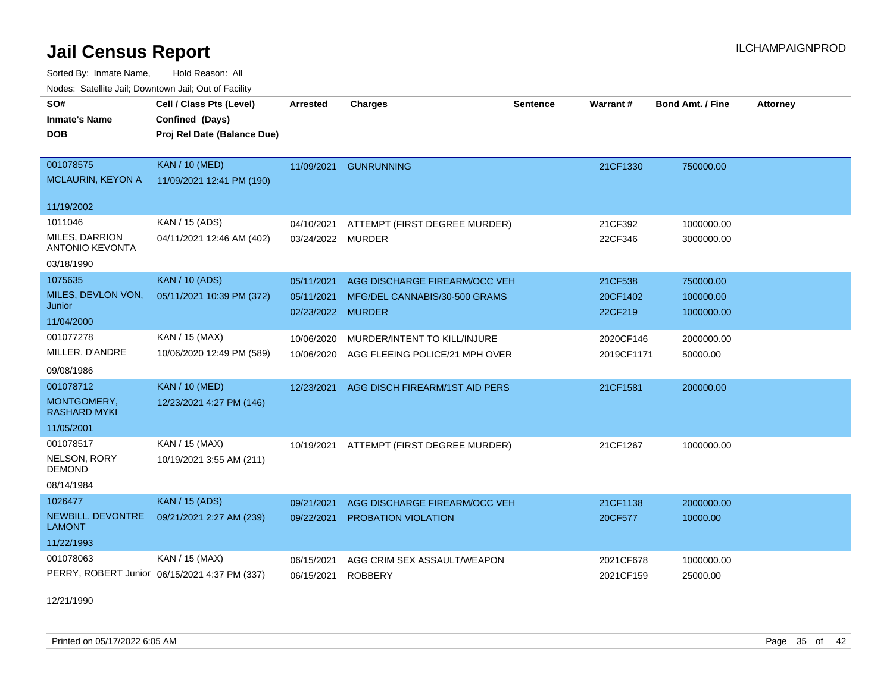# Jail Census Report

ILCHAMPAIGNPROD

Sorted By: Inmate Name, Hold Reason: All

Nodes: Satellite Jail; Downtown Jail; Out of Facility

| SO# / Inmate's Name / DOB | Cell / Class Pts (Level) / Confined (Days) / Proj Rel Date (Balance Due) | Arrested | Charges | Sentence | Warrant # | Bond Amt. / Fine | Attorney |
|---|---|---|---|---|---|---|---|
| 001078575<br>MCLAURIN, KEYON A<br>11/19/2002 | KAN / 10 (MED)<br>11/09/2021 12:41 PM (190) | 11/09/2021 | GUNRUNNING | | 21CF1330 | 750000.00 | |
| 1011046<br>MILES, DARRION ANTONIO KEVONTA<br>03/18/1990 | KAN / 15 (ADS)<br>04/11/2021 12:46 AM (402) | 04/10/2021<br>03/24/2022 | ATTEMPT (FIRST DEGREE MURDER)<br>MURDER | | 21CF392<br>22CF346 | 1000000.00<br>3000000.00 | |
| 1075635<br>MILES, DEVLON VON, Junior<br>11/04/2000 | KAN / 10 (ADS)<br>05/11/2021 10:39 PM (372) | 05/11/2021<br>05/11/2021<br>02/23/2022 | AGG DISCHARGE FIREARM/OCC VEH<br>MFG/DEL CANNABIS/30-500 GRAMS<br>MURDER | | 21CF538<br>20CF1402<br>22CF219 | 750000.00<br>100000.00<br>1000000.00 | |
| 001077278<br>MILLER, D'ANDRE<br>09/08/1986 | KAN / 15 (MAX)<br>10/06/2020 12:49 PM (589) | 10/06/2020<br>10/06/2020 | MURDER/INTENT TO KILL/INJURE<br>AGG FLEEING POLICE/21 MPH OVER | | 2020CF146<br>2019CF1171 | 2000000.00<br>50000.00 | |
| 001078712<br>MONTGOMERY, RASHARD MYKI<br>11/05/2001 | KAN / 10 (MED)<br>12/23/2021 4:27 PM (146) | 12/23/2021 | AGG DISCH FIREARM/1ST AID PERS | | 21CF1581 | 200000.00 | |
| 001078517<br>NELSON, RORY DEMOND<br>08/14/1984 | KAN / 15 (MAX)<br>10/19/2021 3:55 AM (211) | 10/19/2021 | ATTEMPT (FIRST DEGREE MURDER) | | 21CF1267 | 1000000.00 | |
| 1026477<br>NEWBILL, DEVONTRE LAMONT<br>11/22/1993 | KAN / 15 (ADS)<br>09/21/2021 2:27 AM (239) | 09/21/2021<br>09/22/2021 | AGG DISCHARGE FIREARM/OCC VEH<br>PROBATION VIOLATION | | 21CF1138<br>20CF577 | 2000000.00<br>10000.00 | |
| 001078063<br>PERRY, ROBERT Junior<br>12/21/1990 | KAN / 15 (MAX)<br>06/15/2021 4:37 PM (337) | 06/15/2021<br>06/15/2021 | AGG CRIM SEX ASSAULT/WEAPON<br>ROBBERY | | 2021CF678<br>2021CF159 | 1000000.00<br>25000.00 | |

Printed on 05/17/2022 6:05 AM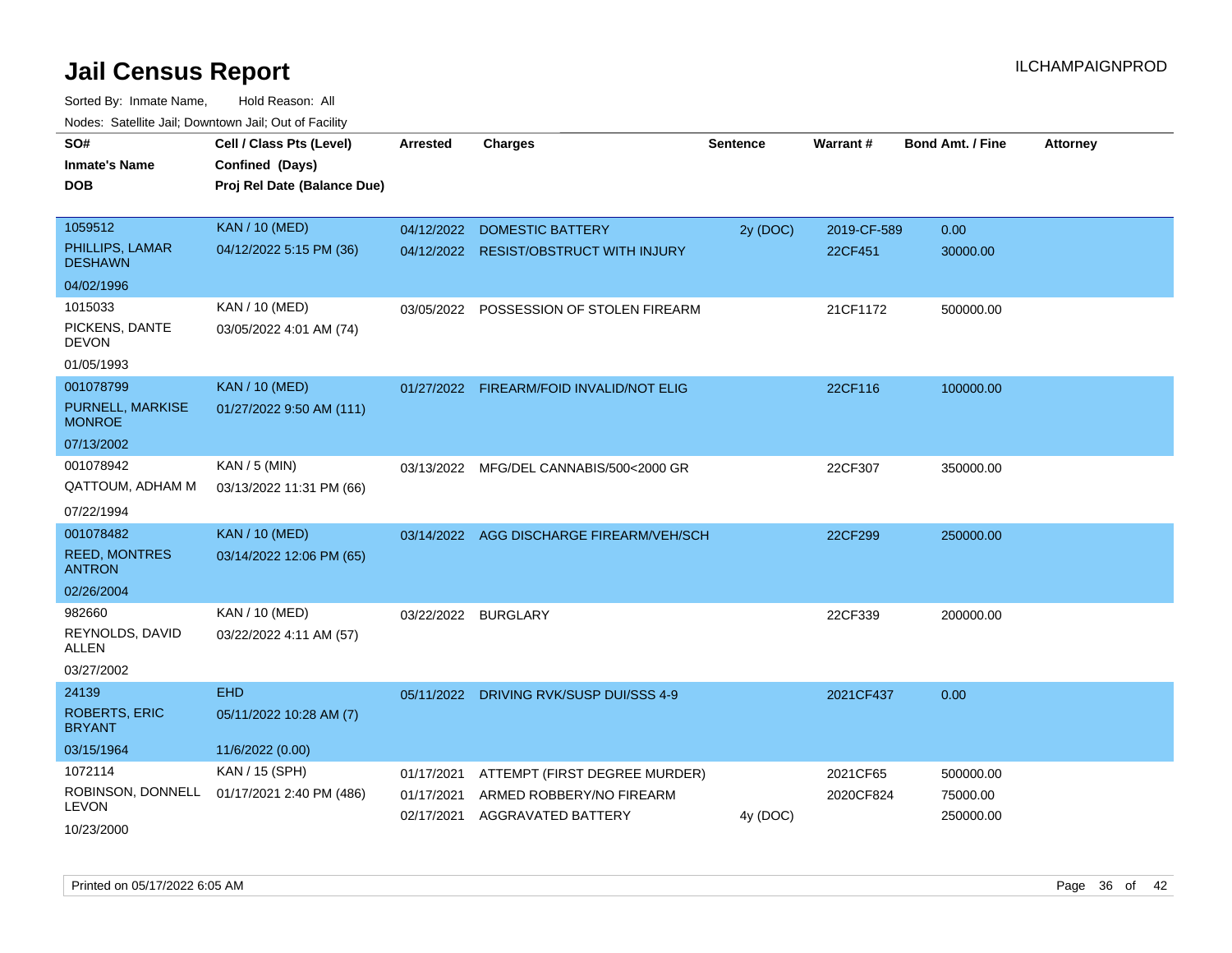# Jail Census Report

Sorted By: Inmate Name, Hold Reason: All

Nodes: Satellite Jail; Downtown Jail; Out of Facility

| SO# / Inmate's Name / DOB | Cell / Class Pts (Level) / Confined (Days) / Proj Rel Date (Balance Due) | Arrested | Charges | Sentence | Warrant # | Bond Amt. / Fine | Attorney |
|---|---|---|---|---|---|---|---|
| 1059512<br>PHILLIPS, LAMAR DESHAWN<br>04/02/1996 | KAN / 10 (MED)<br>04/12/2022 5:15 PM (36) | 04/12/2022<br>04/12/2022 | DOMESTIC BATTERY<br>RESIST/OBSTRUCT WITH INJURY | 2y (DOC) | 2019-CF-589<br>22CF451 | 0.00<br>30000.00 | |
| 1015033<br>PICKENS, DANTE DEVON<br>01/05/1993 | KAN / 10 (MED)<br>03/05/2022 4:01 AM (74) | 03/05/2022 | POSSESSION OF STOLEN FIREARM | | 21CF1172 | 500000.00 | |
| 001078799<br>PURNELL, MARKISE MONROE<br>07/13/2002 | KAN / 10 (MED)<br>01/27/2022 9:50 AM (111) | 01/27/2022 | FIREARM/FOID INVALID/NOT ELIG | | 22CF116 | 100000.00 | |
| 001078942<br>QATTOUM, ADHAM M<br>07/22/1994 | KAN / 5 (MIN)<br>03/13/2022 11:31 PM (66) | 03/13/2022 | MFG/DEL CANNABIS/500<2000 GR | | 22CF307 | 350000.00 | |
| 001078482<br>REED, MONTRES ANTRON<br>02/26/2004 | KAN / 10 (MED)<br>03/14/2022 12:06 PM (65) | 03/14/2022 | AGG DISCHARGE FIREARM/VEH/SCH | | 22CF299 | 250000.00 | |
| 982660<br>REYNOLDS, DAVID ALLEN<br>03/27/2002 | KAN / 10 (MED)<br>03/22/2022 4:11 AM (57) | 03/22/2022 | BURGLARY | | 22CF339 | 200000.00 | |
| 24139<br>ROBERTS, ERIC BRYANT<br>03/15/1964 | EHD<br>05/11/2022 10:28 AM (7)<br>11/6/2022 (0.00) | 05/11/2022 | DRIVING RVK/SUSP DUI/SSS 4-9 | | 2021CF437 | 0.00 | |
| 1072114<br>ROBINSON, DONNELL LEVON<br>10/23/2000 | KAN / 15 (SPH)<br>01/17/2021 2:40 PM (486) | 01/17/2021<br>01/17/2021<br>02/17/2021 | ATTEMPT (FIRST DEGREE MURDER)<br>ARMED ROBBERY/NO FIREARM<br>AGGRAVATED BATTERY | <br><br>4y (DOC) | 2021CF65<br>2020CF824 | 500000.00<br>75000.00<br>250000.00 | |

Printed on 05/17/2022 6:05 AM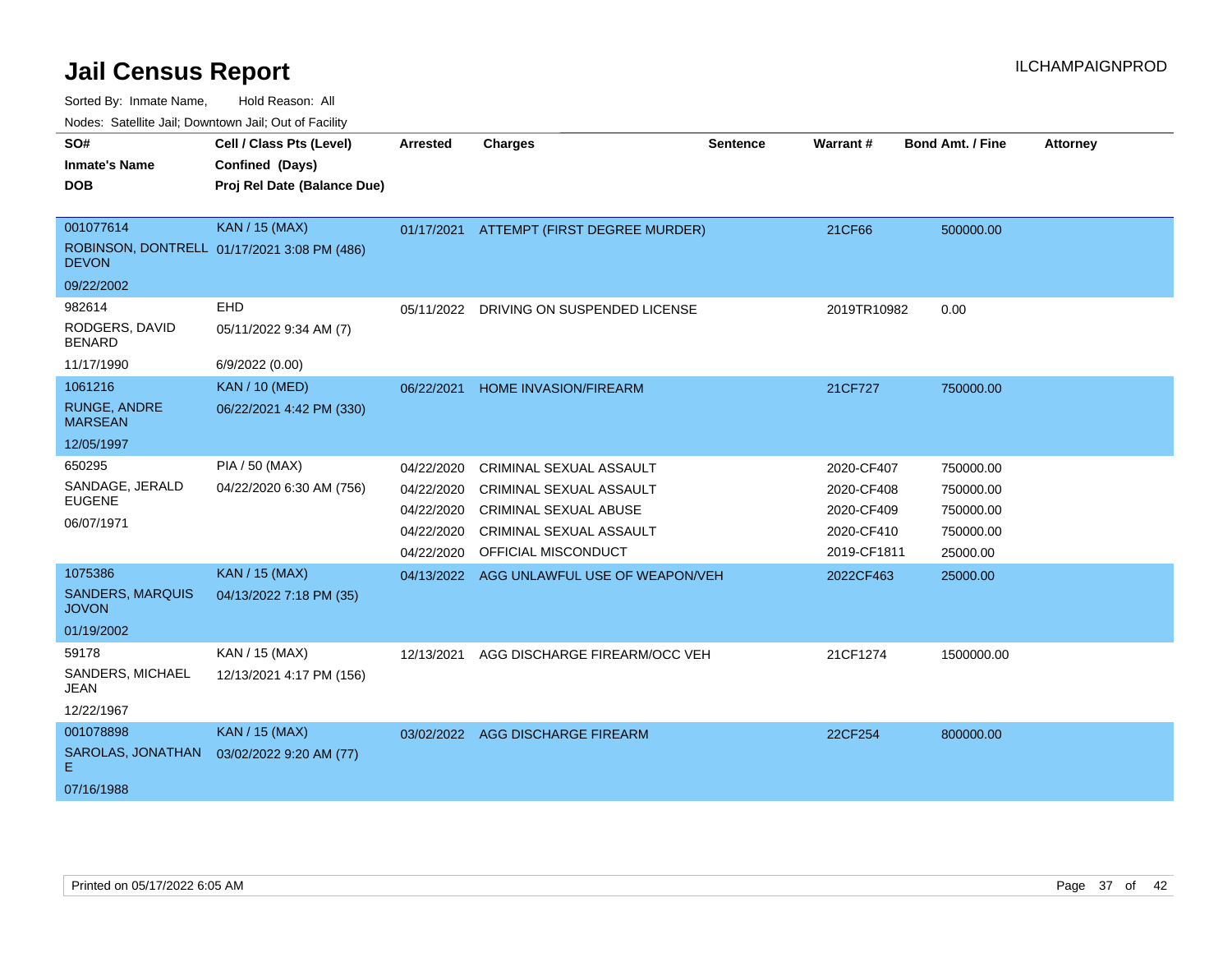# Jail Census Report

ILCHAMPAIGNPROD

Sorted By: Inmate Name, Hold Reason: All

Nodes: Satellite Jail; Downtown Jail; Out of Facility

| SO# / Inmate's Name / DOB | Cell / Class Pts (Level) / Confined (Days) / Proj Rel Date (Balance Due) | Arrested | Charges | Sentence | Warrant # | Bond Amt. / Fine | Attorney |
|---|---|---|---|---|---|---|---|
| 001077614<br>ROBINSON, DONTRELL DEVON<br>09/22/2002 | KAN / 15 (MAX)<br>01/17/2021 3:08 PM (486) | 01/17/2021 | ATTEMPT (FIRST DEGREE MURDER) | | 21CF66 | 500000.00 | |
| 982614<br>RODGERS, DAVID BENARD<br>11/17/1990 | EHD<br>05/11/2022 9:34 AM (7)<br>6/9/2022 (0.00) | 05/11/2022 | DRIVING ON SUSPENDED LICENSE | | 2019TR10982 | 0.00 | |
| 1061216<br>RUNGE, ANDRE MARSEAN<br>12/05/1997 | KAN / 10 (MED)<br>06/22/2021 4:42 PM (330) | 06/22/2021 | HOME INVASION/FIREARM | | 21CF727 | 750000.00 | |
| 650295<br>SANDAGE, JERALD EUGENE<br>06/07/1971 | PIA / 50 (MAX)<br>04/22/2020 6:30 AM (756) | 04/22/2020 | CRIMINAL SEXUAL ASSAULT | | 2020-CF407 | 750000.00 | |
| | | 04/22/2020 | CRIMINAL SEXUAL ASSAULT | | 2020-CF408 | 750000.00 | |
| | | 04/22/2020 | CRIMINAL SEXUAL ABUSE | | 2020-CF409 | 750000.00 | |
| | | 04/22/2020 | CRIMINAL SEXUAL ASSAULT | | 2020-CF410 | 750000.00 | |
| | | 04/22/2020 | OFFICIAL MISCONDUCT | | 2019-CF1811 | 25000.00 | |
| 1075386<br>SANDERS, MARQUIS JOVON<br>01/19/2002 | KAN / 15 (MAX)<br>04/13/2022 7:18 PM (35) | 04/13/2022 | AGG UNLAWFUL USE OF WEAPON/VEH | | 2022CF463 | 25000.00 | |
| 59178<br>SANDERS, MICHAEL JEAN<br>12/22/1967 | KAN / 15 (MAX)<br>12/13/2021 4:17 PM (156) | 12/13/2021 | AGG DISCHARGE FIREARM/OCC VEH | | 21CF1274 | 1500000.00 | |
| 001078898<br>SAROLAS, JONATHAN E<br>07/16/1988 | KAN / 15 (MAX)<br>03/02/2022 9:20 AM (77) | 03/02/2022 | AGG DISCHARGE FIREARM | | 22CF254 | 800000.00 | |

Printed on 05/17/2022 6:05 AM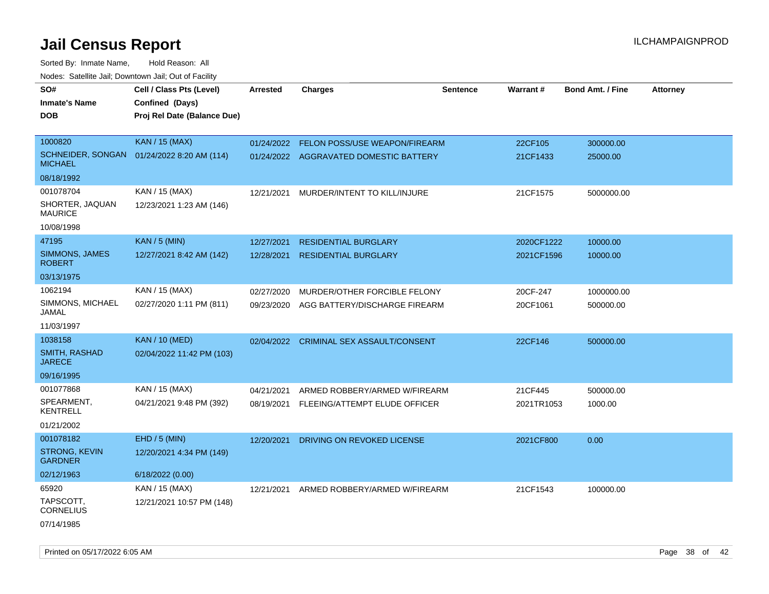# Jail Census Report

Sorted By: Inmate Name, Hold Reason: All

Nodes: Satellite Jail; Downtown Jail; Out of Facility

| SO# / Inmate's Name / DOB | Cell / Class Pts (Level) / Confined (Days) / Proj Rel Date (Balance Due) | Arrested | Charges | Sentence | Warrant # | Bond Amt. / Fine | Attorney |
|---|---|---|---|---|---|---|---|
| 1000820 SCHNEIDER, SONGAN MICHAEL 08/18/1992 | KAN / 15 (MAX) 01/24/2022 8:20 AM (114) | 01/24/2022 | FELON POSS/USE WEAPON/FIREARM | | 22CF105 | 300000.00 | |
| | | 01/24/2022 | AGGRAVATED DOMESTIC BATTERY | | 21CF1433 | 25000.00 | |
| 001078704 SHORTER, JAQUAN MAURICE 10/08/1998 | KAN / 15 (MAX) 12/23/2021 1:23 AM (146) | 12/21/2021 | MURDER/INTENT TO KILL/INJURE | | 21CF1575 | 5000000.00 | |
| 47195 SIMMONS, JAMES ROBERT 03/13/1975 | KAN / 5 (MIN) 12/27/2021 8:42 AM (142) | 12/27/2021 | RESIDENTIAL BURGLARY | | 2020CF1222 | 10000.00 | |
| | | 12/28/2021 | RESIDENTIAL BURGLARY | | 2021CF1596 | 10000.00 | |
| 1062194 SIMMONS, MICHAEL JAMAL 11/03/1997 | KAN / 15 (MAX) 02/27/2020 1:11 PM (811) | 02/27/2020 | MURDER/OTHER FORCIBLE FELONY | | 20CF-247 | 1000000.00 | |
| | | 09/23/2020 | AGG BATTERY/DISCHARGE FIREARM | | 20CF1061 | 500000.00 | |
| 1038158 SMITH, RASHAD JARECE 09/16/1995 | KAN / 10 (MED) 02/04/2022 11:42 PM (103) | 02/04/2022 | CRIMINAL SEX ASSAULT/CONSENT | | 22CF146 | 500000.00 | |
| 001077868 SPEARMENT, KENTRELL 01/21/2002 | KAN / 15 (MAX) 04/21/2021 9:48 PM (392) | 04/21/2021 | ARMED ROBBERY/ARMED W/FIREARM | | 21CF445 | 500000.00 | |
| | | 08/19/2021 | FLEEING/ATTEMPT ELUDE OFFICER | | 2021TR1053 | 1000.00 | |
| 001078182 STRONG, KEVIN GARDNER 02/12/1963 | EHD / 5 (MIN) 12/20/2021 4:34 PM (149) 6/18/2022 (0.00) | 12/20/2021 | DRIVING ON REVOKED LICENSE | | 2021CF800 | 0.00 | |
| 65920 TAPSCOTT, CORNELIUS 07/14/1985 | KAN / 15 (MAX) 12/21/2021 10:57 PM (148) | 12/21/2021 | ARMED ROBBERY/ARMED W/FIREARM | | 21CF1543 | 100000.00 | |

Printed on 05/17/2022 6:05 AM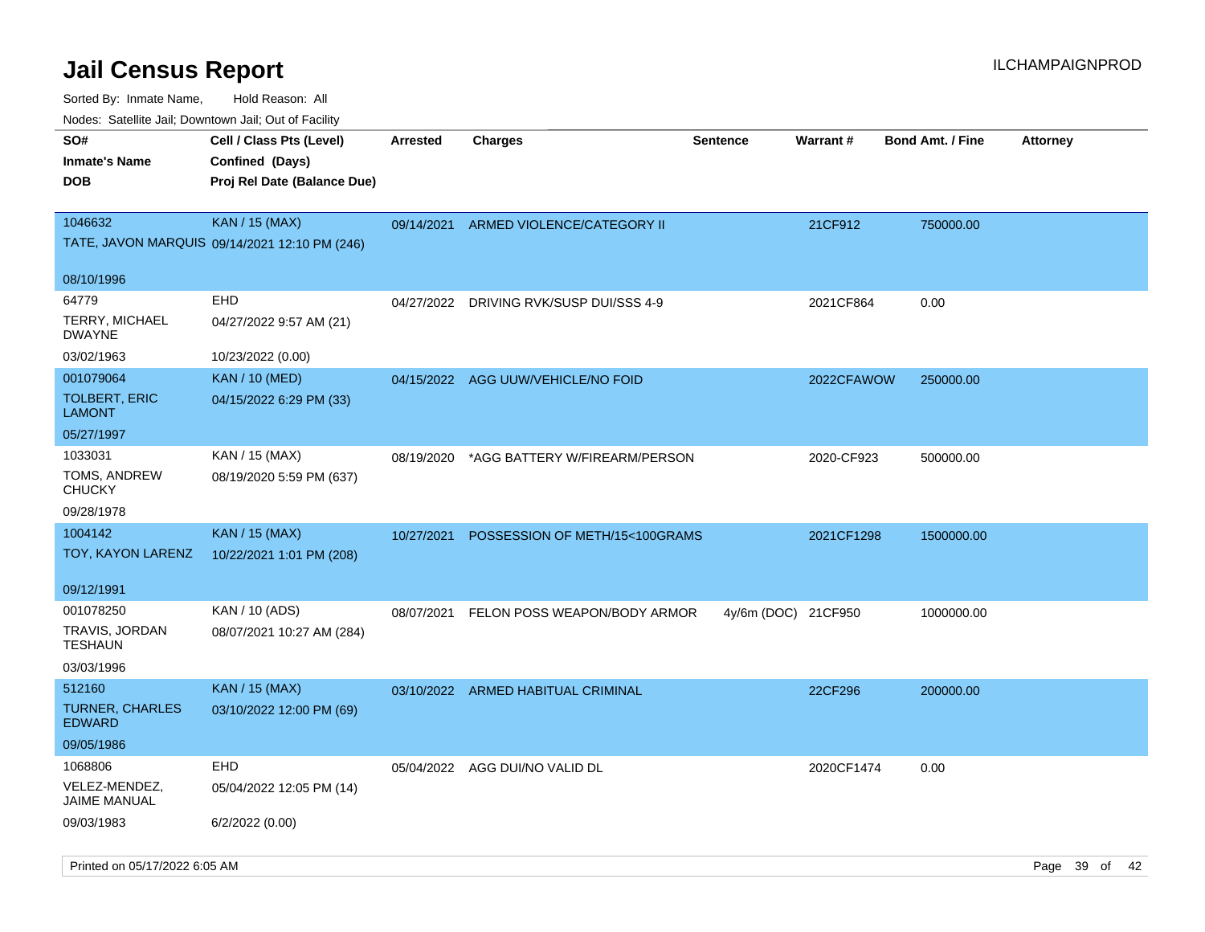# Jail Census Report

ILCHAMPAIGNPROD

Sorted By: Inmate Name, Hold Reason: All

Nodes: Satellite Jail; Downtown Jail; Out of Facility

| SO# / Inmate's Name / DOB | Cell / Class Pts (Level) / Confined (Days) / Proj Rel Date (Balance Due) | Arrested | Charges | Sentence | Warrant # | Bond Amt. / Fine | Attorney |
|---|---|---|---|---|---|---|---|
| 1046632<br>TATE, JAVON MARQUIS<br>08/10/1996 | KAN / 15 (MAX)<br>09/14/2021 12:10 PM (246) | 09/14/2021 | ARMED VIOLENCE/CATEGORY II | | 21CF912 | 750000.00 | |
| 64779<br>TERRY, MICHAEL DWAYNE<br>03/02/1963 | EHD<br>04/27/2022 9:57 AM (21)<br>10/23/2022 (0.00) | 04/27/2022 | DRIVING RVK/SUSP DUI/SSS 4-9 | | 2021CF864 | 0.00 | |
| 001079064<br>TOLBERT, ERIC LAMONT<br>05/27/1997 | KAN / 10 (MED)<br>04/15/2022 6:29 PM (33) | 04/15/2022 | AGG UUW/VEHICLE/NO FOID | | 2022CFAWOW | 250000.00 | |
| 1033031<br>TOMS, ANDREW CHUCKY<br>09/28/1978 | KAN / 15 (MAX)<br>08/19/2020 5:59 PM (637) | 08/19/2020 | *AGG BATTERY W/FIREARM/PERSON | | 2020-CF923 | 500000.00 | |
| 1004142<br>TOY, KAYON LARENZ<br>09/12/1991 | KAN / 15 (MAX)<br>10/22/2021 1:01 PM (208) | 10/27/2021 | POSSESSION OF METH/15<100GRAMS | | 2021CF1298 | 1500000.00 | |
| 001078250<br>TRAVIS, JORDAN TESHAUN<br>03/03/1996 | KAN / 10 (ADS)<br>08/07/2021 10:27 AM (284) | 08/07/2021 | FELON POSS WEAPON/BODY ARMOR | 4y/6m (DOC) | 21CF950 | 1000000.00 | |
| 512160<br>TURNER, CHARLES EDWARD<br>09/05/1986 | KAN / 15 (MAX)<br>03/10/2022 12:00 PM (69) | 03/10/2022 | ARMED HABITUAL CRIMINAL | | 22CF296 | 200000.00 | |
| 1068806<br>VELEZ-MENDEZ, JAIME MANUAL<br>09/03/1983 | EHD<br>05/04/2022 12:05 PM (14)<br>6/2/2022 (0.00) | 05/04/2022 | AGG DUI/NO VALID DL | | 2020CF1474 | 0.00 | |

Printed on 05/17/2022 6:05 AM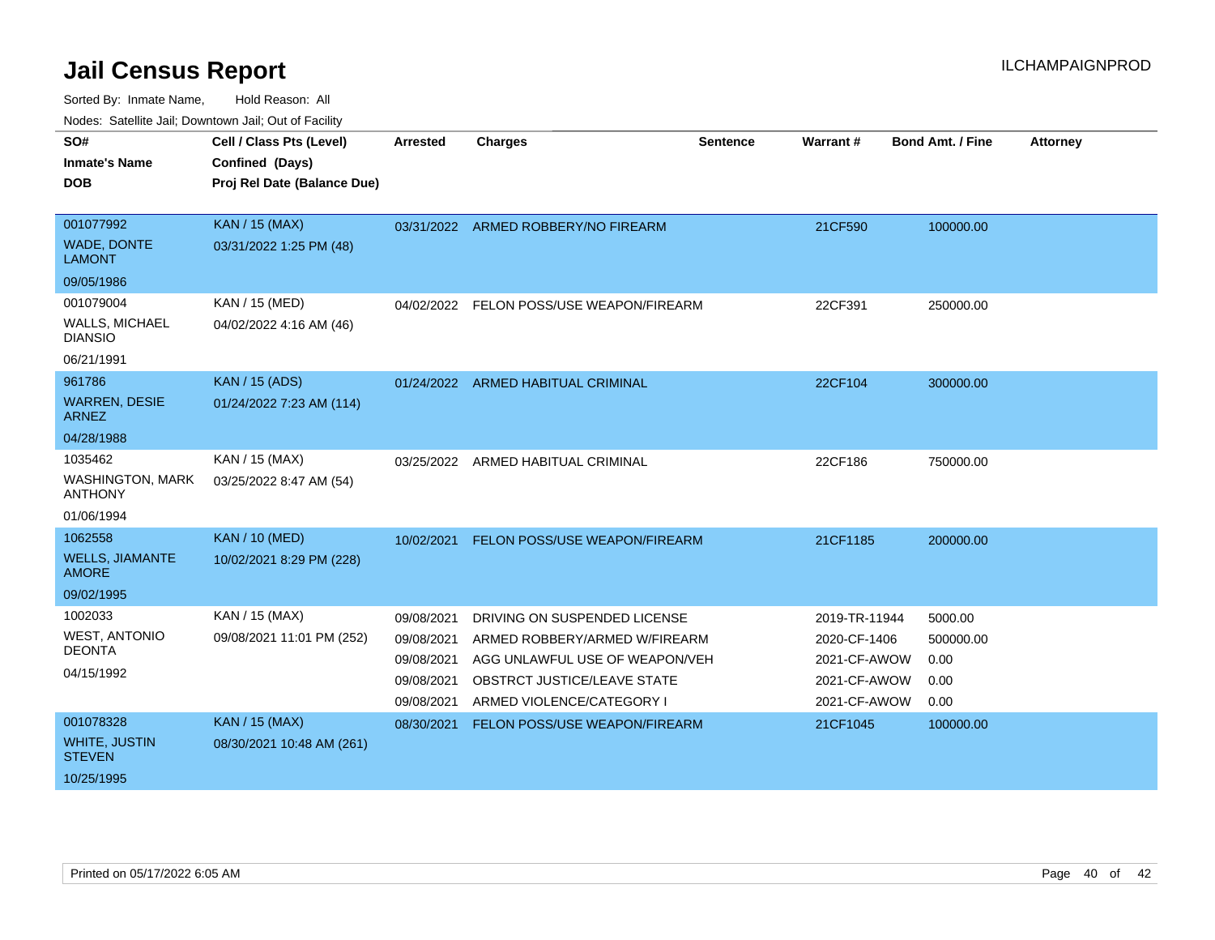# Jail Census Report

Sorted By: Inmate Name, Hold Reason: All

Nodes: Satellite Jail; Downtown Jail; Out of Facility

| SO# / Inmate's Name / DOB | Cell / Class Pts (Level) / Confined (Days) / Proj Rel Date (Balance Due) | Arrested | Charges | Sentence | Warrant # | Bond Amt. / Fine | Attorney |
|---|---|---|---|---|---|---|---|
| 001077992<br>WADE, DONTE LAMONT<br>09/05/1986 | KAN / 15 (MAX)<br>03/31/2022 1:25 PM (48) | 03/31/2022 | ARMED ROBBERY/NO FIREARM | | 21CF590 | 100000.00 | |
| 001079004<br>WALLS, MICHAEL DIANSIO<br>06/21/1991 | KAN / 15 (MED)<br>04/02/2022 4:16 AM (46) | 04/02/2022 | FELON POSS/USE WEAPON/FIREARM | | 22CF391 | 250000.00 | |
| 961786<br>WARREN, DESIE ARNEZ<br>04/28/1988 | KAN / 15 (ADS)<br>01/24/2022 7:23 AM (114) | 01/24/2022 | ARMED HABITUAL CRIMINAL | | 22CF104 | 300000.00 | |
| 1035462<br>WASHINGTON, MARK ANTHONY<br>01/06/1994 | KAN / 15 (MAX)<br>03/25/2022 8:47 AM (54) | 03/25/2022 | ARMED HABITUAL CRIMINAL | | 22CF186 | 750000.00 | |
| 1062558<br>WELLS, JIAMANTE AMORE<br>09/02/1995 | KAN / 10 (MED)<br>10/02/2021 8:29 PM (228) | 10/02/2021 | FELON POSS/USE WEAPON/FIREARM | | 21CF1185 | 200000.00 | |
| 1002033<br>WEST, ANTONIO DEONTA<br>04/15/1992 | KAN / 15 (MAX)<br>09/08/2021 11:01 PM (252) | 09/08/2021 | DRIVING ON SUSPENDED LICENSE | | 2019-TR-11944 | 5000.00 | |
| | | 09/08/2021 | ARMED ROBBERY/ARMED W/FIREARM | | 2020-CF-1406 | 500000.00 | |
| | | 09/08/2021 | AGG UNLAWFUL USE OF WEAPON/VEH | | 2021-CF-AWOW | 0.00 | |
| | | 09/08/2021 | OBSTRCT JUSTICE/LEAVE STATE | | 2021-CF-AWOW | 0.00 | |
| | | 09/08/2021 | ARMED VIOLENCE/CATEGORY I | | 2021-CF-AWOW | 0.00 | |
| 001078328<br>WHITE, JUSTIN STEVEN<br>10/25/1995 | KAN / 15 (MAX)<br>08/30/2021 10:48 AM (261) | 08/30/2021 | FELON POSS/USE WEAPON/FIREARM | | 21CF1045 | 100000.00 | |

Printed on 05/17/2022 6:05 AM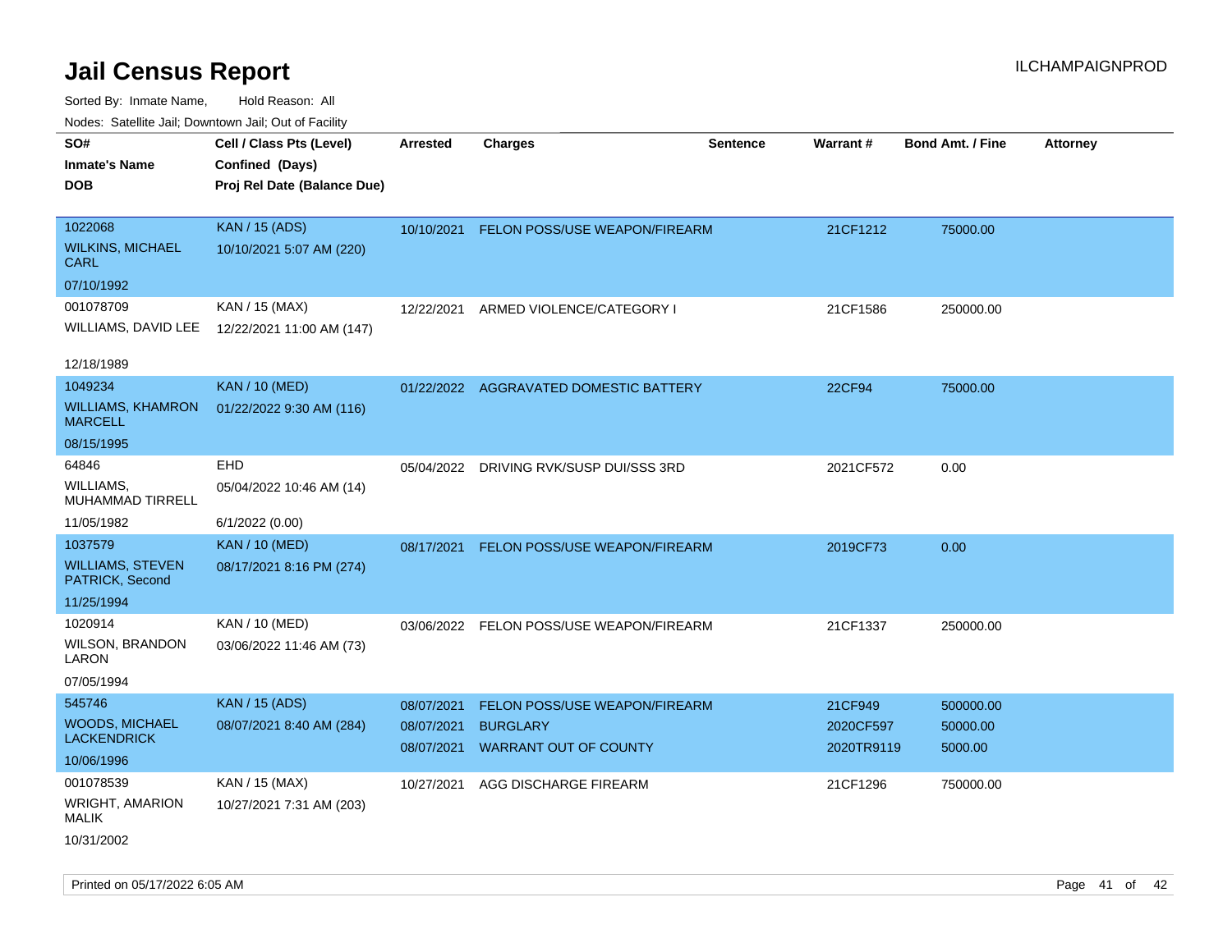# Jail Census Report

ILCHAMPAIGNPROD

Sorted By: Inmate Name, Hold Reason: All

Nodes: Satellite Jail; Downtown Jail; Out of Facility

| SO# / Inmate's Name / DOB | Cell / Class Pts (Level) / Confined (Days) / Proj Rel Date (Balance Due) | Arrested | Charges | Sentence | Warrant # | Bond Amt. / Fine | Attorney |
|---|---|---|---|---|---|---|---|
| 1022068<br>WILKINS, MICHAEL CARL<br>07/10/1992 | KAN / 15 (ADS)<br>10/10/2021 5:07 AM (220) | 10/10/2021 | FELON POSS/USE WEAPON/FIREARM | | 21CF1212 | 75000.00 | |
| 001078709<br>WILLIAMS, DAVID LEE<br>12/18/1989 | KAN / 15 (MAX)<br>12/22/2021 11:00 AM (147) | 12/22/2021 | ARMED VIOLENCE/CATEGORY I | | 21CF1586 | 250000.00 | |
| 1049234<br>WILLIAMS, KHAMRON MARCELL<br>08/15/1995 | KAN / 10 (MED)<br>01/22/2022 9:30 AM (116) | 01/22/2022 | AGGRAVATED DOMESTIC BATTERY | | 22CF94 | 75000.00 | |
| 64846<br>WILLIAMS, MUHAMMAD TIRRELL<br>11/05/1982 | EHD<br>05/04/2022 10:46 AM (14)<br>6/1/2022 (0.00) | 05/04/2022 | DRIVING RVK/SUSP DUI/SSS 3RD | | 2021CF572 | 0.00 | |
| 1037579<br>WILLIAMS, STEVEN PATRICK, Second<br>11/25/1994 | KAN / 10 (MED)<br>08/17/2021 8:16 PM (274) | 08/17/2021 | FELON POSS/USE WEAPON/FIREARM | | 2019CF73 | 0.00 | |
| 1020914<br>WILSON, BRANDON LARON<br>07/05/1994 | KAN / 10 (MED)<br>03/06/2022 11:46 AM (73) | 03/06/2022 | FELON POSS/USE WEAPON/FIREARM | | 21CF1337 | 250000.00 | |
| 545746<br>WOODS, MICHAEL LACKENDRICK<br>10/06/1996 | KAN / 15 (ADS)<br>08/07/2021 8:40 AM (284) | 08/07/2021<br>08/07/2021<br>08/07/2021 | FELON POSS/USE WEAPON/FIREARM<br>BURGLARY<br>WARRANT OUT OF COUNTY | | 21CF949<br>2020CF597<br>2020TR9119 | 500000.00<br>50000.00<br>5000.00 | |
| 001078539<br>WRIGHT, AMARION MALIK<br>10/31/2002 | KAN / 15 (MAX)<br>10/27/2021 7:31 AM (203) | 10/27/2021 | AGG DISCHARGE FIREARM | | 21CF1296 | 750000.00 | |

Printed on 05/17/2022 6:05 AM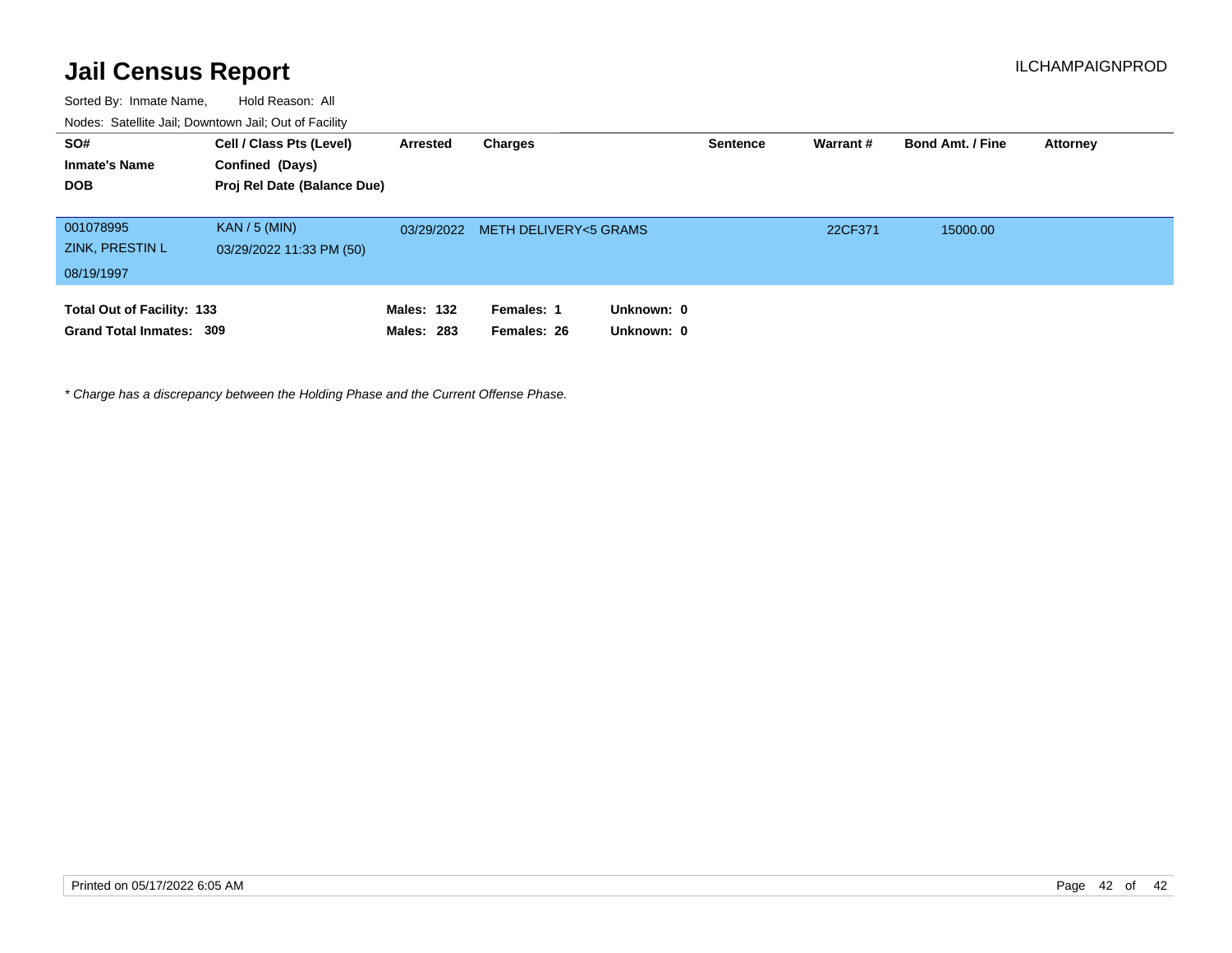# Jail Census Report

ILCHAMPAIGNPROD

Sorted By: Inmate Name, Hold Reason: All

Nodes: Satellite Jail; Downtown Jail; Out of Facility

| SO#<br>Inmate's Name<br>DOB | Cell / Class Pts (Level)<br>Confined (Days)<br>Proj Rel Date (Balance Due) | Arrested | Charges | Sentence | Warrant # | Bond Amt. / Fine | Attorney |
|---|---|---|---|---|---|---|---|
| 001078995<br>ZINK, PRESTIN L<br>08/19/1997 | KAN / 5 (MIN)<br>03/29/2022 11:33 PM (50) | 03/29/2022 | METH DELIVERY<5 GRAMS | | 22CF371 | 15000.00 | |

| | | | |
|---|---|---|---|
| **Total Out of Facility: 133** | **Males: 132** | **Females: 1** | **Unknown: 0** |
| **Grand Total Inmates: 309** | **Males: 283** | **Females: 26** | **Unknown: 0** |

*\* Charge has a discrepancy between the Holding Phase and the Current Offense Phase.*

Printed on 05/17/2022 6:05 AM